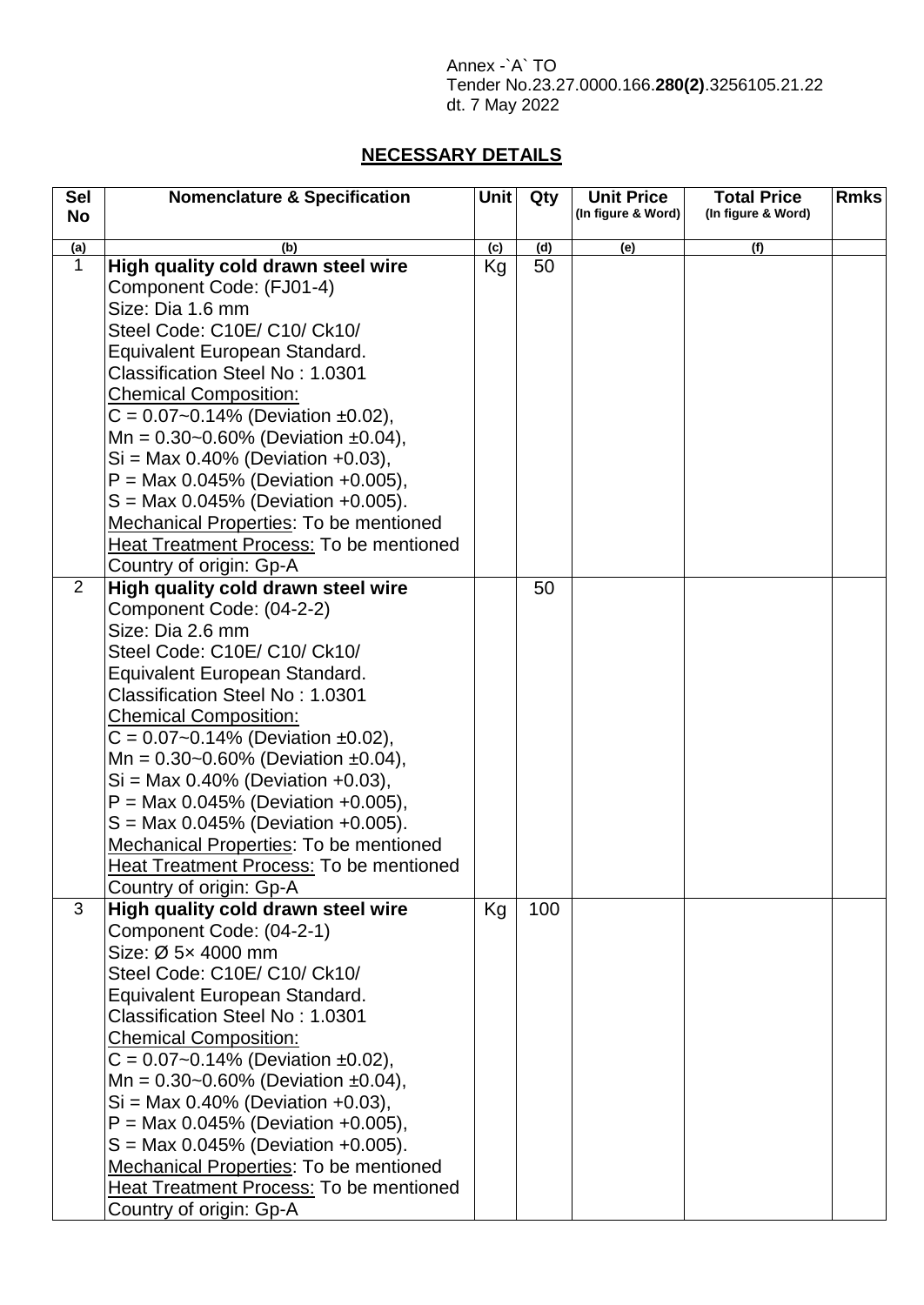Annex -`A` TO
Tender No.23.27.0000.166.**280(2)**.3256105.21.22
dt. 7 May 2022

## **NECESSARY DETAILS**

| Sel No | Nomenclature & Specification | Unit | Qty | Unit Price (In figure & Word) | Total Price (In figure & Word) | Rmks |
|---|---|---|---|---|---|---|
| (a) | (b) | (c) | (d) | (e) | (f) | |
| 1 | **High quality cold drawn steel wire**<br>Component Code: (FJ01-4)<br>Size: Dia 1.6 mm<br>Steel Code: C10E/ C10/ Ck10/<br>Equivalent European Standard.<br>Classification Steel No : 1.0301<br>Chemical Composition:<br>C = 0.07~0.14% (Deviation ±0.02),<br>Mn = 0.30~0.60% (Deviation ±0.04),<br>Si = Max 0.40% (Deviation +0.03),<br>P = Max 0.045% (Deviation +0.005),<br>S = Max 0.045% (Deviation +0.005).<br>Mechanical Properties: To be mentioned<br>Heat Treatment Process: To be mentioned<br>Country of origin: Gp-A | Kg | 50 | | | |
| 2 | **High quality cold drawn steel wire**<br>Component Code: (04-2-2)<br>Size: Dia 2.6 mm<br>Steel Code: C10E/ C10/ Ck10/<br>Equivalent European Standard.<br>Classification Steel No : 1.0301<br>Chemical Composition:<br>C = 0.07~0.14% (Deviation ±0.02),<br>Mn = 0.30~0.60% (Deviation ±0.04),<br>Si = Max 0.40% (Deviation +0.03),<br>P = Max 0.045% (Deviation +0.005),<br>S = Max 0.045% (Deviation +0.005).<br>Mechanical Properties: To be mentioned<br>Heat Treatment Process: To be mentioned<br>Country of origin: Gp-A | | 50 | | | |
| 3 | **High quality cold drawn steel wire**<br>Component Code: (04-2-1)<br>Size: Ø 5× 4000 mm<br>Steel Code: C10E/ C10/ Ck10/<br>Equivalent European Standard.<br>Classification Steel No : 1.0301<br>Chemical Composition:<br>C = 0.07~0.14% (Deviation ±0.02),<br>Mn = 0.30~0.60% (Deviation ±0.04),<br>Si = Max 0.40% (Deviation +0.03),<br>P = Max 0.045% (Deviation +0.005),<br>S = Max 0.045% (Deviation +0.005).<br>Mechanical Properties: To be mentioned<br>Heat Treatment Process: To be mentioned<br>Country of origin: Gp-A | Kg | 100 | | | |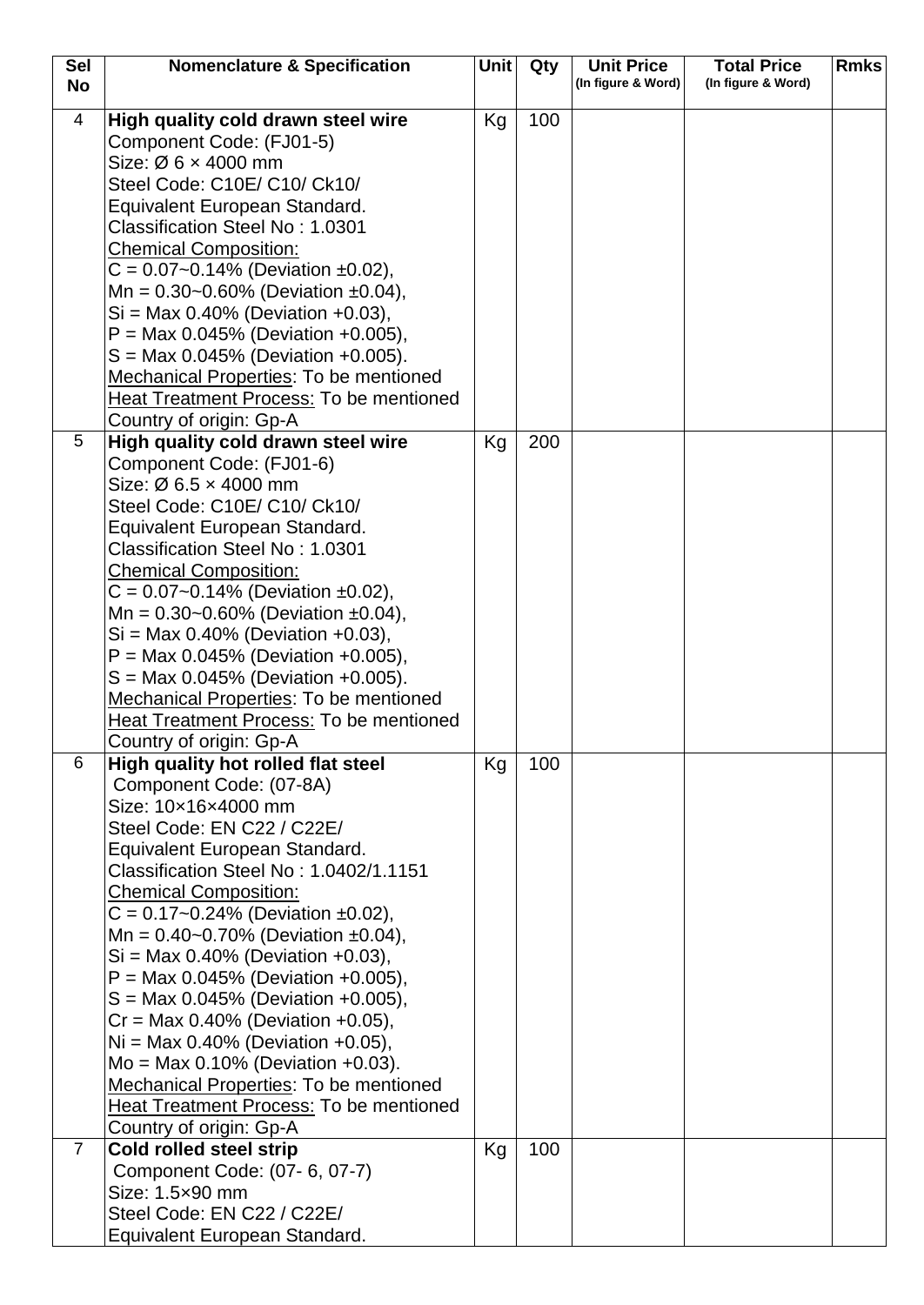| Sel No | Nomenclature & Specification | Unit | Qty | Unit Price (In figure & Word) | Total Price (In figure & Word) | Rmks |
|---|---|---|---|---|---|---|
| 4 | **High quality cold drawn steel wire**<br>Component Code: (FJ01-5)<br>Size: Ø 6 × 4000 mm<br>Steel Code: C10E/ C10/ Ck10/<br>Equivalent European Standard.<br>Classification Steel No : 1.0301<br>Chemical Composition:<br>C = 0.07~0.14% (Deviation ±0.02),<br>Mn = 0.30~0.60% (Deviation ±0.04),<br>Si = Max 0.40% (Deviation +0.03),<br>P = Max 0.045% (Deviation +0.005),<br>S = Max 0.045% (Deviation +0.005).<br>Mechanical Properties: To be mentioned<br>Heat Treatment Process: To be mentioned<br>Country of origin: Gp-A | Kg | 100 | | | |
| 5 | **High quality cold drawn steel wire**<br>Component Code: (FJ01-6)<br>Size: Ø 6.5 × 4000 mm<br>Steel Code: C10E/ C10/ Ck10/<br>Equivalent European Standard.<br>Classification Steel No : 1.0301<br>Chemical Composition:<br>C = 0.07~0.14% (Deviation ±0.02),<br>Mn = 0.30~0.60% (Deviation ±0.04),<br>Si = Max 0.40% (Deviation +0.03),<br>P = Max 0.045% (Deviation +0.005),<br>S = Max 0.045% (Deviation +0.005).<br>Mechanical Properties: To be mentioned<br>Heat Treatment Process: To be mentioned<br>Country of origin: Gp-A | Kg | 200 | | | |
| 6 | **High quality hot rolled flat steel**<br>Component Code: (07-8A)<br>Size: 10×16×4000 mm<br>Steel Code: EN C22 / C22E/<br>Equivalent European Standard.<br>Classification Steel No : 1.0402/1.1151<br>Chemical Composition:<br>C = 0.17~0.24% (Deviation ±0.02),<br>Mn = 0.40~0.70% (Deviation ±0.04),<br>Si = Max 0.40% (Deviation +0.03),<br>P = Max 0.045% (Deviation +0.005),<br>S = Max 0.045% (Deviation +0.005),<br>Cr = Max 0.40% (Deviation +0.05),<br>Ni = Max 0.40% (Deviation +0.05),<br>Mo = Max 0.10% (Deviation +0.03).<br>Mechanical Properties: To be mentioned<br>Heat Treatment Process: To be mentioned<br>Country of origin: Gp-A | Kg | 100 | | | |
| 7 | **Cold rolled steel strip**<br>Component Code: (07- 6, 07-7)<br>Size: 1.5×90 mm<br>Steel Code: EN C22 / C22E/<br>Equivalent European Standard. | Kg | 100 | | | |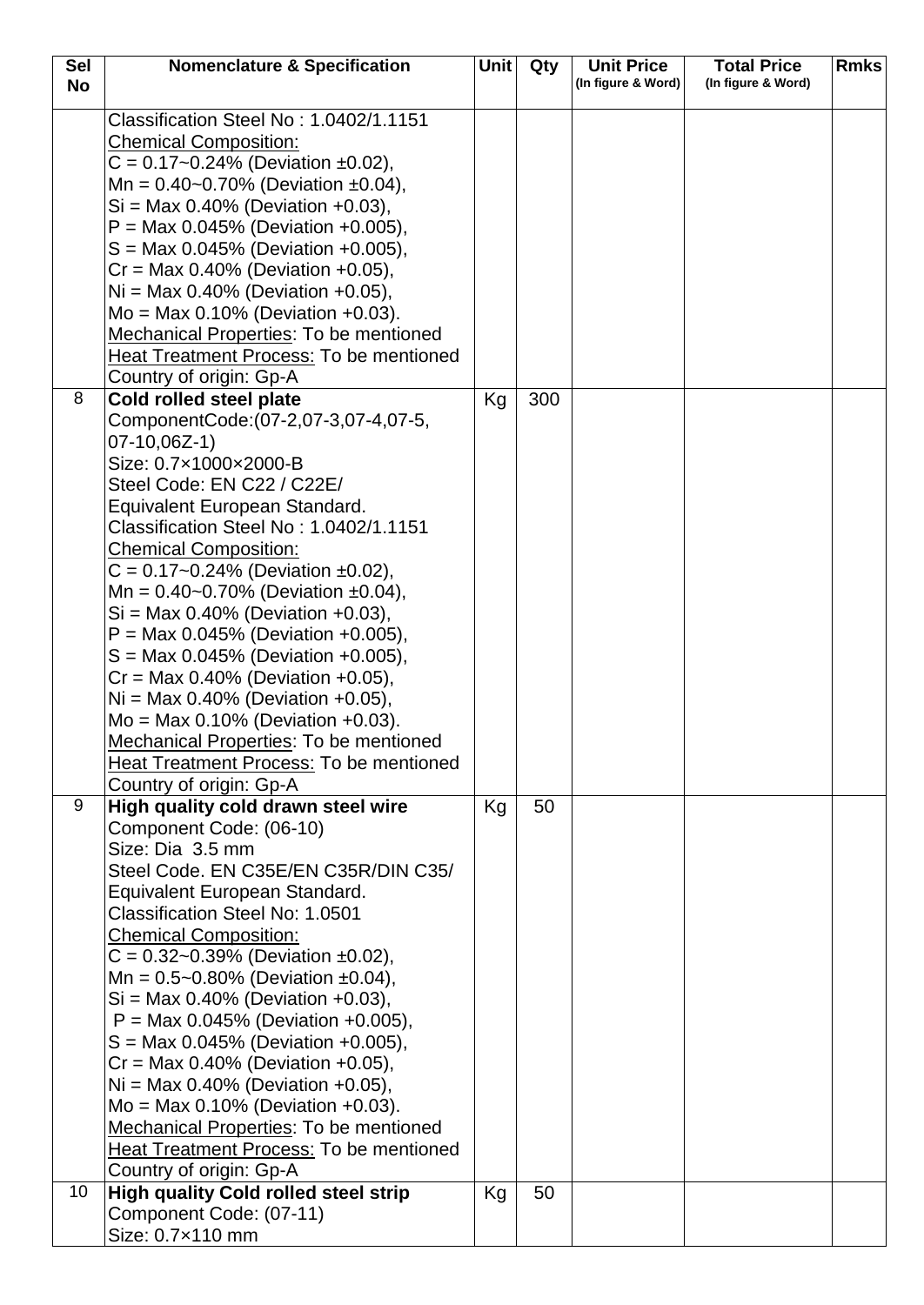| Sel No | Nomenclature & Specification | Unit | Qty | Unit Price (In figure & Word) | Total Price (In figure & Word) | Rmks |
|---|---|---|---|---|---|---|
| | Classification Steel No : 1.0402/1.1151<br>Chemical Composition:<br>C = 0.17~0.24% (Deviation ±0.02),<br>Mn = 0.40~0.70% (Deviation ±0.04),<br>Si = Max 0.40% (Deviation +0.03),<br>P = Max 0.045% (Deviation +0.005),<br>S = Max 0.045% (Deviation +0.005),<br>Cr = Max 0.40% (Deviation +0.05),<br>Ni = Max 0.40% (Deviation +0.05),<br>Mo = Max 0.10% (Deviation +0.03).<br>Mechanical Properties: To be mentioned<br>Heat Treatment Process: To be mentioned<br>Country of origin: Gp-A | | | | | |
| 8 | **Cold rolled steel plate**<br>ComponentCode:(07-2,07-3,07-4,07-5, 07-10,06Z-1)<br>Size: 0.7×1000×2000-B<br>Steel Code: EN C22 / C22E/ Equivalent European Standard.<br>Classification Steel No : 1.0402/1.1151<br>Chemical Composition:<br>C = 0.17~0.24% (Deviation ±0.02),<br>Mn = 0.40~0.70% (Deviation ±0.04),<br>Si = Max 0.40% (Deviation +0.03),<br>P = Max 0.045% (Deviation +0.005),<br>S = Max 0.045% (Deviation +0.005),<br>Cr = Max 0.40% (Deviation +0.05),<br>Ni = Max 0.40% (Deviation +0.05),<br>Mo = Max 0.10% (Deviation +0.03).<br>Mechanical Properties: To be mentioned<br>Heat Treatment Process: To be mentioned<br>Country of origin: Gp-A | Kg | 300 | | | |
| 9 | **High quality cold drawn steel wire**<br>Component Code: (06-10)<br>Size: Dia 3.5 mm<br>Steel Code. EN C35E/EN C35R/DIN C35/ Equivalent European Standard.<br>Classification Steel No: 1.0501<br>Chemical Composition:<br>C = 0.32~0.39% (Deviation ±0.02),<br>Mn = 0.5~0.80% (Deviation ±0.04),<br>Si = Max 0.40% (Deviation +0.03),<br>P = Max 0.045% (Deviation +0.005),<br>S = Max 0.045% (Deviation +0.005),<br>Cr = Max 0.40% (Deviation +0.05),<br>Ni = Max 0.40% (Deviation +0.05),<br>Mo = Max 0.10% (Deviation +0.03).<br>Mechanical Properties: To be mentioned<br>Heat Treatment Process: To be mentioned<br>Country of origin: Gp-A | Kg | 50 | | | |
| 10 | **High quality Cold rolled steel strip**<br>Component Code: (07-11)<br>Size: 0.7×110 mm | Kg | 50 | | | |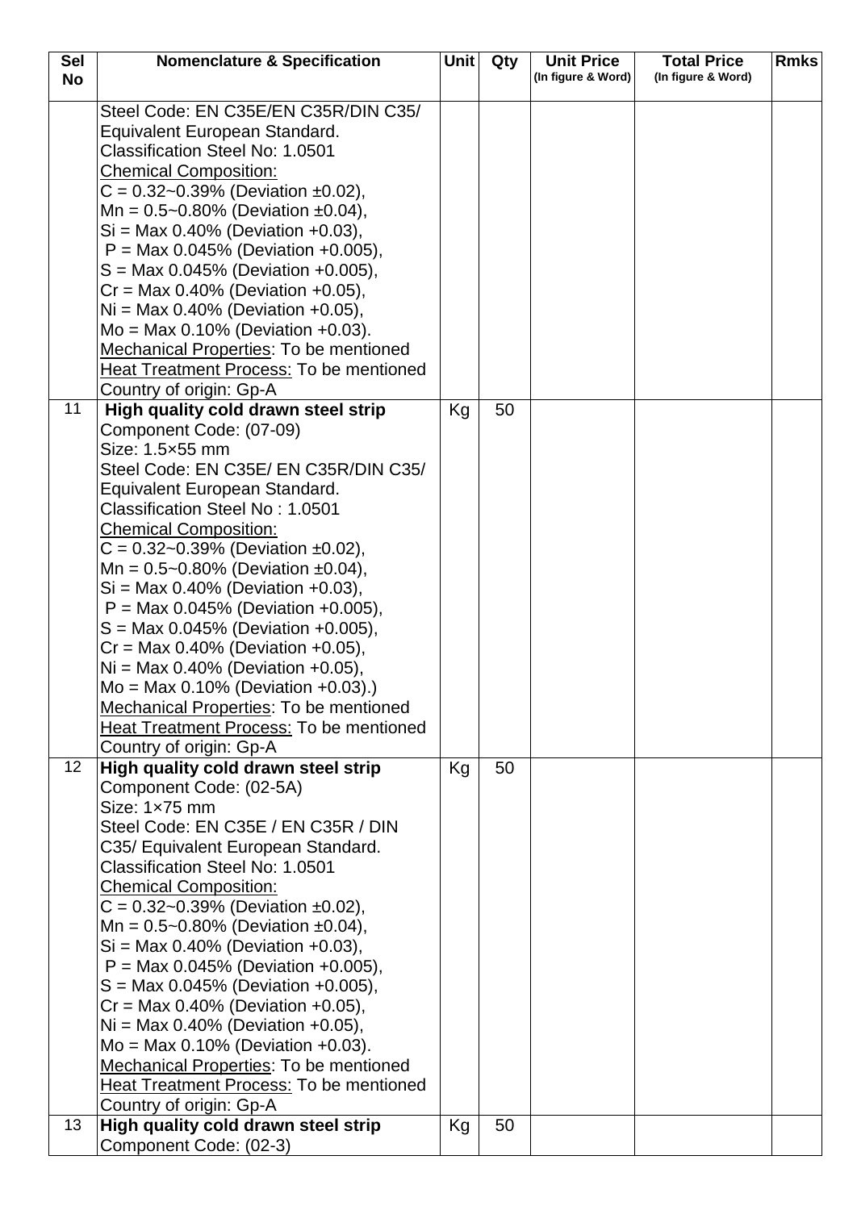| Sel No | Nomenclature & Specification | Unit | Qty | Unit Price (In figure & Word) | Total Price (In figure & Word) | Rmks |
|---|---|---|---|---|---|---|
| | Steel Code: EN C35E/EN C35R/DIN C35/ Equivalent European Standard.<br>Classification Steel No: 1.0501<br><u>Chemical Composition:</u><br>C = 0.32~0.39% (Deviation ±0.02),<br>Mn = 0.5~0.80% (Deviation ±0.04),<br>Si = Max 0.40% (Deviation +0.03),<br>P = Max 0.045% (Deviation +0.005),<br>S = Max 0.045% (Deviation +0.005),<br>Cr = Max 0.40% (Deviation +0.05),<br>Ni = Max 0.40% (Deviation +0.05),<br>Mo = Max 0.10% (Deviation +0.03).<br><u>Mechanical Properties</u>: To be mentioned<br><u>Heat Treatment Process:</u> To be mentioned<br>Country of origin: Gp-A | | | | | |
| 11 | **High quality cold drawn steel strip**<br>Component Code: (07-09)<br>Size: 1.5×55 mm<br>Steel Code: EN C35E/ EN C35R/DIN C35/ Equivalent European Standard.<br>Classification Steel No : 1.0501<br><u>Chemical Composition:</u><br>C = 0.32~0.39% (Deviation ±0.02),<br>Mn = 0.5~0.80% (Deviation ±0.04),<br>Si = Max 0.40% (Deviation +0.03),<br>P = Max 0.045% (Deviation +0.005),<br>S = Max 0.045% (Deviation +0.005),<br>Cr = Max 0.40% (Deviation +0.05),<br>Ni = Max 0.40% (Deviation +0.05),<br>Mo = Max 0.10% (Deviation +0.03).)<br><u>Mechanical Properties</u>: To be mentioned<br><u>Heat Treatment Process:</u> To be mentioned<br>Country of origin: Gp-A | Kg | 50 | | | |
| 12 | **High quality cold drawn steel strip**<br>Component Code: (02-5A)<br>Size: 1×75 mm<br>Steel Code: EN C35E / EN C35R / DIN C35/ Equivalent European Standard.<br>Classification Steel No: 1.0501<br><u>Chemical Composition:</u><br>C = 0.32~0.39% (Deviation ±0.02),<br>Mn = 0.5~0.80% (Deviation ±0.04),<br>Si = Max 0.40% (Deviation +0.03),<br>P = Max 0.045% (Deviation +0.005),<br>S = Max 0.045% (Deviation +0.005),<br>Cr = Max 0.40% (Deviation +0.05),<br>Ni = Max 0.40% (Deviation +0.05),<br>Mo = Max 0.10% (Deviation +0.03).<br><u>Mechanical Properties</u>: To be mentioned<br><u>Heat Treatment Process:</u> To be mentioned<br>Country of origin: Gp-A | Kg | 50 | | | |
| 13 | **High quality cold drawn steel strip**<br>Component Code: (02-3) | Kg | 50 | | | |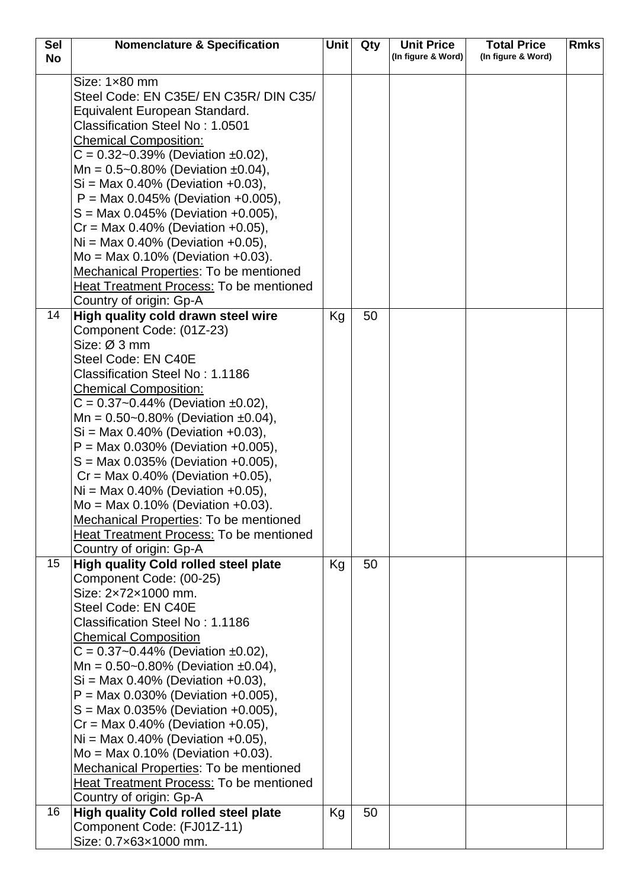| Sel No | Nomenclature & Specification | Unit | Qty | Unit Price (In figure & Word) | Total Price (In figure & Word) | Rmks |
|---|---|---|---|---|---|---|
| | Size: 1×80 mm<br>Steel Code: EN C35E/ EN C35R/ DIN C35/ Equivalent European Standard.<br>Classification Steel No : 1.0501<br>Chemical Composition:<br>C = 0.32~0.39% (Deviation ±0.02),<br>Mn = 0.5~0.80% (Deviation ±0.04),<br>Si = Max 0.40% (Deviation +0.03),<br>P = Max 0.045% (Deviation +0.005),<br>S = Max 0.045% (Deviation +0.005),<br>Cr = Max 0.40% (Deviation +0.05),<br>Ni = Max 0.40% (Deviation +0.05),<br>Mo = Max 0.10% (Deviation +0.03).<br>Mechanical Properties: To be mentioned<br>Heat Treatment Process: To be mentioned<br>Country of origin: Gp-A | | | | | |
| 14 | **High quality cold drawn steel wire**<br>Component Code: (01Z-23)<br>Size: Ø 3 mm<br>Steel Code: EN C40E<br>Classification Steel No : 1.1186<br>Chemical Composition:<br>C = 0.37~0.44% (Deviation ±0.02),<br>Mn = 0.50~0.80% (Deviation ±0.04),<br>Si = Max 0.40% (Deviation +0.03),<br>P = Max 0.030% (Deviation +0.005),<br>S = Max 0.035% (Deviation +0.005),<br>Cr = Max 0.40% (Deviation +0.05),<br>Ni = Max 0.40% (Deviation +0.05),<br>Mo = Max 0.10% (Deviation +0.03).<br>Mechanical Properties: To be mentioned<br>Heat Treatment Process: To be mentioned<br>Country of origin: Gp-A | Kg | 50 | | | |
| 15 | **High quality Cold rolled steel plate**<br>Component Code: (00-25)<br>Size: 2×72×1000 mm.<br>Steel Code: EN C40E<br>Classification Steel No : 1.1186<br>Chemical Composition<br>C = 0.37~0.44% (Deviation ±0.02),<br>Mn = 0.50~0.80% (Deviation ±0.04),<br>Si = Max 0.40% (Deviation +0.03),<br>P = Max 0.030% (Deviation +0.005),<br>S = Max 0.035% (Deviation +0.005),<br>Cr = Max 0.40% (Deviation +0.05),<br>Ni = Max 0.40% (Deviation +0.05),<br>Mo = Max 0.10% (Deviation +0.03).<br>Mechanical Properties: To be mentioned<br>Heat Treatment Process: To be mentioned<br>Country of origin: Gp-A | Kg | 50 | | | |
| 16 | **High quality Cold rolled steel plate**<br>Component Code: (FJ01Z-11)<br>Size: 0.7×63×1000 mm. | Kg | 50 | | | |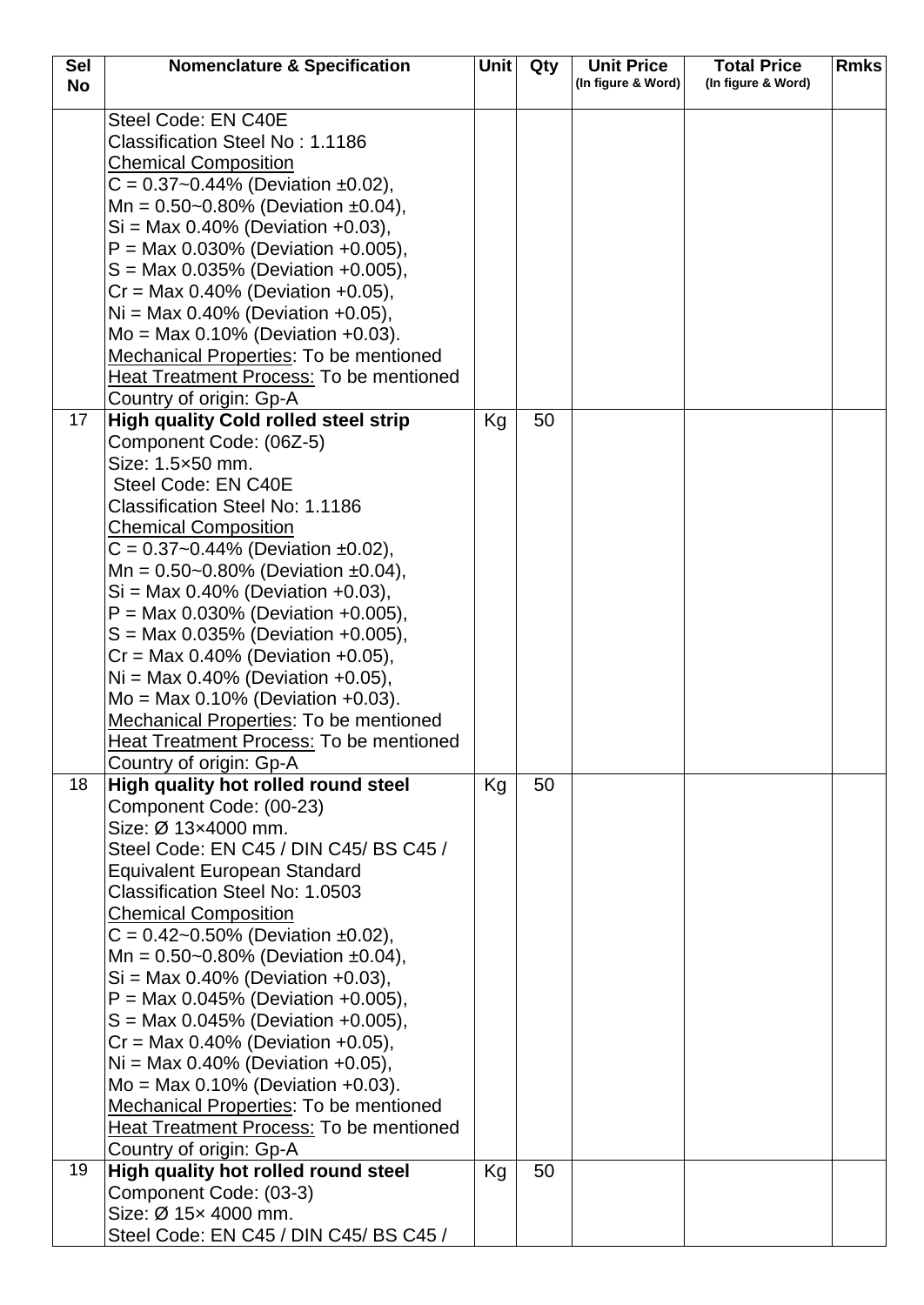| Sel No | Nomenclature & Specification | Unit | Qty | Unit Price (In figure & Word) | Total Price (In figure & Word) | Rmks |
|---|---|---|---|---|---|---|
| | Steel Code: EN C40E<br>Classification Steel No : 1.1186<br><u>Chemical Composition</u><br>C = 0.37~0.44% (Deviation ±0.02),<br>Mn = 0.50~0.80% (Deviation ±0.04),<br>Si = Max 0.40% (Deviation +0.03),<br>P = Max 0.030% (Deviation +0.005),<br>S = Max 0.035% (Deviation +0.005),<br>Cr = Max 0.40% (Deviation +0.05),<br>Ni = Max 0.40% (Deviation +0.05),<br>Mo = Max 0.10% (Deviation +0.03).<br><u>Mechanical Properties</u>: To be mentioned<br><u>Heat Treatment Process:</u> To be mentioned<br>Country of origin: Gp-A | | | | | |
| 17 | **High quality Cold rolled steel strip**<br>Component Code: (06Z-5)<br>Size: 1.5×50 mm.<br>Steel Code: EN C40E<br>Classification Steel No: 1.1186<br><u>Chemical Composition</u><br>C = 0.37~0.44% (Deviation ±0.02),<br>Mn = 0.50~0.80% (Deviation ±0.04),<br>Si = Max 0.40% (Deviation +0.03),<br>P = Max 0.030% (Deviation +0.005),<br>S = Max 0.035% (Deviation +0.005),<br>Cr = Max 0.40% (Deviation +0.05),<br>Ni = Max 0.40% (Deviation +0.05),<br>Mo = Max 0.10% (Deviation +0.03).<br><u>Mechanical Properties</u>: To be mentioned<br><u>Heat Treatment Process:</u> To be mentioned<br>Country of origin: Gp-A | Kg | 50 | | | |
| 18 | **High quality hot rolled round steel**<br>Component Code: (00-23)<br>Size: Ø 13×4000 mm.<br>Steel Code: EN C45 / DIN C45/ BS C45 / Equivalent European Standard<br>Classification Steel No: 1.0503<br><u>Chemical Composition</u><br>C = 0.42~0.50% (Deviation ±0.02),<br>Mn = 0.50~0.80% (Deviation ±0.04),<br>Si = Max 0.40% (Deviation +0.03),<br>P = Max 0.045% (Deviation +0.005),<br>S = Max 0.045% (Deviation +0.005),<br>Cr = Max 0.40% (Deviation +0.05),<br>Ni = Max 0.40% (Deviation +0.05),<br>Mo = Max 0.10% (Deviation +0.03).<br><u>Mechanical Properties</u>: To be mentioned<br><u>Heat Treatment Process:</u> To be mentioned<br>Country of origin: Gp-A | Kg | 50 | | | |
| 19 | **High quality hot rolled round steel**<br>Component Code: (03-3)<br>Size: Ø 15× 4000 mm.<br>Steel Code: EN C45 / DIN C45/ BS C45 / | Kg | 50 | | | |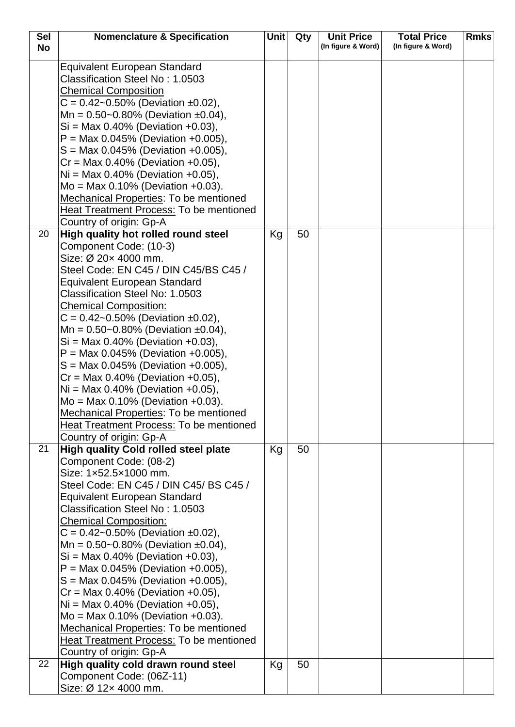| Sel No | Nomenclature & Specification | Unit | Qty | Unit Price (In figure & Word) | Total Price (In figure & Word) | Rmks |
|---|---|---|---|---|---|---|
| | Equivalent European Standard<br>Classification Steel No : 1.0503<br>Chemical Composition<br>C = 0.42~0.50% (Deviation ±0.02),<br>Mn = 0.50~0.80% (Deviation ±0.04),<br>Si = Max 0.40% (Deviation +0.03),<br>P = Max 0.045% (Deviation +0.005),<br>S = Max 0.045% (Deviation +0.005),<br>Cr = Max 0.40% (Deviation +0.05),<br>Ni = Max 0.40% (Deviation +0.05),<br>Mo = Max 0.10% (Deviation +0.03).<br>Mechanical Properties: To be mentioned<br>Heat Treatment Process: To be mentioned<br>Country of origin: Gp-A | | | | | |
| 20 | **High quality hot rolled round steel**<br>Component Code: (10-3)<br>Size: Ø 20× 4000 mm.<br>Steel Code: EN C45 / DIN C45/BS C45 /<br>Equivalent European Standard<br>Classification Steel No: 1.0503<br>Chemical Composition:<br>C = 0.42~0.50% (Deviation ±0.02),<br>Mn = 0.50~0.80% (Deviation ±0.04),<br>Si = Max 0.40% (Deviation +0.03),<br>P = Max 0.045% (Deviation +0.005),<br>S = Max 0.045% (Deviation +0.005),<br>Cr = Max 0.40% (Deviation +0.05),<br>Ni = Max 0.40% (Deviation +0.05),<br>Mo = Max 0.10% (Deviation +0.03).<br>Mechanical Properties: To be mentioned<br>Heat Treatment Process: To be mentioned<br>Country of origin: Gp-A | Kg | 50 | | | |
| 21 | **High quality Cold rolled steel plate**<br>Component Code: (08-2)<br>Size: 1×52.5×1000 mm.<br>Steel Code: EN C45 / DIN C45/ BS C45 /<br>Equivalent European Standard<br>Classification Steel No : 1.0503<br>Chemical Composition:<br>C = 0.42~0.50% (Deviation ±0.02),<br>Mn = 0.50~0.80% (Deviation ±0.04),<br>Si = Max 0.40% (Deviation +0.03),<br>P = Max 0.045% (Deviation +0.005),<br>S = Max 0.045% (Deviation +0.005),<br>Cr = Max 0.40% (Deviation +0.05),<br>Ni = Max 0.40% (Deviation +0.05),<br>Mo = Max 0.10% (Deviation +0.03).<br>Mechanical Properties: To be mentioned<br>Heat Treatment Process: To be mentioned<br>Country of origin: Gp-A | Kg | 50 | | | |
| 22 | **High quality cold drawn round steel**<br>Component Code: (06Z-11)<br>Size: Ø 12× 4000 mm. | Kg | 50 | | | |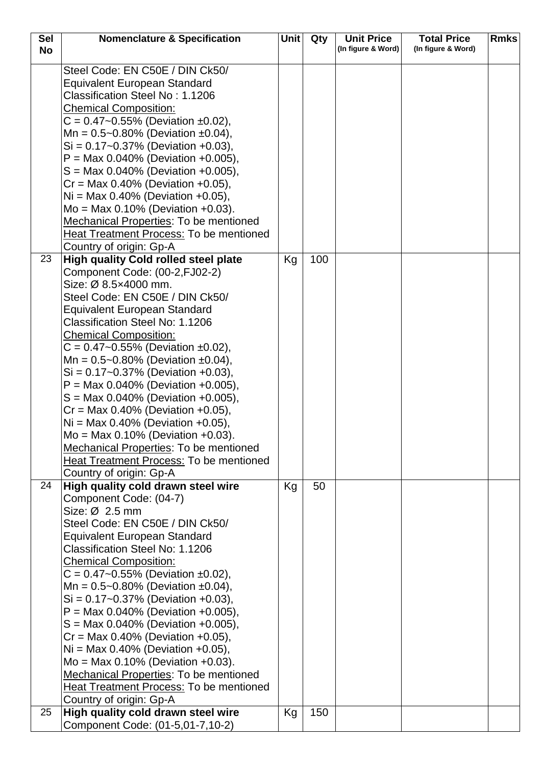| Sel No | Nomenclature & Specification | Unit | Qty | Unit Price (In figure & Word) | Total Price (In figure & Word) | Rmks |
|---|---|---|---|---|---|---|
| | Steel Code: EN C50E / DIN Ck50/ Equivalent European Standard Classification Steel No : 1.1206<br>Chemical Composition:<br>C = 0.47~0.55% (Deviation ±0.02),<br>Mn = 0.5~0.80% (Deviation ±0.04),<br>Si = 0.17~0.37% (Deviation +0.03),<br>P = Max 0.040% (Deviation +0.005),<br>S = Max 0.040% (Deviation +0.005),<br>Cr = Max 0.40% (Deviation +0.05),<br>Ni = Max 0.40% (Deviation +0.05),<br>Mo = Max 0.10% (Deviation +0.03).<br>Mechanical Properties: To be mentioned<br>Heat Treatment Process: To be mentioned<br>Country of origin: Gp-A | | | | | |
| 23 | **High quality Cold rolled steel plate**<br>Component Code: (00-2,FJ02-2)<br>Size: Ø 8.5×4000 mm.<br>Steel Code: EN C50E / DIN Ck50/ Equivalent European Standard Classification Steel No: 1.1206<br>Chemical Composition:<br>C = 0.47~0.55% (Deviation ±0.02),<br>Mn = 0.5~0.80% (Deviation ±0.04),<br>Si = 0.17~0.37% (Deviation +0.03),<br>P = Max 0.040% (Deviation +0.005),<br>S = Max 0.040% (Deviation +0.005),<br>Cr = Max 0.40% (Deviation +0.05),<br>Ni = Max 0.40% (Deviation +0.05),<br>Mo = Max 0.10% (Deviation +0.03).<br>Mechanical Properties: To be mentioned<br>Heat Treatment Process: To be mentioned<br>Country of origin: Gp-A | Kg | 100 | | | |
| 24 | **High quality cold drawn steel wire**<br>Component Code: (04-7)<br>Size: Ø 2.5 mm<br>Steel Code: EN C50E / DIN Ck50/ Equivalent European Standard Classification Steel No: 1.1206<br>Chemical Composition:<br>C = 0.47~0.55% (Deviation ±0.02),<br>Mn = 0.5~0.80% (Deviation ±0.04),<br>Si = 0.17~0.37% (Deviation +0.03),<br>P = Max 0.040% (Deviation +0.005),<br>S = Max 0.040% (Deviation +0.005),<br>Cr = Max 0.40% (Deviation +0.05),<br>Ni = Max 0.40% (Deviation +0.05),<br>Mo = Max 0.10% (Deviation +0.03).<br>Mechanical Properties: To be mentioned<br>Heat Treatment Process: To be mentioned<br>Country of origin: Gp-A | Kg | 50 | | | |
| 25 | **High quality cold drawn steel wire**<br>Component Code: (01-5,01-7,10-2) | Kg | 150 | | | |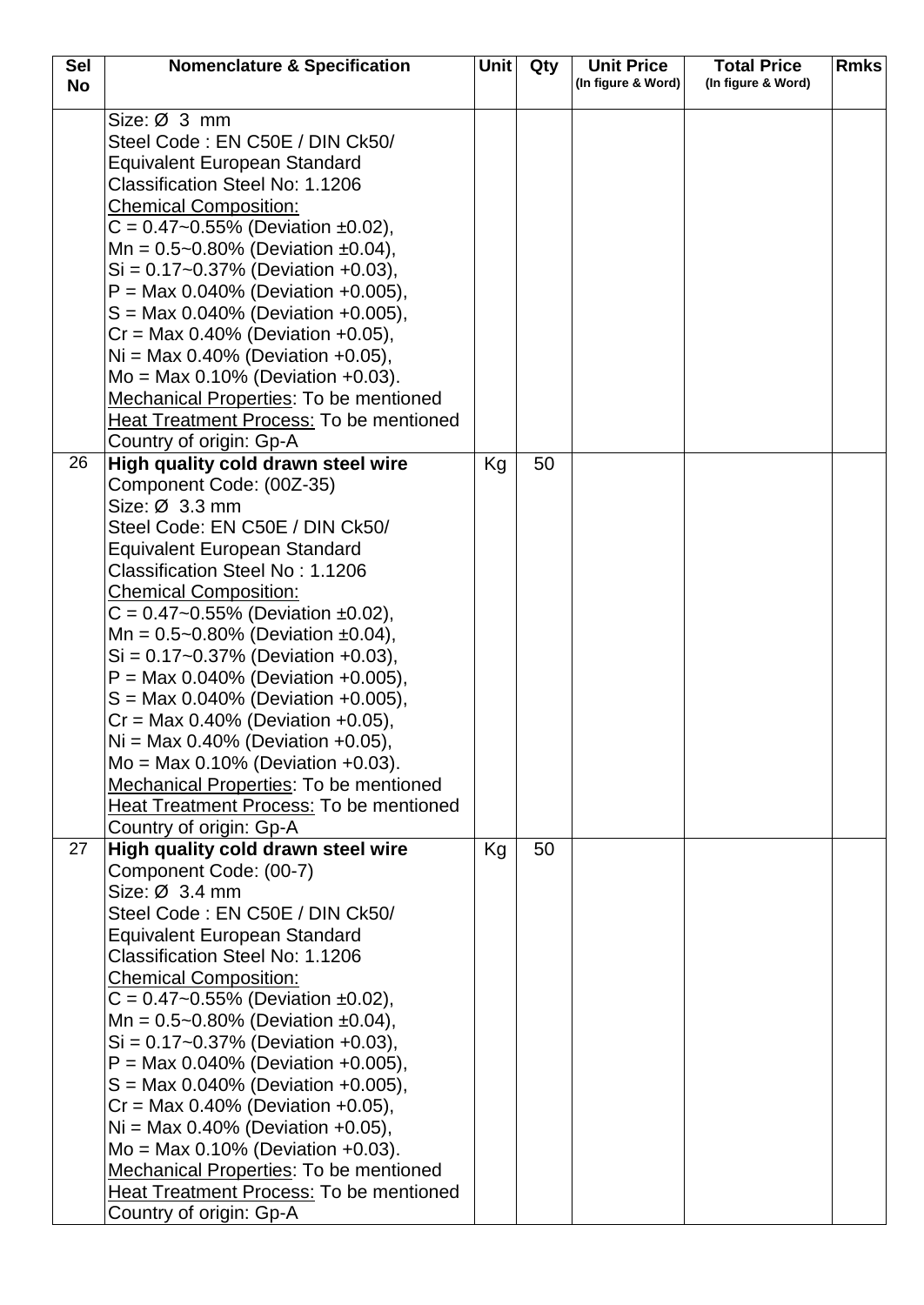| Sel No | Nomenclature & Specification | Unit | Qty | Unit Price (In figure & Word) | Total Price (In figure & Word) | Rmks |
|---|---|---|---|---|---|---|
| | Size: Ø 3 mm<br>Steel Code : EN C50E / DIN Ck50/<br>Equivalent European Standard<br>Classification Steel No: 1.1206<br><u>Chemical Composition:</u><br>C = 0.47~0.55% (Deviation ±0.02),<br>Mn = 0.5~0.80% (Deviation ±0.04),<br>Si = 0.17~0.37% (Deviation +0.03),<br>P = Max 0.040% (Deviation +0.005),<br>S = Max 0.040% (Deviation +0.005),<br>Cr = Max 0.40% (Deviation +0.05),<br>Ni = Max 0.40% (Deviation +0.05),<br>Mo = Max 0.10% (Deviation +0.03).<br><u>Mechanical Properties</u>: To be mentioned<br><u>Heat Treatment Process:</u> To be mentioned<br>Country of origin: Gp-A | | | | | |
| 26 | **High quality cold drawn steel wire**<br>Component Code: (00Z-35)<br>Size: Ø 3.3 mm<br>Steel Code: EN C50E / DIN Ck50/<br>Equivalent European Standard<br>Classification Steel No : 1.1206<br><u>Chemical Composition:</u><br>C = 0.47~0.55% (Deviation ±0.02),<br>Mn = 0.5~0.80% (Deviation ±0.04),<br>Si = 0.17~0.37% (Deviation +0.03),<br>P = Max 0.040% (Deviation +0.005),<br>S = Max 0.040% (Deviation +0.005),<br>Cr = Max 0.40% (Deviation +0.05),<br>Ni = Max 0.40% (Deviation +0.05),<br>Mo = Max 0.10% (Deviation +0.03).<br><u>Mechanical Properties</u>: To be mentioned<br><u>Heat Treatment Process:</u> To be mentioned<br>Country of origin: Gp-A | Kg | 50 | | | |
| 27 | **High quality cold drawn steel wire**<br>Component Code: (00-7)<br>Size: Ø 3.4 mm<br>Steel Code : EN C50E / DIN Ck50/<br>Equivalent European Standard<br>Classification Steel No: 1.1206<br><u>Chemical Composition:</u><br>C = 0.47~0.55% (Deviation ±0.02),<br>Mn = 0.5~0.80% (Deviation ±0.04),<br>Si = 0.17~0.37% (Deviation +0.03),<br>P = Max 0.040% (Deviation +0.005),<br>S = Max 0.040% (Deviation +0.005),<br>Cr = Max 0.40% (Deviation +0.05),<br>Ni = Max 0.40% (Deviation +0.05),<br>Mo = Max 0.10% (Deviation +0.03).<br><u>Mechanical Properties</u>: To be mentioned<br><u>Heat Treatment Process:</u> To be mentioned<br>Country of origin: Gp-A | Kg | 50 | | | |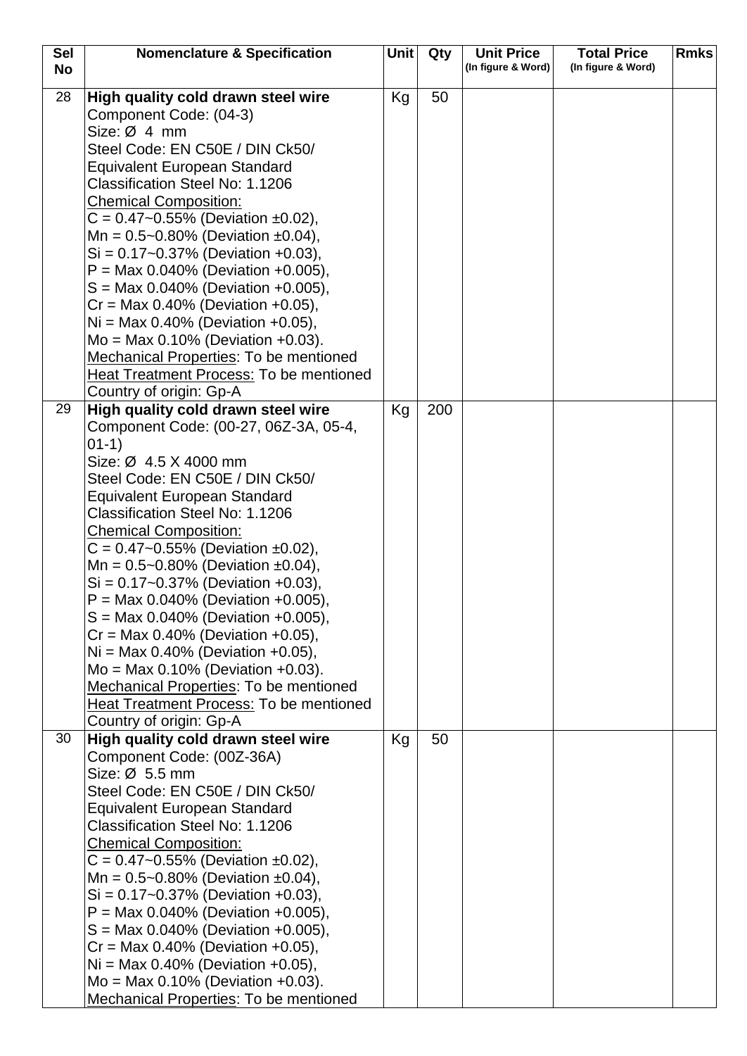| Sel No | Nomenclature & Specification | Unit | Qty | Unit Price (In figure & Word) | Total Price (In figure & Word) | Rmks |
|---|---|---|---|---|---|---|
| 28 | **High quality cold drawn steel wire**<br>Component Code: (04-3)<br>Size: Ø 4 mm<br>Steel Code: EN C50E / DIN Ck50/ Equivalent European Standard<br>Classification Steel No: 1.1206<br>Chemical Composition:<br>C = 0.47~0.55% (Deviation ±0.02),<br>Mn = 0.5~0.80% (Deviation ±0.04),<br>Si = 0.17~0.37% (Deviation +0.03),<br>P = Max 0.040% (Deviation +0.005),<br>S = Max 0.040% (Deviation +0.005),<br>Cr = Max 0.40% (Deviation +0.05),<br>Ni = Max 0.40% (Deviation +0.05),<br>Mo = Max 0.10% (Deviation +0.03).<br>Mechanical Properties: To be mentioned<br>Heat Treatment Process: To be mentioned<br>Country of origin: Gp-A | Kg | 50 | | | |
| 29 | **High quality cold drawn steel wire**<br>Component Code: (00-27, 06Z-3A, 05-4, 01-1)<br>Size: Ø 4.5 X 4000 mm<br>Steel Code: EN C50E / DIN Ck50/ Equivalent European Standard<br>Classification Steel No: 1.1206<br>Chemical Composition:<br>C = 0.47~0.55% (Deviation ±0.02),<br>Mn = 0.5~0.80% (Deviation ±0.04),<br>Si = 0.17~0.37% (Deviation +0.03),<br>P = Max 0.040% (Deviation +0.005),<br>S = Max 0.040% (Deviation +0.005),<br>Cr = Max 0.40% (Deviation +0.05),<br>Ni = Max 0.40% (Deviation +0.05),<br>Mo = Max 0.10% (Deviation +0.03).<br>Mechanical Properties: To be mentioned<br>Heat Treatment Process: To be mentioned<br>Country of origin: Gp-A | Kg | 200 | | | |
| 30 | **High quality cold drawn steel wire**<br>Component Code: (00Z-36A)<br>Size: Ø 5.5 mm<br>Steel Code: EN C50E / DIN Ck50/ Equivalent European Standard<br>Classification Steel No: 1.1206<br>Chemical Composition:<br>C = 0.47~0.55% (Deviation ±0.02),<br>Mn = 0.5~0.80% (Deviation ±0.04),<br>Si = 0.17~0.37% (Deviation +0.03),<br>P = Max 0.040% (Deviation +0.005),<br>S = Max 0.040% (Deviation +0.005),<br>Cr = Max 0.40% (Deviation +0.05),<br>Ni = Max 0.40% (Deviation +0.05),<br>Mo = Max 0.10% (Deviation +0.03).<br>Mechanical Properties: To be mentioned | Kg | 50 | | | |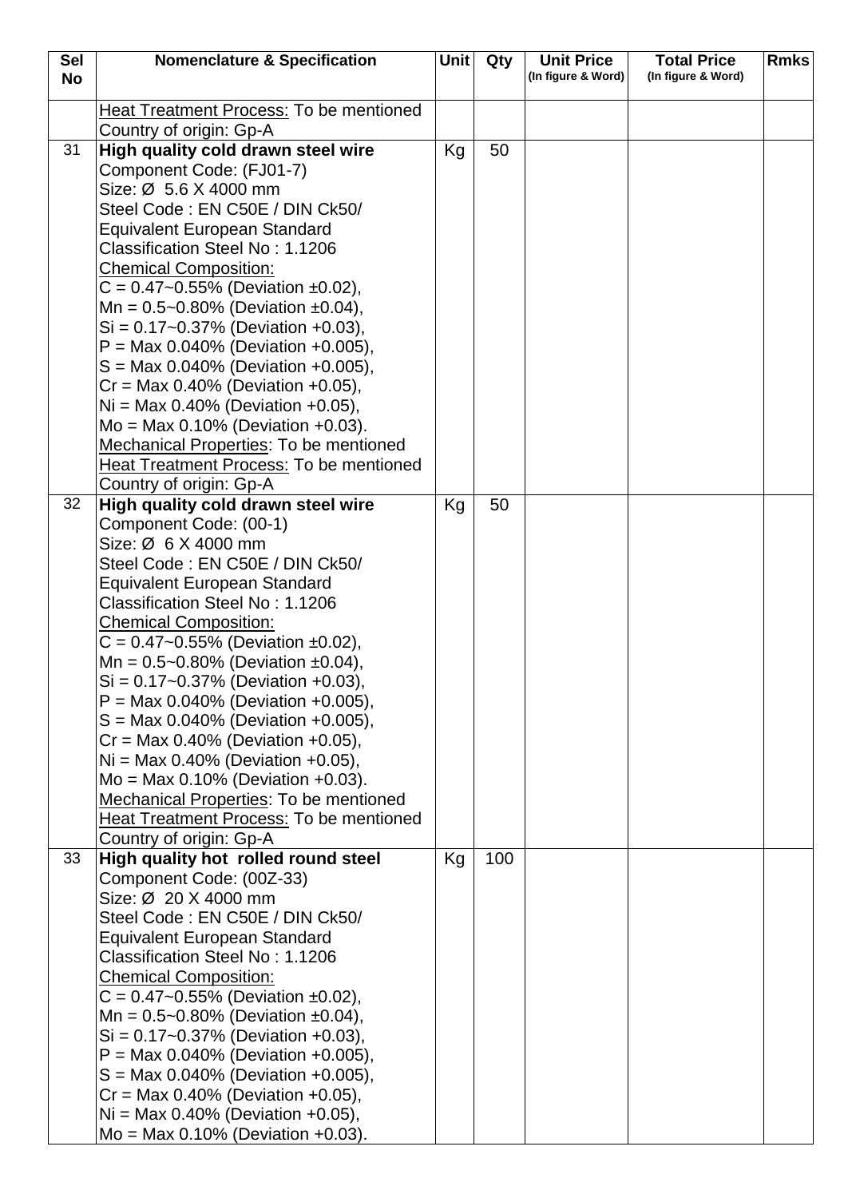| Sel No | Nomenclature & Specification | Unit | Qty | Unit Price (In figure & Word) | Total Price (In figure & Word) | Rmks |
|---|---|---|---|---|---|---|
| | <u>Heat Treatment Process:</u> To be mentioned<br>Country of origin: Gp-A | | | | | |
| 31 | **High quality cold drawn steel wire**<br>Component Code: (FJ01-7)<br>Size: Ø 5.6 X 4000 mm<br>Steel Code : EN C50E / DIN Ck50/<br>Equivalent European Standard<br>Classification Steel No : 1.1206<br><u>Chemical Composition:</u><br>C = 0.47~0.55% (Deviation ±0.02),<br>Mn = 0.5~0.80% (Deviation ±0.04),<br>Si = 0.17~0.37% (Deviation +0.03),<br>P = Max 0.040% (Deviation +0.005),<br>S = Max 0.040% (Deviation +0.005),<br>Cr = Max 0.40% (Deviation +0.05),<br>Ni = Max 0.40% (Deviation +0.05),<br>Mo = Max 0.10% (Deviation +0.03).<br><u>Mechanical Properties</u>: To be mentioned<br><u>Heat Treatment Process:</u> To be mentioned<br>Country of origin: Gp-A | Kg | 50 | | | |
| 32 | **High quality cold drawn steel wire**<br>Component Code: (00-1)<br>Size: Ø 6 X 4000 mm<br>Steel Code : EN C50E / DIN Ck50/<br>Equivalent European Standard<br>Classification Steel No : 1.1206<br><u>Chemical Composition:</u><br>C = 0.47~0.55% (Deviation ±0.02),<br>Mn = 0.5~0.80% (Deviation ±0.04),<br>Si = 0.17~0.37% (Deviation +0.03),<br>P = Max 0.040% (Deviation +0.005),<br>S = Max 0.040% (Deviation +0.005),<br>Cr = Max 0.40% (Deviation +0.05),<br>Ni = Max 0.40% (Deviation +0.05),<br>Mo = Max 0.10% (Deviation +0.03).<br><u>Mechanical Properties</u>: To be mentioned<br><u>Heat Treatment Process:</u> To be mentioned<br>Country of origin: Gp-A | Kg | 50 | | | |
| 33 | **High quality hot rolled round steel**<br>Component Code: (00Z-33)<br>Size: Ø 20 X 4000 mm<br>Steel Code : EN C50E / DIN Ck50/<br>Equivalent European Standard<br>Classification Steel No : 1.1206<br><u>Chemical Composition:</u><br>C = 0.47~0.55% (Deviation ±0.02),<br>Mn = 0.5~0.80% (Deviation ±0.04),<br>Si = 0.17~0.37% (Deviation +0.03),<br>P = Max 0.040% (Deviation +0.005),<br>S = Max 0.040% (Deviation +0.005),<br>Cr = Max 0.40% (Deviation +0.05),<br>Ni = Max 0.40% (Deviation +0.05),<br>Mo = Max 0.10% (Deviation +0.03). | Kg | 100 | | | |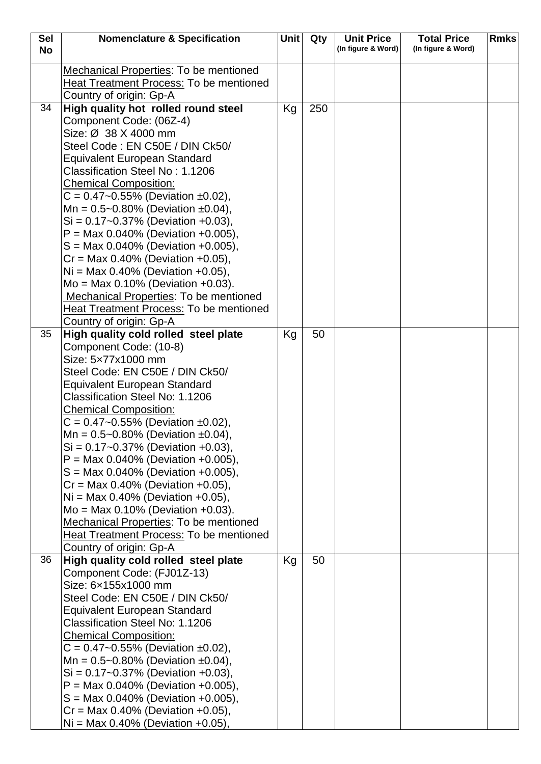| Sel No | Nomenclature & Specification | Unit | Qty | Unit Price (In figure & Word) | Total Price (In figure & Word) | Rmks |
|---|---|---|---|---|---|---|
| | Mechanical Properties: To be mentioned<br>Heat Treatment Process: To be mentioned<br>Country of origin: Gp-A | | | | | |
| 34 | **High quality hot rolled round steel**<br>Component Code: (06Z-4)<br>Size: Ø 38 X 4000 mm<br>Steel Code : EN C50E / DIN Ck50/ Equivalent European Standard<br>Classification Steel No : 1.1206<br>Chemical Composition:<br>C = 0.47~0.55% (Deviation ±0.02),<br>Mn = 0.5~0.80% (Deviation ±0.04),<br>Si = 0.17~0.37% (Deviation +0.03),<br>P = Max 0.040% (Deviation +0.005),<br>S = Max 0.040% (Deviation +0.005),<br>Cr = Max 0.40% (Deviation +0.05),<br>Ni = Max 0.40% (Deviation +0.05),<br>Mo = Max 0.10% (Deviation +0.03).<br>Mechanical Properties: To be mentioned<br>Heat Treatment Process: To be mentioned<br>Country of origin: Gp-A | Kg | 250 | | | |
| 35 | **High quality cold rolled steel plate**<br>Component Code: (10-8)<br>Size: 5×77x1000 mm<br>Steel Code: EN C50E / DIN Ck50/ Equivalent European Standard<br>Classification Steel No: 1.1206<br>Chemical Composition:<br>C = 0.47~0.55% (Deviation ±0.02),<br>Mn = 0.5~0.80% (Deviation ±0.04),<br>Si = 0.17~0.37% (Deviation +0.03),<br>P = Max 0.040% (Deviation +0.005),<br>S = Max 0.040% (Deviation +0.005),<br>Cr = Max 0.40% (Deviation +0.05),<br>Ni = Max 0.40% (Deviation +0.05),<br>Mo = Max 0.10% (Deviation +0.03).<br>Mechanical Properties: To be mentioned<br>Heat Treatment Process: To be mentioned<br>Country of origin: Gp-A | Kg | 50 | | | |
| 36 | **High quality cold rolled steel plate**<br>Component Code: (FJ01Z-13)<br>Size: 6×155x1000 mm<br>Steel Code: EN C50E / DIN Ck50/ Equivalent European Standard<br>Classification Steel No: 1.1206<br>Chemical Composition:<br>C = 0.47~0.55% (Deviation ±0.02),<br>Mn = 0.5~0.80% (Deviation ±0.04),<br>Si = 0.17~0.37% (Deviation +0.03),<br>P = Max 0.040% (Deviation +0.005),<br>S = Max 0.040% (Deviation +0.005),<br>Cr = Max 0.40% (Deviation +0.05),<br>Ni = Max 0.40% (Deviation +0.05), | Kg | 50 | | | |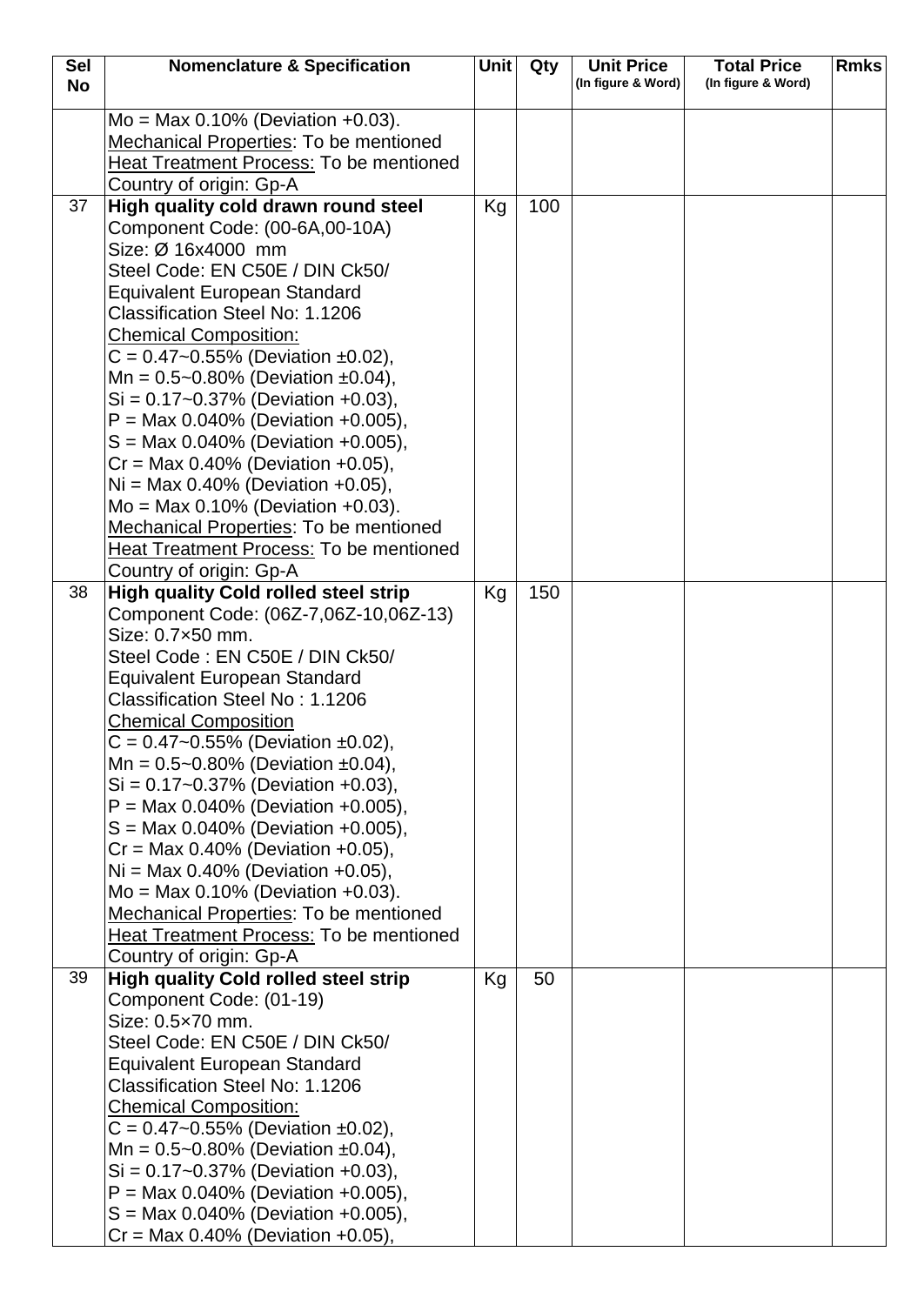| Sel No | Nomenclature & Specification | Unit | Qty | Unit Price (In figure & Word) | Total Price (In figure & Word) | Rmks |
|---|---|---|---|---|---|---|
| | Mo = Max 0.10% (Deviation +0.03).<br>Mechanical Properties: To be mentioned<br>Heat Treatment Process: To be mentioned<br>Country of origin: Gp-A | | | | | |
| 37 | **High quality cold drawn round steel**<br>Component Code: (00-6A,00-10A)<br>Size: Ø 16x4000 mm<br>Steel Code: EN C50E / DIN Ck50/<br>Equivalent European Standard<br>Classification Steel No: 1.1206<br>Chemical Composition:<br>C = 0.47~0.55% (Deviation ±0.02),<br>Mn = 0.5~0.80% (Deviation ±0.04),<br>Si = 0.17~0.37% (Deviation +0.03),<br>P = Max 0.040% (Deviation +0.005),<br>S = Max 0.040% (Deviation +0.005),<br>Cr = Max 0.40% (Deviation +0.05),<br>Ni = Max 0.40% (Deviation +0.05),<br>Mo = Max 0.10% (Deviation +0.03).<br>Mechanical Properties: To be mentioned<br>Heat Treatment Process: To be mentioned<br>Country of origin: Gp-A | Kg | 100 | | | |
| 38 | **High quality Cold rolled steel strip**<br>Component Code: (06Z-7,06Z-10,06Z-13)<br>Size: 0.7×50 mm.<br>Steel Code : EN C50E / DIN Ck50/<br>Equivalent European Standard<br>Classification Steel No : 1.1206<br>Chemical Composition<br>C = 0.47~0.55% (Deviation ±0.02),<br>Mn = 0.5~0.80% (Deviation ±0.04),<br>Si = 0.17~0.37% (Deviation +0.03),<br>P = Max 0.040% (Deviation +0.005),<br>S = Max 0.040% (Deviation +0.005),<br>Cr = Max 0.40% (Deviation +0.05),<br>Ni = Max 0.40% (Deviation +0.05),<br>Mo = Max 0.10% (Deviation +0.03).<br>Mechanical Properties: To be mentioned<br>Heat Treatment Process: To be mentioned<br>Country of origin: Gp-A | Kg | 150 | | | |
| 39 | **High quality Cold rolled steel strip**<br>Component Code: (01-19)<br>Size: 0.5×70 mm.<br>Steel Code: EN C50E / DIN Ck50/<br>Equivalent European Standard<br>Classification Steel No: 1.1206<br>Chemical Composition:<br>C = 0.47~0.55% (Deviation ±0.02),<br>Mn = 0.5~0.80% (Deviation ±0.04),<br>Si = 0.17~0.37% (Deviation +0.03),<br>P = Max 0.040% (Deviation +0.005),<br>S = Max 0.040% (Deviation +0.005),<br>Cr = Max 0.40% (Deviation +0.05), | Kg | 50 | | | |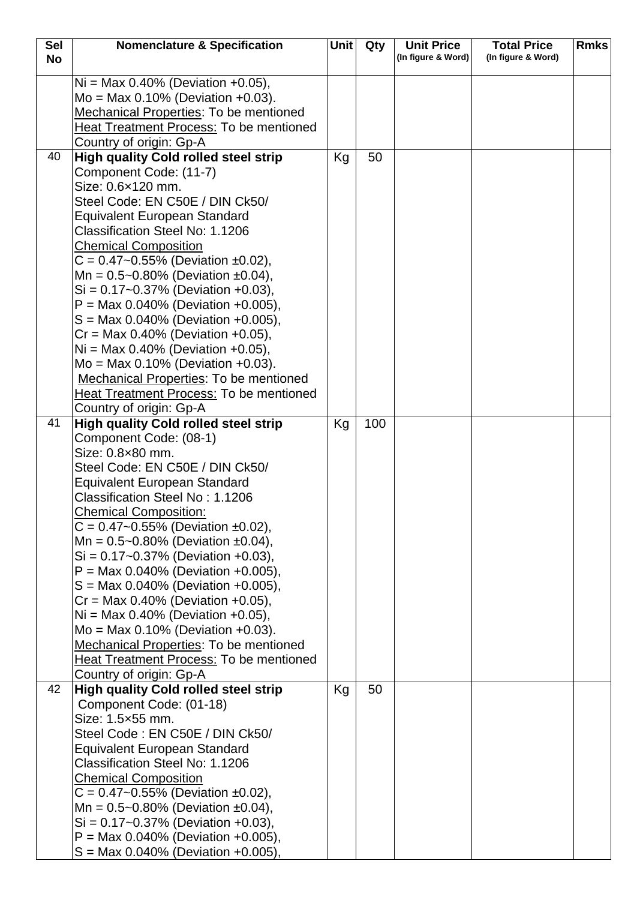| Sel No | Nomenclature & Specification | Unit | Qty | Unit Price (In figure & Word) | Total Price (In figure & Word) | Rmks |
|---|---|---|---|---|---|---|
| | Ni = Max 0.40% (Deviation +0.05),<br>Mo = Max 0.10% (Deviation +0.03).<br><u>Mechanical Properties</u>: To be mentioned<br><u>Heat Treatment Process:</u> To be mentioned<br>Country of origin: Gp-A | | | | | |
| 40 | **High quality Cold rolled steel strip**<br>Component Code: (11-7)<br>Size: 0.6×120 mm.<br>Steel Code: EN C50E / DIN Ck50/<br>Equivalent European Standard<br>Classification Steel No: 1.1206<br><u>Chemical Composition</u><br>C = 0.47~0.55% (Deviation ±0.02),<br>Mn = 0.5~0.80% (Deviation ±0.04),<br>Si = 0.17~0.37% (Deviation +0.03),<br>P = Max 0.040% (Deviation +0.005),<br>S = Max 0.040% (Deviation +0.005),<br>Cr = Max 0.40% (Deviation +0.05),<br>Ni = Max 0.40% (Deviation +0.05),<br>Mo = Max 0.10% (Deviation +0.03).<br><u>Mechanical Properties</u>: To be mentioned<br><u>Heat Treatment Process:</u> To be mentioned<br>Country of origin: Gp-A | Kg | 50 | | | |
| 41 | **High quality Cold rolled steel strip**<br>Component Code: (08-1)<br>Size: 0.8×80 mm.<br>Steel Code: EN C50E / DIN Ck50/<br>Equivalent European Standard<br>Classification Steel No : 1.1206<br><u>Chemical Composition:</u><br>C = 0.47~0.55% (Deviation ±0.02),<br>Mn = 0.5~0.80% (Deviation ±0.04),<br>Si = 0.17~0.37% (Deviation +0.03),<br>P = Max 0.040% (Deviation +0.005),<br>S = Max 0.040% (Deviation +0.005),<br>Cr = Max 0.40% (Deviation +0.05),<br>Ni = Max 0.40% (Deviation +0.05),<br>Mo = Max 0.10% (Deviation +0.03).<br><u>Mechanical Properties</u>: To be mentioned<br><u>Heat Treatment Process:</u> To be mentioned<br>Country of origin: Gp-A | Kg | 100 | | | |
| 42 | **High quality Cold rolled steel strip**<br>Component Code: (01-18)<br>Size: 1.5×55 mm.<br>Steel Code : EN C50E / DIN Ck50/<br>Equivalent European Standard<br>Classification Steel No: 1.1206<br><u>Chemical Composition</u><br>C = 0.47~0.55% (Deviation ±0.02),<br>Mn = 0.5~0.80% (Deviation ±0.04),<br>Si = 0.17~0.37% (Deviation +0.03),<br>P = Max 0.040% (Deviation +0.005),<br>S = Max 0.040% (Deviation +0.005), | Kg | 50 | | | |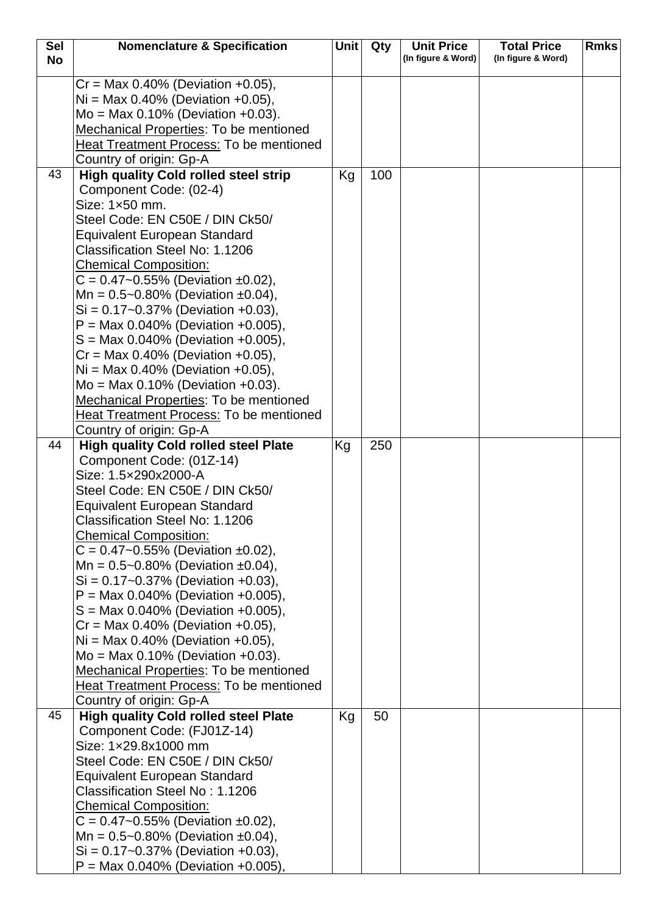| Sel No | Nomenclature & Specification | Unit | Qty | Unit Price (In figure & Word) | Total Price (In figure & Word) | Rmks |
|---|---|---|---|---|---|---|
| | Cr = Max 0.40% (Deviation +0.05),<br>Ni = Max 0.40% (Deviation +0.05),<br>Mo = Max 0.10% (Deviation +0.03).<br>Mechanical Properties: To be mentioned<br>Heat Treatment Process: To be mentioned<br>Country of origin: Gp-A | | | | | |
| 43 | **High quality Cold rolled steel strip**<br>Component Code: (02-4)<br>Size: 1×50 mm.<br>Steel Code: EN C50E / DIN Ck50/<br>Equivalent European Standard<br>Classification Steel No: 1.1206<br>Chemical Composition:<br>C = 0.47~0.55% (Deviation ±0.02),<br>Mn = 0.5~0.80% (Deviation ±0.04),<br>Si = 0.17~0.37% (Deviation +0.03),<br>P = Max 0.040% (Deviation +0.005),<br>S = Max 0.040% (Deviation +0.005),<br>Cr = Max 0.40% (Deviation +0.05),<br>Ni = Max 0.40% (Deviation +0.05),<br>Mo = Max 0.10% (Deviation +0.03).<br>Mechanical Properties: To be mentioned<br>Heat Treatment Process: To be mentioned<br>Country of origin: Gp-A | Kg | 100 | | | |
| 44 | **High quality Cold rolled steel Plate**<br>Component Code: (01Z-14)<br>Size: 1.5×290x2000-A<br>Steel Code: EN C50E / DIN Ck50/<br>Equivalent European Standard<br>Classification Steel No: 1.1206<br>Chemical Composition:<br>C = 0.47~0.55% (Deviation ±0.02),<br>Mn = 0.5~0.80% (Deviation ±0.04),<br>Si = 0.17~0.37% (Deviation +0.03),<br>P = Max 0.040% (Deviation +0.005),<br>S = Max 0.040% (Deviation +0.005),<br>Cr = Max 0.40% (Deviation +0.05),<br>Ni = Max 0.40% (Deviation +0.05),<br>Mo = Max 0.10% (Deviation +0.03).<br>Mechanical Properties: To be mentioned<br>Heat Treatment Process: To be mentioned<br>Country of origin: Gp-A | Kg | 250 | | | |
| 45 | **High quality Cold rolled steel Plate**<br>Component Code: (FJ01Z-14)<br>Size: 1×29.8x1000 mm<br>Steel Code: EN C50E / DIN Ck50/<br>Equivalent European Standard<br>Classification Steel No : 1.1206<br>Chemical Composition:<br>C = 0.47~0.55% (Deviation ±0.02),<br>Mn = 0.5~0.80% (Deviation ±0.04),<br>Si = 0.17~0.37% (Deviation +0.03),<br>P = Max 0.040% (Deviation +0.005), | Kg | 50 | | | |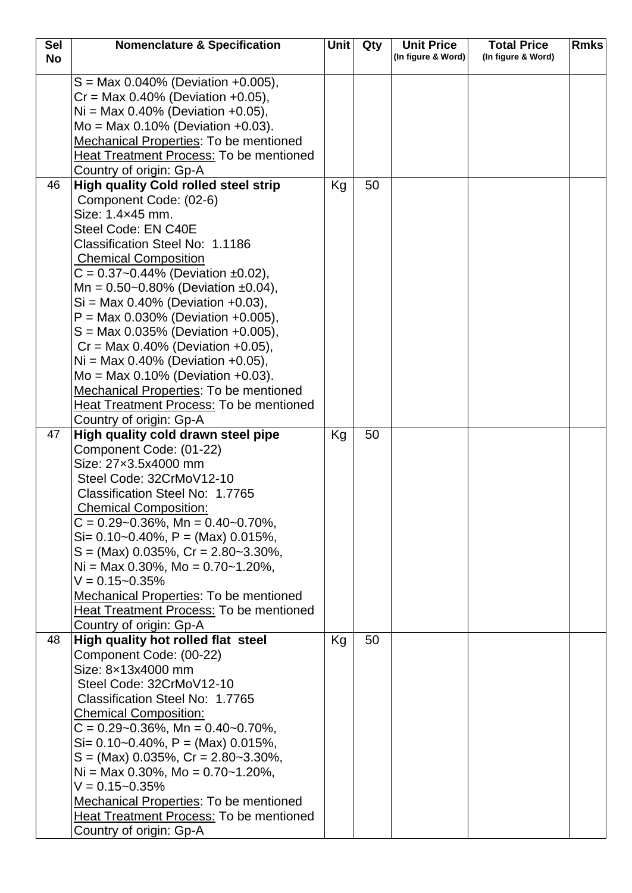| Sel No | Nomenclature & Specification | Unit | Qty | Unit Price (In figure & Word) | Total Price (In figure & Word) | Rmks |
|---|---|---|---|---|---|---|
| | S = Max 0.040% (Deviation +0.005),<br>Cr = Max 0.40% (Deviation +0.05),<br>Ni = Max 0.40% (Deviation +0.05),<br>Mo = Max 0.10% (Deviation +0.03).<br>Mechanical Properties: To be mentioned<br>Heat Treatment Process: To be mentioned<br>Country of origin: Gp-A | | | | | |
| 46 | **High quality Cold rolled steel strip**<br>Component Code: (02-6)<br>Size: 1.4×45 mm.<br>Steel Code: EN C40E<br>Classification Steel No: 1.1186<br>Chemical Composition<br>C = 0.37~0.44% (Deviation ±0.02),<br>Mn = 0.50~0.80% (Deviation ±0.04),<br>Si = Max 0.40% (Deviation +0.03),<br>P = Max 0.030% (Deviation +0.005),<br>S = Max 0.035% (Deviation +0.005),<br>Cr = Max 0.40% (Deviation +0.05),<br>Ni = Max 0.40% (Deviation +0.05),<br>Mo = Max 0.10% (Deviation +0.03).<br>Mechanical Properties: To be mentioned<br>Heat Treatment Process: To be mentioned<br>Country of origin: Gp-A | Kg | 50 | | | |
| 47 | **High quality cold drawn steel pipe**<br>Component Code: (01-22)<br>Size: 27×3.5x4000 mm<br>Steel Code: 32CrMoV12-10<br>Classification Steel No: 1.7765<br>Chemical Composition:<br>C = 0.29~0.36%, Mn = 0.40~0.70%,<br>Si= 0.10~0.40%, P = (Max) 0.015%,<br>S = (Max) 0.035%, Cr = 2.80~3.30%,<br>Ni = Max 0.30%, Mo = 0.70~1.20%,<br>V = 0.15~0.35%<br>Mechanical Properties: To be mentioned<br>Heat Treatment Process: To be mentioned<br>Country of origin: Gp-A | Kg | 50 | | | |
| 48 | **High quality hot rolled flat steel**<br>Component Code: (00-22)<br>Size: 8×13x4000 mm<br>Steel Code: 32CrMoV12-10<br>Classification Steel No: 1.7765<br>Chemical Composition:<br>C = 0.29~0.36%, Mn = 0.40~0.70%,<br>Si= 0.10~0.40%, P = (Max) 0.015%,<br>S = (Max) 0.035%, Cr = 2.80~3.30%,<br>Ni = Max 0.30%, Mo = 0.70~1.20%,<br>V = 0.15~0.35%<br>Mechanical Properties: To be mentioned<br>Heat Treatment Process: To be mentioned<br>Country of origin: Gp-A | Kg | 50 | | | |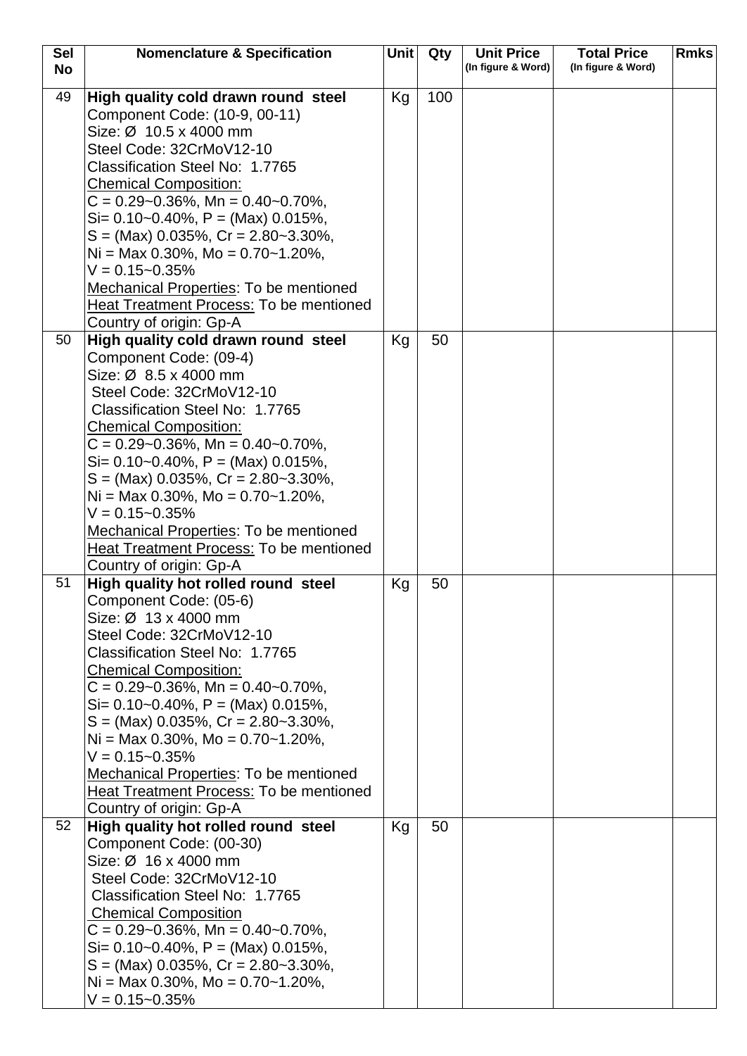| Sel No | Nomenclature & Specification | Unit | Qty | Unit Price (In figure & Word) | Total Price (In figure & Word) | Rmks |
|---|---|---|---|---|---|---|
| 49 | **High quality cold drawn round steel**<br>Component Code: (10-9, 00-11)<br>Size: Ø 10.5 x 4000 mm<br>Steel Code: 32CrMoV12-10<br>Classification Steel No: 1.7765<br><u>Chemical Composition:</u><br>C = 0.29~0.36%, Mn = 0.40~0.70%,<br>Si= 0.10~0.40%, P = (Max) 0.015%,<br>S = (Max) 0.035%, Cr = 2.80~3.30%,<br>Ni = Max 0.30%, Mo = 0.70~1.20%,<br>V = 0.15~0.35%<br><u>Mechanical Properties</u>: To be mentioned<br><u>Heat Treatment Process:</u> To be mentioned<br>Country of origin: Gp-A | Kg | 100 | | | |
| 50 | **High quality cold drawn round steel**<br>Component Code: (09-4)<br>Size: Ø 8.5 x 4000 mm<br>Steel Code: 32CrMoV12-10<br>Classification Steel No: 1.7765<br><u>Chemical Composition:</u><br>C = 0.29~0.36%, Mn = 0.40~0.70%,<br>Si= 0.10~0.40%, P = (Max) 0.015%,<br>S = (Max) 0.035%, Cr = 2.80~3.30%,<br>Ni = Max 0.30%, Mo = 0.70~1.20%,<br>V = 0.15~0.35%<br><u>Mechanical Properties</u>: To be mentioned<br><u>Heat Treatment Process:</u> To be mentioned<br>Country of origin: Gp-A | Kg | 50 | | | |
| 51 | **High quality hot rolled round steel**<br>Component Code: (05-6)<br>Size: Ø 13 x 4000 mm<br>Steel Code: 32CrMoV12-10<br>Classification Steel No: 1.7765<br><u>Chemical Composition:</u><br>C = 0.29~0.36%, Mn = 0.40~0.70%,<br>Si= 0.10~0.40%, P = (Max) 0.015%,<br>S = (Max) 0.035%, Cr = 2.80~3.30%,<br>Ni = Max 0.30%, Mo = 0.70~1.20%,<br>V = 0.15~0.35%<br><u>Mechanical Properties</u>: To be mentioned<br><u>Heat Treatment Process:</u> To be mentioned<br>Country of origin: Gp-A | Kg | 50 | | | |
| 52 | **High quality hot rolled round steel**<br>Component Code: (00-30)<br>Size: Ø 16 x 4000 mm<br>Steel Code: 32CrMoV12-10<br>Classification Steel No: 1.7765<br><u>Chemical Composition</u><br>C = 0.29~0.36%, Mn = 0.40~0.70%,<br>Si= 0.10~0.40%, P = (Max) 0.015%,<br>S = (Max) 0.035%, Cr = 2.80~3.30%,<br>Ni = Max 0.30%, Mo = 0.70~1.20%,<br>V = 0.15~0.35% | Kg | 50 | | | |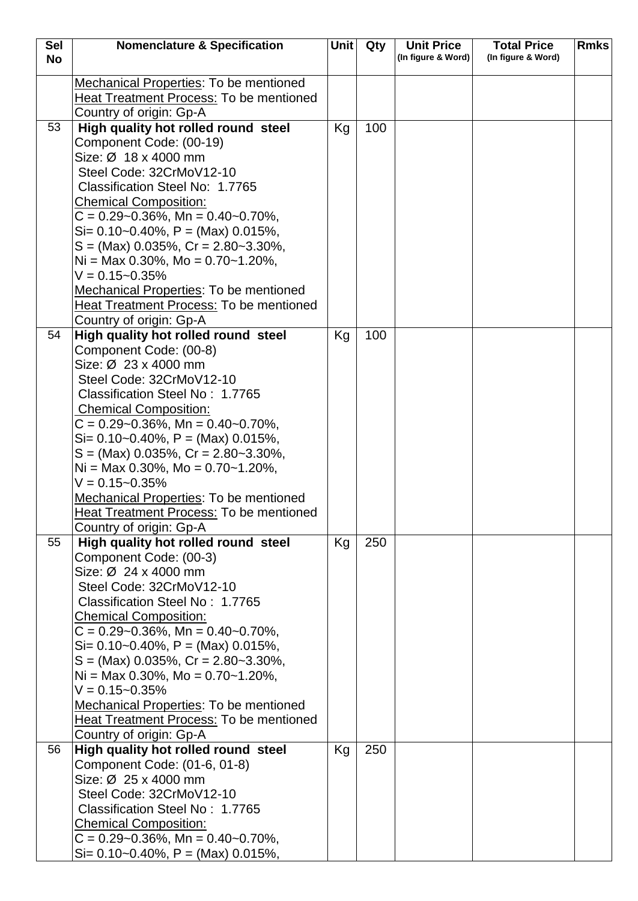| Sel No | Nomenclature & Specification | Unit | Qty | Unit Price (In figure & Word) | Total Price (In figure & Word) | Rmks |
|---|---|---|---|---|---|---|
| | <u>Mechanical Properties</u>: To be mentioned<br><u>Heat Treatment Process:</u> To be mentioned<br>Country of origin: Gp-A | | | | | |
| 53 | **High quality hot rolled round steel**<br>Component Code: (00-19)<br>Size: Ø 18 x 4000 mm<br>Steel Code: 32CrMoV12-10<br>Classification Steel No: 1.7765<br><u>Chemical Composition:</u><br>C = 0.29~0.36%, Mn = 0.40~0.70%,<br>Si= 0.10~0.40%, P = (Max) 0.015%,<br>S = (Max) 0.035%, Cr = 2.80~3.30%,<br>Ni = Max 0.30%, Mo = 0.70~1.20%,<br>V = 0.15~0.35%<br><u>Mechanical Properties</u>: To be mentioned<br><u>Heat Treatment Process:</u> To be mentioned<br>Country of origin: Gp-A | Kg | 100 | | | |
| 54 | **High quality hot rolled round steel**<br>Component Code: (00-8)<br>Size: Ø 23 x 4000 mm<br>Steel Code: 32CrMoV12-10<br>Classification Steel No : 1.7765<br><u>Chemical Composition:</u><br>C = 0.29~0.36%, Mn = 0.40~0.70%,<br>Si= 0.10~0.40%, P = (Max) 0.015%,<br>S = (Max) 0.035%, Cr = 2.80~3.30%,<br>Ni = Max 0.30%, Mo = 0.70~1.20%,<br>V = 0.15~0.35%<br><u>Mechanical Properties</u>: To be mentioned<br><u>Heat Treatment Process:</u> To be mentioned<br>Country of origin: Gp-A | Kg | 100 | | | |
| 55 | **High quality hot rolled round steel**<br>Component Code: (00-3)<br>Size: Ø 24 x 4000 mm<br>Steel Code: 32CrMoV12-10<br>Classification Steel No : 1.7765<br><u>Chemical Composition:</u><br>C = 0.29~0.36%, Mn = 0.40~0.70%,<br>Si= 0.10~0.40%, P = (Max) 0.015%,<br>S = (Max) 0.035%, Cr = 2.80~3.30%,<br>Ni = Max 0.30%, Mo = 0.70~1.20%,<br>V = 0.15~0.35%<br><u>Mechanical Properties</u>: To be mentioned<br><u>Heat Treatment Process:</u> To be mentioned<br>Country of origin: Gp-A | Kg | 250 | | | |
| 56 | **High quality hot rolled round steel**<br>Component Code: (01-6, 01-8)<br>Size: Ø 25 x 4000 mm<br>Steel Code: 32CrMoV12-10<br>Classification Steel No : 1.7765<br><u>Chemical Composition:</u><br>C = 0.29~0.36%, Mn = 0.40~0.70%,<br>Si= 0.10~0.40%, P = (Max) 0.015%, | Kg | 250 | | | |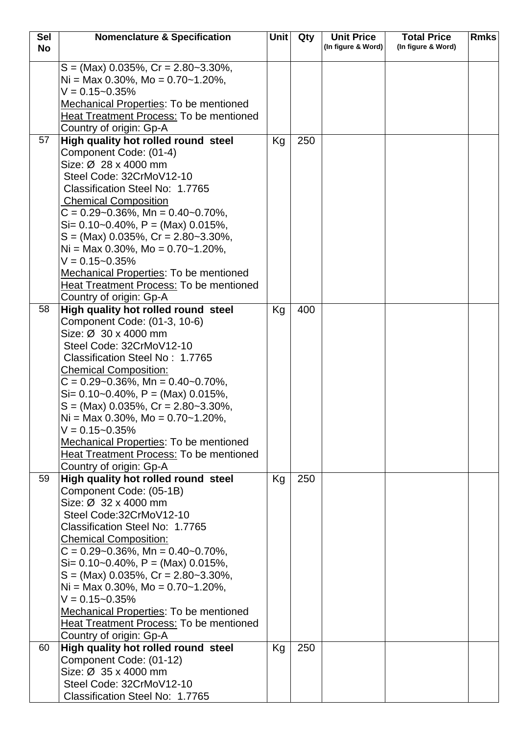| Sel No | Nomenclature & Specification | Unit | Qty | Unit Price (In figure & Word) | Total Price (In figure & Word) | Rmks |
|---|---|---|---|---|---|---|
| | S = (Max) 0.035%, Cr = 2.80~3.30%,<br>Ni = Max 0.30%, Mo = 0.70~1.20%,<br>V = 0.15~0.35%<br><u>Mechanical Properties</u>: To be mentioned<br><u>Heat Treatment Process:</u> To be mentioned<br>Country of origin: Gp-A | | | | | |
| 57 | **High quality hot rolled round steel**<br>Component Code: (01-4)<br>Size: Ø 28 x 4000 mm<br>Steel Code: 32CrMoV12-10<br>Classification Steel No: 1.7765<br><u>Chemical Composition</u><br>C = 0.29~0.36%, Mn = 0.40~0.70%,<br>Si= 0.10~0.40%, P = (Max) 0.015%,<br>S = (Max) 0.035%, Cr = 2.80~3.30%,<br>Ni = Max 0.30%, Mo = 0.70~1.20%,<br>V = 0.15~0.35%<br><u>Mechanical Properties</u>: To be mentioned<br><u>Heat Treatment Process:</u> To be mentioned<br>Country of origin: Gp-A | Kg | 250 | | | |
| 58 | **High quality hot rolled round steel**<br>Component Code: (01-3, 10-6)<br>Size: Ø 30 x 4000 mm<br>Steel Code: 32CrMoV12-10<br>Classification Steel No : 1.7765<br><u>Chemical Composition:</u><br>C = 0.29~0.36%, Mn = 0.40~0.70%,<br>Si= 0.10~0.40%, P = (Max) 0.015%,<br>S = (Max) 0.035%, Cr = 2.80~3.30%,<br>Ni = Max 0.30%, Mo = 0.70~1.20%,<br>V = 0.15~0.35%<br><u>Mechanical Properties</u>: To be mentioned<br><u>Heat Treatment Process:</u> To be mentioned<br>Country of origin: Gp-A | Kg | 400 | | | |
| 59 | **High quality hot rolled round steel**<br>Component Code: (05-1B)<br>Size: Ø 32 x 4000 mm<br>Steel Code:32CrMoV12-10<br>Classification Steel No: 1.7765<br><u>Chemical Composition:</u><br>C = 0.29~0.36%, Mn = 0.40~0.70%,<br>Si= 0.10~0.40%, P = (Max) 0.015%,<br>S = (Max) 0.035%, Cr = 2.80~3.30%,<br>Ni = Max 0.30%, Mo = 0.70~1.20%,<br>V = 0.15~0.35%<br><u>Mechanical Properties</u>: To be mentioned<br><u>Heat Treatment Process:</u> To be mentioned<br>Country of origin: Gp-A | Kg | 250 | | | |
| 60 | **High quality hot rolled round steel**<br>Component Code: (01-12)<br>Size: Ø 35 x 4000 mm<br>Steel Code: 32CrMoV12-10<br>Classification Steel No: 1.7765 | Kg | 250 | | | |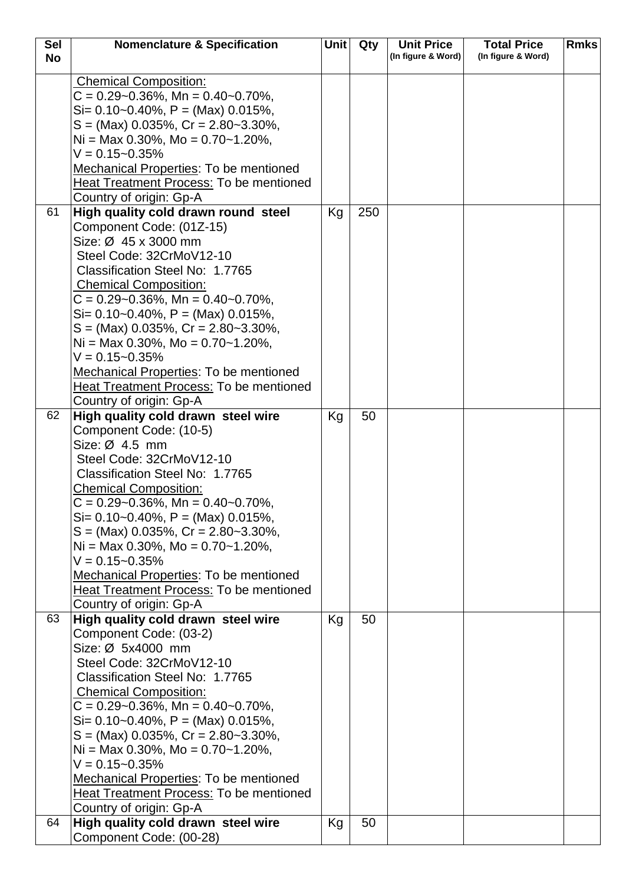| Sel No | Nomenclature & Specification | Unit | Qty | Unit Price (In figure & Word) | Total Price (In figure & Word) | Rmks |
|---|---|---|---|---|---|---|
| | Chemical Composition:<br>C = 0.29~0.36%, Mn = 0.40~0.70%,<br>Si= 0.10~0.40%, P = (Max) 0.015%,<br>S = (Max) 0.035%, Cr = 2.80~3.30%,<br>Ni = Max 0.30%, Mo = 0.70~1.20%,<br>V = 0.15~0.35%<br>Mechanical Properties: To be mentioned<br>Heat Treatment Process: To be mentioned<br>Country of origin: Gp-A | | | | | |
| 61 | **High quality cold drawn round steel**<br>Component Code: (01Z-15)<br>Size: Ø 45 x 3000 mm<br>Steel Code: 32CrMoV12-10<br>Classification Steel No: 1.7765<br>Chemical Composition:<br>C = 0.29~0.36%, Mn = 0.40~0.70%,<br>Si= 0.10~0.40%, P = (Max) 0.015%,<br>S = (Max) 0.035%, Cr = 2.80~3.30%,<br>Ni = Max 0.30%, Mo = 0.70~1.20%,<br>V = 0.15~0.35%<br>Mechanical Properties: To be mentioned<br>Heat Treatment Process: To be mentioned<br>Country of origin: Gp-A | Kg | 250 | | | |
| 62 | **High quality cold drawn steel wire**<br>Component Code: (10-5)<br>Size: Ø 4.5 mm<br>Steel Code: 32CrMoV12-10<br>Classification Steel No: 1.7765<br>Chemical Composition:<br>C = 0.29~0.36%, Mn = 0.40~0.70%,<br>Si= 0.10~0.40%, P = (Max) 0.015%,<br>S = (Max) 0.035%, Cr = 2.80~3.30%,<br>Ni = Max 0.30%, Mo = 0.70~1.20%,<br>V = 0.15~0.35%<br>Mechanical Properties: To be mentioned<br>Heat Treatment Process: To be mentioned<br>Country of origin: Gp-A | Kg | 50 | | | |
| 63 | **High quality cold drawn steel wire**<br>Component Code: (03-2)<br>Size: Ø 5x4000 mm<br>Steel Code: 32CrMoV12-10<br>Classification Steel No: 1.7765<br>Chemical Composition:<br>C = 0.29~0.36%, Mn = 0.40~0.70%,<br>Si= 0.10~0.40%, P = (Max) 0.015%,<br>S = (Max) 0.035%, Cr = 2.80~3.30%,<br>Ni = Max 0.30%, Mo = 0.70~1.20%,<br>V = 0.15~0.35%<br>Mechanical Properties: To be mentioned<br>Heat Treatment Process: To be mentioned<br>Country of origin: Gp-A | Kg | 50 | | | |
| 64 | **High quality cold drawn steel wire**<br>Component Code: (00-28) | Kg | 50 | | | |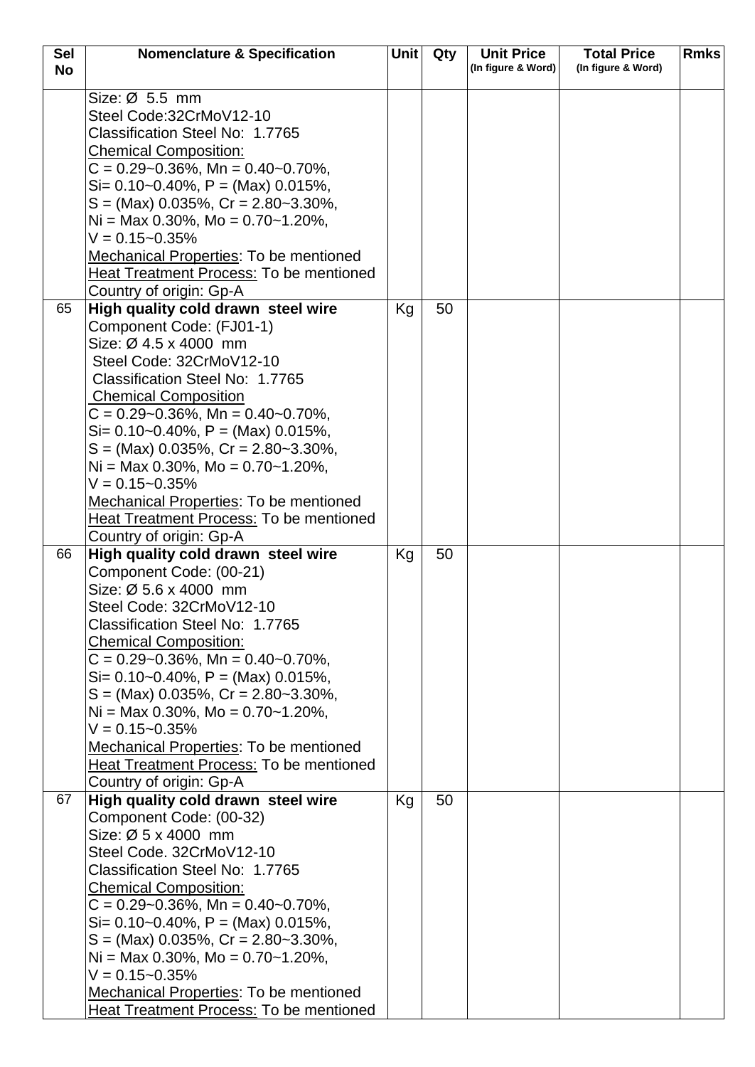| Sel No | Nomenclature & Specification | Unit | Qty | Unit Price (In figure & Word) | Total Price (In figure & Word) | Rmks |
|---|---|---|---|---|---|---|
| | Size: Ø 5.5 mm<br>Steel Code:32CrMoV12-10<br>Classification Steel No: 1.7765<br><u>Chemical Composition:</u><br>C = 0.29~0.36%, Mn = 0.40~0.70%,<br>Si= 0.10~0.40%, P = (Max) 0.015%,<br>S = (Max) 0.035%, Cr = 2.80~3.30%,<br>Ni = Max 0.30%, Mo = 0.70~1.20%,<br>V = 0.15~0.35%<br><u>Mechanical Properties</u>: To be mentioned<br><u>Heat Treatment Process:</u> To be mentioned<br>Country of origin: Gp-A | | | | | |
| 65 | **High quality cold drawn steel wire**<br>Component Code: (FJ01-1)<br>Size: Ø 4.5 x 4000 mm<br>Steel Code: 32CrMoV12-10<br>Classification Steel No: 1.7765<br><u>Chemical Composition</u><br>C = 0.29~0.36%, Mn = 0.40~0.70%,<br>Si= 0.10~0.40%, P = (Max) 0.015%,<br>S = (Max) 0.035%, Cr = 2.80~3.30%,<br>Ni = Max 0.30%, Mo = 0.70~1.20%,<br>V = 0.15~0.35%<br><u>Mechanical Properties</u>: To be mentioned<br><u>Heat Treatment Process:</u> To be mentioned<br>Country of origin: Gp-A | Kg | 50 | | | |
| 66 | **High quality cold drawn steel wire**<br>Component Code: (00-21)<br>Size: Ø 5.6 x 4000 mm<br>Steel Code: 32CrMoV12-10<br>Classification Steel No: 1.7765<br><u>Chemical Composition:</u><br>C = 0.29~0.36%, Mn = 0.40~0.70%,<br>Si= 0.10~0.40%, P = (Max) 0.015%,<br>S = (Max) 0.035%, Cr = 2.80~3.30%,<br>Ni = Max 0.30%, Mo = 0.70~1.20%,<br>V = 0.15~0.35%<br><u>Mechanical Properties</u>: To be mentioned<br><u>Heat Treatment Process:</u> To be mentioned<br>Country of origin: Gp-A | Kg | 50 | | | |
| 67 | **High quality cold drawn steel wire**<br>Component Code: (00-32)<br>Size: Ø 5 x 4000 mm<br>Steel Code. 32CrMoV12-10<br>Classification Steel No: 1.7765<br><u>Chemical Composition:</u><br>C = 0.29~0.36%, Mn = 0.40~0.70%,<br>Si= 0.10~0.40%, P = (Max) 0.015%,<br>S = (Max) 0.035%, Cr = 2.80~3.30%,<br>Ni = Max 0.30%, Mo = 0.70~1.20%,<br>V = 0.15~0.35%<br><u>Mechanical Properties</u>: To be mentioned<br><u>Heat Treatment Process:</u> To be mentioned | Kg | 50 | | | |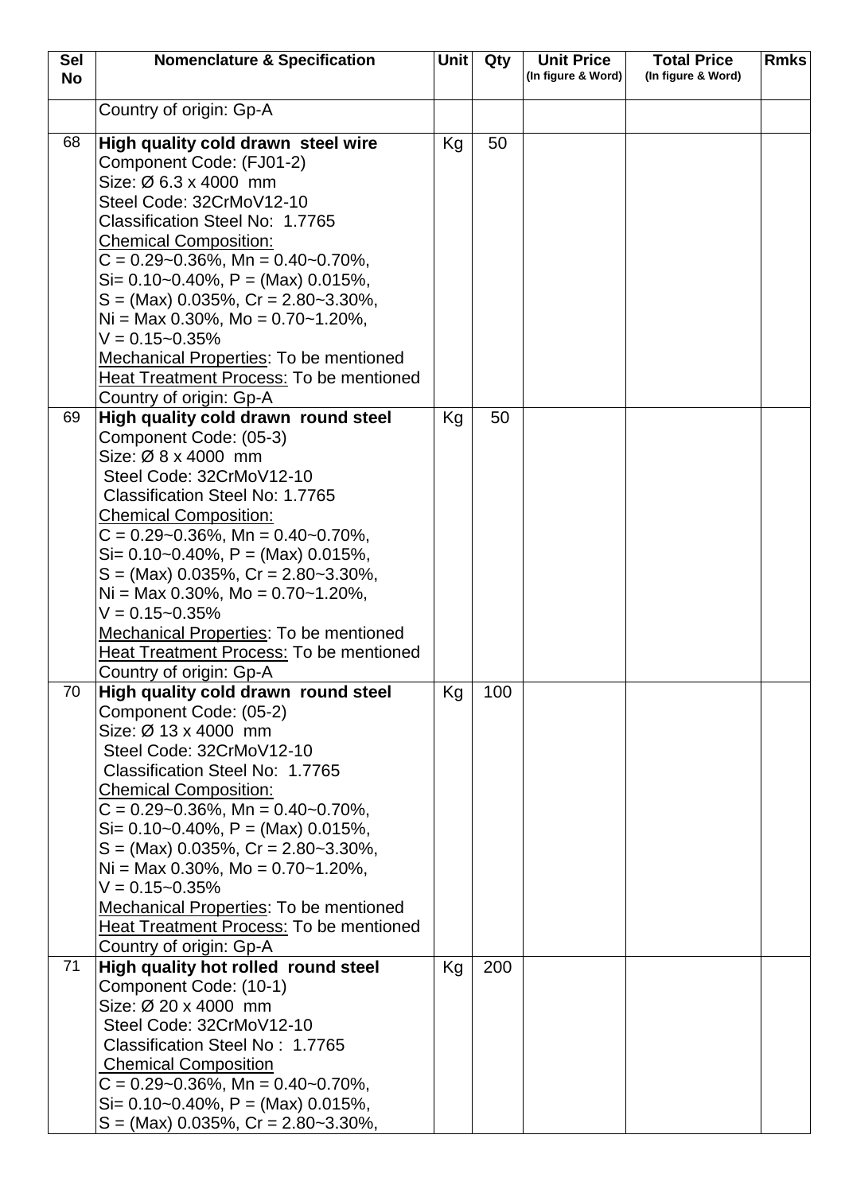| Sel No | Nomenclature & Specification | Unit | Qty | Unit Price (In figure & Word) | Total Price (In figure & Word) | Rmks |
|---|---|---|---|---|---|---|
| | Country of origin: Gp-A | | | | | |
| 68 | **High quality cold drawn steel wire**<br>Component Code: (FJ01-2)<br>Size: Ø 6.3 x 4000 mm<br>Steel Code: 32CrMoV12-10<br>Classification Steel No: 1.7765<br><u>Chemical Composition:</u><br>C = 0.29~0.36%, Mn = 0.40~0.70%,<br>Si= 0.10~0.40%, P = (Max) 0.015%,<br>S = (Max) 0.035%, Cr = 2.80~3.30%,<br>Ni = Max 0.30%, Mo = 0.70~1.20%,<br>V = 0.15~0.35%<br><u>Mechanical Properties</u>: To be mentioned<br><u>Heat Treatment Process:</u> To be mentioned<br>Country of origin: Gp-A | Kg | 50 | | | |
| 69 | **High quality cold drawn round steel**<br>Component Code: (05-3)<br>Size: Ø 8 x 4000 mm<br>Steel Code: 32CrMoV12-10<br>Classification Steel No: 1.7765<br><u>Chemical Composition:</u><br>C = 0.29~0.36%, Mn = 0.40~0.70%,<br>Si= 0.10~0.40%, P = (Max) 0.015%,<br>S = (Max) 0.035%, Cr = 2.80~3.30%,<br>Ni = Max 0.30%, Mo = 0.70~1.20%,<br>V = 0.15~0.35%<br><u>Mechanical Properties</u>: To be mentioned<br><u>Heat Treatment Process:</u> To be mentioned<br>Country of origin: Gp-A | Kg | 50 | | | |
| 70 | **High quality cold drawn round steel**<br>Component Code: (05-2)<br>Size: Ø 13 x 4000 mm<br>Steel Code: 32CrMoV12-10<br>Classification Steel No: 1.7765<br><u>Chemical Composition:</u><br>C = 0.29~0.36%, Mn = 0.40~0.70%,<br>Si= 0.10~0.40%, P = (Max) 0.015%,<br>S = (Max) 0.035%, Cr = 2.80~3.30%,<br>Ni = Max 0.30%, Mo = 0.70~1.20%,<br>V = 0.15~0.35%<br><u>Mechanical Properties</u>: To be mentioned<br><u>Heat Treatment Process:</u> To be mentioned<br>Country of origin: Gp-A | Kg | 100 | | | |
| 71 | **High quality hot rolled round steel**<br>Component Code: (10-1)<br>Size: Ø 20 x 4000 mm<br>Steel Code: 32CrMoV12-10<br>Classification Steel No : 1.7765<br><u>Chemical Composition</u><br>C = 0.29~0.36%, Mn = 0.40~0.70%,<br>Si= 0.10~0.40%, P = (Max) 0.015%,<br>S = (Max) 0.035%, Cr = 2.80~3.30%, | Kg | 200 | | | |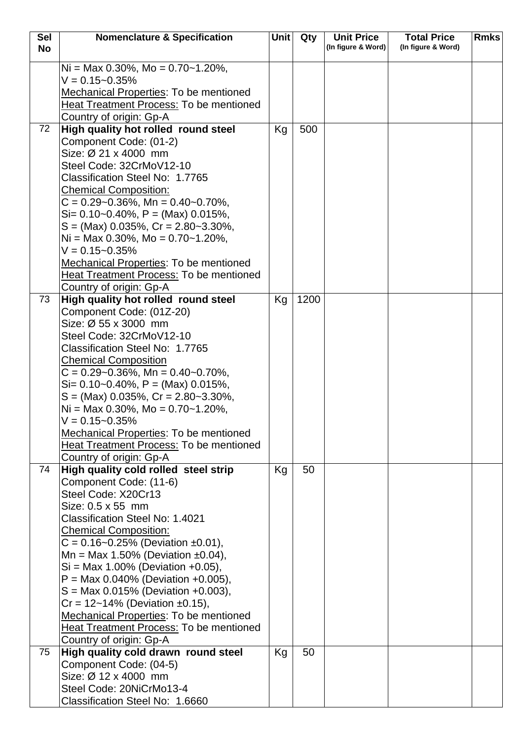| Sel No | Nomenclature & Specification | Unit | Qty | Unit Price (In figure & Word) | Total Price (In figure & Word) | Rmks |
|---|---|---|---|---|---|---|
| | Ni = Max 0.30%, Mo = 0.70~1.20%,<br>V = 0.15~0.35%<br>Mechanical Properties: To be mentioned<br>Heat Treatment Process: To be mentioned<br>Country of origin: Gp-A | | | | | |
| 72 | **High quality hot rolled round steel**<br>Component Code: (01-2)<br>Size: Ø 21 x 4000 mm<br>Steel Code: 32CrMoV12-10<br>Classification Steel No: 1.7765<br>Chemical Composition:<br>C = 0.29~0.36%, Mn = 0.40~0.70%,<br>Si= 0.10~0.40%, P = (Max) 0.015%,<br>S = (Max) 0.035%, Cr = 2.80~3.30%,<br>Ni = Max 0.30%, Mo = 0.70~1.20%,<br>V = 0.15~0.35%<br>Mechanical Properties: To be mentioned<br>Heat Treatment Process: To be mentioned<br>Country of origin: Gp-A | Kg | 500 | | | |
| 73 | **High quality hot rolled round steel**<br>Component Code: (01Z-20)<br>Size: Ø 55 x 3000 mm<br>Steel Code: 32CrMoV12-10<br>Classification Steel No: 1.7765<br>Chemical Composition<br>C = 0.29~0.36%, Mn = 0.40~0.70%,<br>Si= 0.10~0.40%, P = (Max) 0.015%,<br>S = (Max) 0.035%, Cr = 2.80~3.30%,<br>Ni = Max 0.30%, Mo = 0.70~1.20%,<br>V = 0.15~0.35%<br>Mechanical Properties: To be mentioned<br>Heat Treatment Process: To be mentioned<br>Country of origin: Gp-A | Kg | 1200 | | | |
| 74 | **High quality cold rolled steel strip**<br>Component Code: (11-6)<br>Steel Code: X20Cr13<br>Size: 0.5 x 55 mm<br>Classification Steel No: 1.4021<br>Chemical Composition:<br>C = 0.16~0.25% (Deviation ±0.01),<br>Mn = Max 1.50% (Deviation ±0.04),<br>Si = Max 1.00% (Deviation +0.05),<br>P = Max 0.040% (Deviation +0.005),<br>S = Max 0.015% (Deviation +0.003),<br>Cr = 12~14% (Deviation ±0.15),<br>Mechanical Properties: To be mentioned<br>Heat Treatment Process: To be mentioned<br>Country of origin: Gp-A | Kg | 50 | | | |
| 75 | **High quality cold drawn round steel**<br>Component Code: (04-5)<br>Size: Ø 12 x 4000 mm<br>Steel Code: 20NiCrMo13-4<br>Classification Steel No: 1.6660 | Kg | 50 | | | |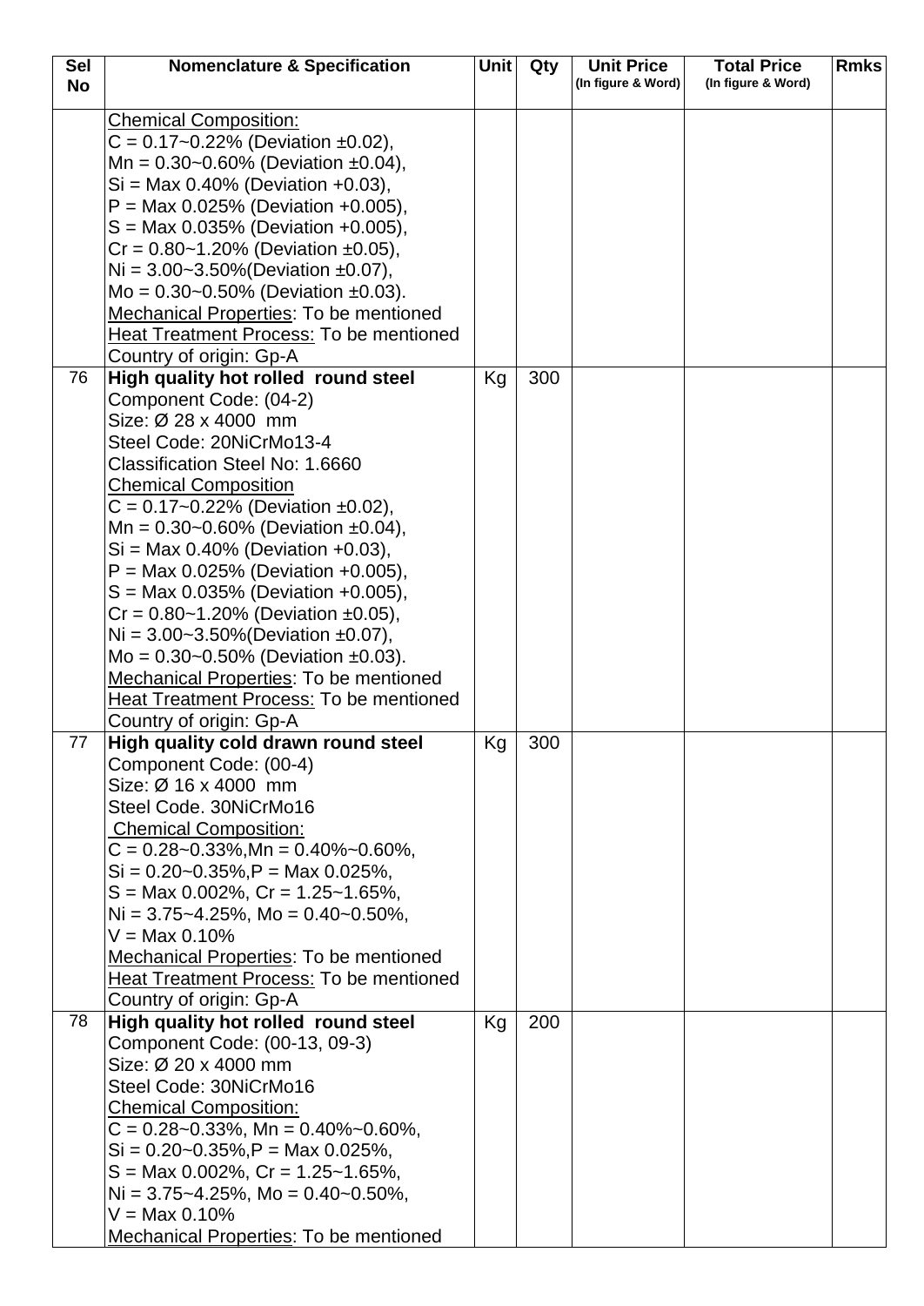| Sel No | Nomenclature & Specification | Unit | Qty | Unit Price (In figure & Word) | Total Price (In figure & Word) | Rmks |
|---|---|---|---|---|---|---|
| | Chemical Composition:<br>C = 0.17~0.22% (Deviation ±0.02),<br>Mn = 0.30~0.60% (Deviation ±0.04),<br>Si = Max 0.40% (Deviation +0.03),<br>P = Max 0.025% (Deviation +0.005),<br>S = Max 0.035% (Deviation +0.005),<br>Cr = 0.80~1.20% (Deviation ±0.05),<br>Ni = 3.00~3.50%(Deviation ±0.07),<br>Mo = 0.30~0.50% (Deviation ±0.03).<br>Mechanical Properties: To be mentioned<br>Heat Treatment Process: To be mentioned<br>Country of origin: Gp-A | | | | | |
| 76 | **High quality hot rolled round steel**<br>Component Code: (04-2)<br>Size: Ø 28 x 4000 mm<br>Steel Code: 20NiCrMo13-4<br>Classification Steel No: 1.6660<br>Chemical Composition<br>C = 0.17~0.22% (Deviation ±0.02),<br>Mn = 0.30~0.60% (Deviation ±0.04),<br>Si = Max 0.40% (Deviation +0.03),<br>P = Max 0.025% (Deviation +0.005),<br>S = Max 0.035% (Deviation +0.005),<br>Cr = 0.80~1.20% (Deviation ±0.05),<br>Ni = 3.00~3.50%(Deviation ±0.07),<br>Mo = 0.30~0.50% (Deviation ±0.03).<br>Mechanical Properties: To be mentioned<br>Heat Treatment Process: To be mentioned<br>Country of origin: Gp-A | Kg | 300 | | | |
| 77 | **High quality cold drawn round steel**<br>Component Code: (00-4)<br>Size: Ø 16 x 4000 mm<br>Steel Code. 30NiCrMo16<br>Chemical Composition:<br>C = 0.28~0.33%,Mn = 0.40%~0.60%,<br>Si = 0.20~0.35%,P = Max 0.025%,<br>S = Max 0.002%, Cr = 1.25~1.65%,<br>Ni = 3.75~4.25%, Mo = 0.40~0.50%,<br>V = Max 0.10%<br>Mechanical Properties: To be mentioned<br>Heat Treatment Process: To be mentioned<br>Country of origin: Gp-A | Kg | 300 | | | |
| 78 | **High quality hot rolled round steel**<br>Component Code: (00-13, 09-3)<br>Size: Ø 20 x 4000 mm<br>Steel Code: 30NiCrMo16<br>Chemical Composition:<br>C = 0.28~0.33%, Mn = 0.40%~0.60%,<br>Si = 0.20~0.35%,P = Max 0.025%,<br>S = Max 0.002%, Cr = 1.25~1.65%,<br>Ni = 3.75~4.25%, Mo = 0.40~0.50%,<br>V = Max 0.10%<br>Mechanical Properties: To be mentioned | Kg | 200 | | | |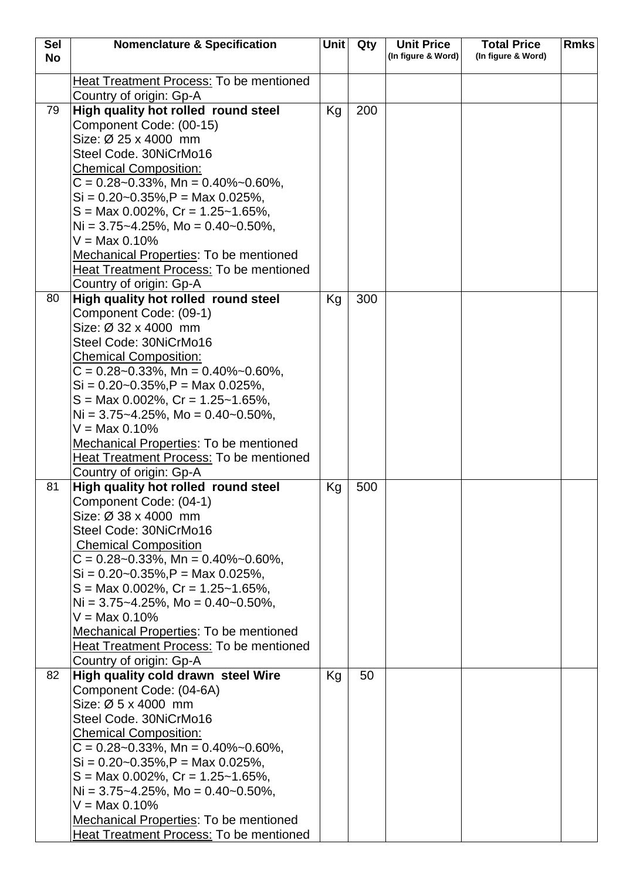| Sel No | Nomenclature & Specification | Unit | Qty | Unit Price (In figure & Word) | Total Price (In figure & Word) | Rmks |
|---|---|---|---|---|---|---|
| | Heat Treatment Process: To be mentioned<br>Country of origin: Gp-A | | | | | |
| 79 | **High quality hot rolled round steel**<br>Component Code: (00-15)<br>Size: Ø 25 x 4000 mm<br>Steel Code. 30NiCrMo16<br>Chemical Composition:<br>C = 0.28~0.33%, Mn = 0.40%~0.60%,<br>Si = 0.20~0.35%,P = Max 0.025%,<br>S = Max 0.002%, Cr = 1.25~1.65%,<br>Ni = 3.75~4.25%, Mo = 0.40~0.50%,<br>V = Max 0.10%<br>Mechanical Properties: To be mentioned<br>Heat Treatment Process: To be mentioned<br>Country of origin: Gp-A | Kg | 200 | | | |
| 80 | **High quality hot rolled round steel**<br>Component Code: (09-1)<br>Size: Ø 32 x 4000 mm<br>Steel Code: 30NiCrMo16<br>Chemical Composition:<br>C = 0.28~0.33%, Mn = 0.40%~0.60%,<br>Si = 0.20~0.35%,P = Max 0.025%,<br>S = Max 0.002%, Cr = 1.25~1.65%,<br>Ni = 3.75~4.25%, Mo = 0.40~0.50%,<br>V = Max 0.10%<br>Mechanical Properties: To be mentioned<br>Heat Treatment Process: To be mentioned<br>Country of origin: Gp-A | Kg | 300 | | | |
| 81 | **High quality hot rolled round steel**<br>Component Code: (04-1)<br>Size: Ø 38 x 4000 mm<br>Steel Code: 30NiCrMo16<br>Chemical Composition<br>C = 0.28~0.33%, Mn = 0.40%~0.60%,<br>Si = 0.20~0.35%,P = Max 0.025%,<br>S = Max 0.002%, Cr = 1.25~1.65%,<br>Ni = 3.75~4.25%, Mo = 0.40~0.50%,<br>V = Max 0.10%<br>Mechanical Properties: To be mentioned<br>Heat Treatment Process: To be mentioned<br>Country of origin: Gp-A | Kg | 500 | | | |
| 82 | **High quality cold drawn steel Wire**<br>Component Code: (04-6A)<br>Size: Ø 5 x 4000 mm<br>Steel Code. 30NiCrMo16<br>Chemical Composition:<br>C = 0.28~0.33%, Mn = 0.40%~0.60%,<br>Si = 0.20~0.35%,P = Max 0.025%,<br>S = Max 0.002%, Cr = 1.25~1.65%,<br>Ni = 3.75~4.25%, Mo = 0.40~0.50%,<br>V = Max 0.10%<br>Mechanical Properties: To be mentioned<br>Heat Treatment Process: To be mentioned | Kg | 50 | | | |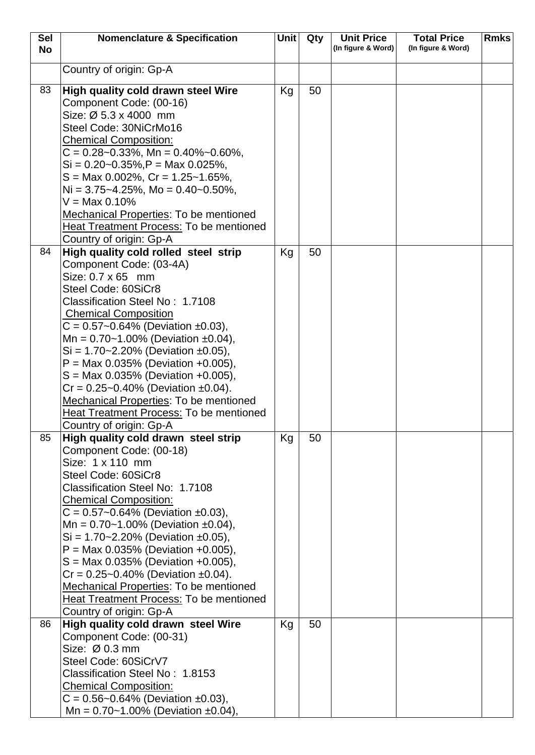| Sel No | Nomenclature & Specification | Unit | Qty | Unit Price (In figure & Word) | Total Price (In figure & Word) | Rmks |
|---|---|---|---|---|---|---|
| | Country of origin: Gp-A | | | | | |
| 83 | **High quality cold drawn steel Wire**<br>Component Code: (00-16)<br>Size: Ø 5.3 x 4000 mm<br>Steel Code: 30NiCrMo16<br>Chemical Composition:<br>C = 0.28~0.33%, Mn = 0.40%~0.60%,<br>Si = 0.20~0.35%,P = Max 0.025%,<br>S = Max 0.002%, Cr = 1.25~1.65%,<br>Ni = 3.75~4.25%, Mo = 0.40~0.50%,<br>V = Max 0.10%<br>Mechanical Properties: To be mentioned<br>Heat Treatment Process: To be mentioned<br>Country of origin: Gp-A | Kg | 50 | | | |
| 84 | **High quality cold rolled steel strip**<br>Component Code: (03-4A)<br>Size: 0.7 x 65 mm<br>Steel Code: 60SiCr8<br>Classification Steel No : 1.7108<br>Chemical Composition<br>C = 0.57~0.64% (Deviation ±0.03),<br>Mn = 0.70~1.00% (Deviation ±0.04),<br>Si = 1.70~2.20% (Deviation ±0.05),<br>P = Max 0.035% (Deviation +0.005),<br>S = Max 0.035% (Deviation +0.005),<br>Cr = 0.25~0.40% (Deviation ±0.04).<br>Mechanical Properties: To be mentioned<br>Heat Treatment Process: To be mentioned<br>Country of origin: Gp-A | Kg | 50 | | | |
| 85 | **High quality cold drawn steel strip**<br>Component Code: (00-18)<br>Size: 1 x 110 mm<br>Steel Code: 60SiCr8<br>Classification Steel No: 1.7108<br>Chemical Composition:<br>C = 0.57~0.64% (Deviation ±0.03),<br>Mn = 0.70~1.00% (Deviation ±0.04),<br>Si = 1.70~2.20% (Deviation ±0.05),<br>P = Max 0.035% (Deviation +0.005),<br>S = Max 0.035% (Deviation +0.005),<br>Cr = 0.25~0.40% (Deviation ±0.04).<br>Mechanical Properties: To be mentioned<br>Heat Treatment Process: To be mentioned<br>Country of origin: Gp-A | Kg | 50 | | | |
| 86 | **High quality cold drawn steel Wire**<br>Component Code: (00-31)<br>Size: Ø 0.3 mm<br>Steel Code: 60SiCrV7<br>Classification Steel No : 1.8153<br>Chemical Composition:<br>C = 0.56~0.64% (Deviation ±0.03),<br>Mn = 0.70~1.00% (Deviation ±0.04), | Kg | 50 | | | |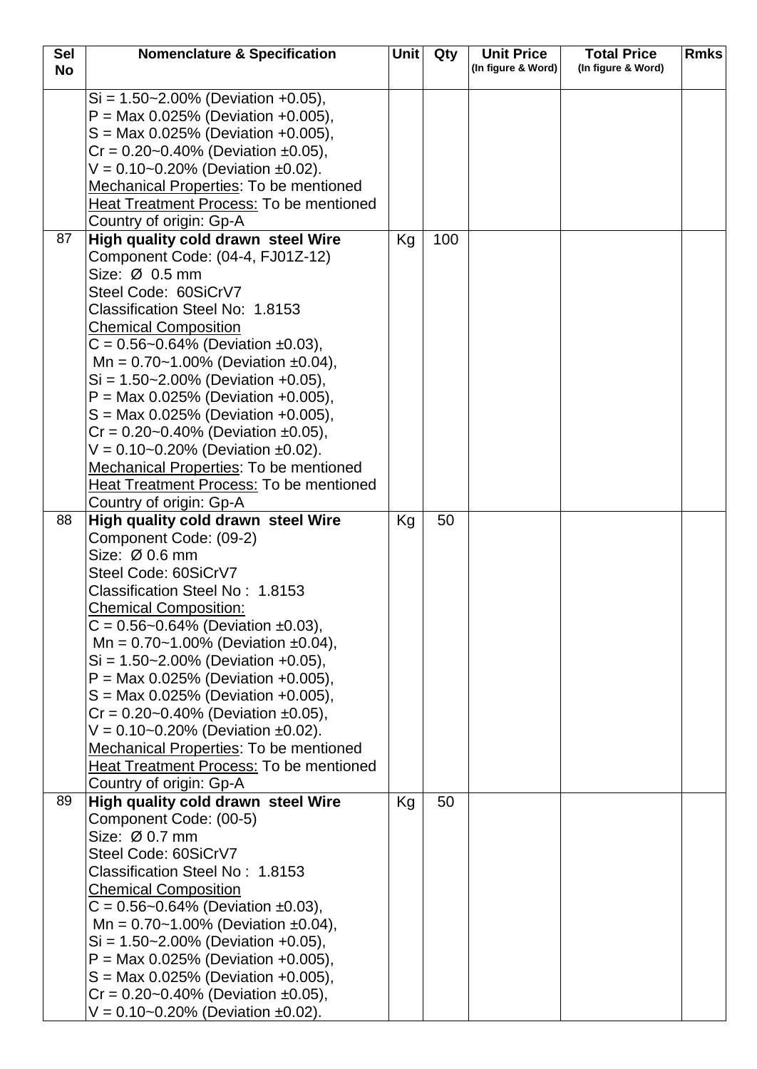| Sel No | Nomenclature & Specification | Unit | Qty | Unit Price (In figure & Word) | Total Price (In figure & Word) | Rmks |
|---|---|---|---|---|---|---|
| | Si = 1.50~2.00% (Deviation +0.05),<br>P = Max 0.025% (Deviation +0.005),<br>S = Max 0.025% (Deviation +0.005),<br>Cr = 0.20~0.40% (Deviation ±0.05),<br>V = 0.10~0.20% (Deviation ±0.02).<br>Mechanical Properties: To be mentioned<br>Heat Treatment Process: To be mentioned<br>Country of origin: Gp-A | | | | | |
| 87 | **High quality cold drawn steel Wire**<br>Component Code: (04-4, FJ01Z-12)<br>Size: Ø 0.5 mm<br>Steel Code: 60SiCrV7<br>Classification Steel No: 1.8153<br>Chemical Composition<br>C = 0.56~0.64% (Deviation ±0.03),<br>Mn = 0.70~1.00% (Deviation ±0.04),<br>Si = 1.50~2.00% (Deviation +0.05),<br>P = Max 0.025% (Deviation +0.005),<br>S = Max 0.025% (Deviation +0.005),<br>Cr = 0.20~0.40% (Deviation ±0.05),<br>V = 0.10~0.20% (Deviation ±0.02).<br>Mechanical Properties: To be mentioned<br>Heat Treatment Process: To be mentioned<br>Country of origin: Gp-A | Kg | 100 | | | |
| 88 | **High quality cold drawn steel Wire**<br>Component Code: (09-2)<br>Size: Ø 0.6 mm<br>Steel Code: 60SiCrV7<br>Classification Steel No : 1.8153<br>Chemical Composition:<br>C = 0.56~0.64% (Deviation ±0.03),<br>Mn = 0.70~1.00% (Deviation ±0.04),<br>Si = 1.50~2.00% (Deviation +0.05),<br>P = Max 0.025% (Deviation +0.005),<br>S = Max 0.025% (Deviation +0.005),<br>Cr = 0.20~0.40% (Deviation ±0.05),<br>V = 0.10~0.20% (Deviation ±0.02).<br>Mechanical Properties: To be mentioned<br>Heat Treatment Process: To be mentioned<br>Country of origin: Gp-A | Kg | 50 | | | |
| 89 | **High quality cold drawn steel Wire**<br>Component Code: (00-5)<br>Size: Ø 0.7 mm<br>Steel Code: 60SiCrV7<br>Classification Steel No : 1.8153<br>Chemical Composition<br>C = 0.56~0.64% (Deviation ±0.03),<br>Mn = 0.70~1.00% (Deviation ±0.04),<br>Si = 1.50~2.00% (Deviation +0.05),<br>P = Max 0.025% (Deviation +0.005),<br>S = Max 0.025% (Deviation +0.005),<br>Cr = 0.20~0.40% (Deviation ±0.05),<br>V = 0.10~0.20% (Deviation ±0.02). | Kg | 50 | | | |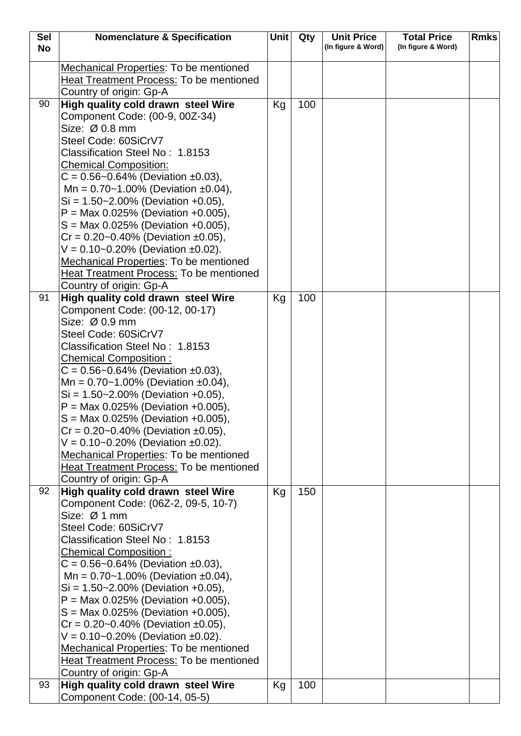| Sel No | Nomenclature & Specification | Unit | Qty | Unit Price (In figure & Word) | Total Price (In figure & Word) | Rmks |
|---|---|---|---|---|---|---|
| | Mechanical Properties: To be mentioned<br>Heat Treatment Process: To be mentioned<br>Country of origin: Gp-A | | | | | |
| 90 | **High quality cold drawn steel Wire**<br>Component Code: (00-9, 00Z-34)<br>Size: Ø 0.8 mm<br>Steel Code: 60SiCrV7<br>Classification Steel No : 1.8153<br>Chemical Composition:<br>C = 0.56~0.64% (Deviation ±0.03),<br>Mn = 0.70~1.00% (Deviation ±0.04),<br>Si = 1.50~2.00% (Deviation +0.05),<br>P = Max 0.025% (Deviation +0.005),<br>S = Max 0.025% (Deviation +0.005),<br>Cr = 0.20~0.40% (Deviation ±0.05),<br>V = 0.10~0.20% (Deviation ±0.02).<br>Mechanical Properties: To be mentioned<br>Heat Treatment Process: To be mentioned<br>Country of origin: Gp-A | Kg | 100 | | | |
| 91 | **High quality cold drawn steel Wire**<br>Component Code: (00-12, 00-17)<br>Size: Ø 0.9 mm<br>Steel Code: 60SiCrV7<br>Classification Steel No : 1.8153<br>Chemical Composition :<br>C = 0.56~0.64% (Deviation ±0.03),<br>Mn = 0.70~1.00% (Deviation ±0.04),<br>Si = 1.50~2.00% (Deviation +0.05),<br>P = Max 0.025% (Deviation +0.005),<br>S = Max 0.025% (Deviation +0.005),<br>Cr = 0.20~0.40% (Deviation ±0.05),<br>V = 0.10~0.20% (Deviation ±0.02).<br>Mechanical Properties: To be mentioned<br>Heat Treatment Process: To be mentioned<br>Country of origin: Gp-A | Kg | 100 | | | |
| 92 | **High quality cold drawn steel Wire**<br>Component Code: (06Z-2, 09-5, 10-7)<br>Size: Ø 1 mm<br>Steel Code: 60SiCrV7<br>Classification Steel No : 1.8153<br>Chemical Composition :<br>C = 0.56~0.64% (Deviation ±0.03),<br>Mn = 0.70~1.00% (Deviation ±0.04),<br>Si = 1.50~2.00% (Deviation +0.05),<br>P = Max 0.025% (Deviation +0.005),<br>S = Max 0.025% (Deviation +0.005),<br>Cr = 0.20~0.40% (Deviation ±0.05),<br>V = 0.10~0.20% (Deviation ±0.02).<br>Mechanical Properties: To be mentioned<br>Heat Treatment Process: To be mentioned<br>Country of origin: Gp-A | Kg | 150 | | | |
| 93 | **High quality cold drawn steel Wire**<br>Component Code: (00-14, 05-5) | Kg | 100 | | | |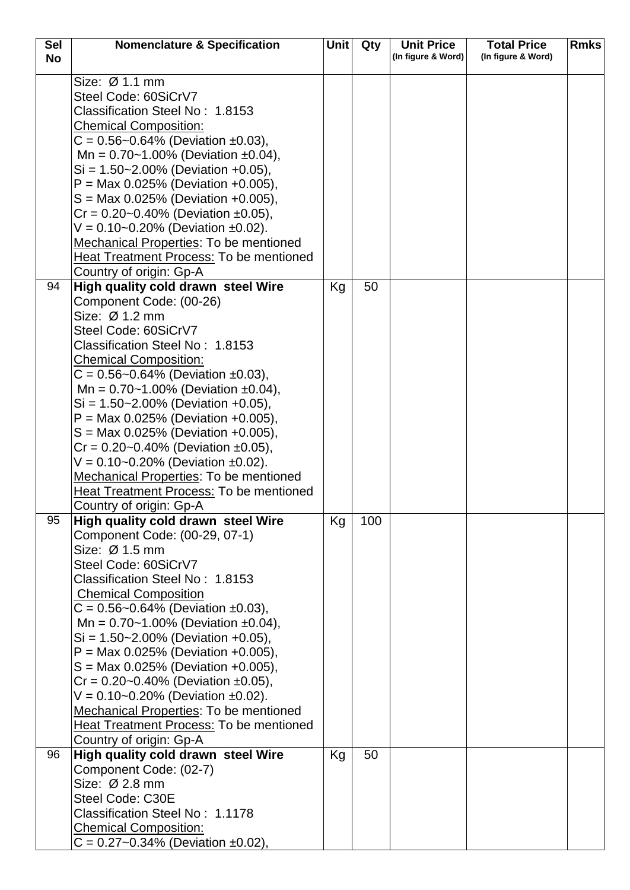| Sel No | Nomenclature & Specification | Unit | Qty | Unit Price (In figure & Word) | Total Price (In figure & Word) | Rmks |
|---|---|---|---|---|---|---|
| | Size: Ø 1.1 mm<br>Steel Code: 60SiCrV7<br>Classification Steel No : 1.8153<br>Chemical Composition:<br>C = 0.56~0.64% (Deviation ±0.03),<br>Mn = 0.70~1.00% (Deviation ±0.04),<br>Si = 1.50~2.00% (Deviation +0.05),<br>P = Max 0.025% (Deviation +0.005),<br>S = Max 0.025% (Deviation +0.005),<br>Cr = 0.20~0.40% (Deviation ±0.05),<br>V = 0.10~0.20% (Deviation ±0.02).<br>Mechanical Properties: To be mentioned<br>Heat Treatment Process: To be mentioned<br>Country of origin: Gp-A | | | | | |
| 94 | **High quality cold drawn steel Wire**<br>Component Code: (00-26)<br>Size: Ø 1.2 mm<br>Steel Code: 60SiCrV7<br>Classification Steel No : 1.8153<br>Chemical Composition:<br>C = 0.56~0.64% (Deviation ±0.03),<br>Mn = 0.70~1.00% (Deviation ±0.04),<br>Si = 1.50~2.00% (Deviation +0.05),<br>P = Max 0.025% (Deviation +0.005),<br>S = Max 0.025% (Deviation +0.005),<br>Cr = 0.20~0.40% (Deviation ±0.05),<br>V = 0.10~0.20% (Deviation ±0.02).<br>Mechanical Properties: To be mentioned<br>Heat Treatment Process: To be mentioned<br>Country of origin: Gp-A | Kg | 50 | | | |
| 95 | **High quality cold drawn steel Wire**<br>Component Code: (00-29, 07-1)<br>Size: Ø 1.5 mm<br>Steel Code: 60SiCrV7<br>Classification Steel No : 1.8153<br>Chemical Composition<br>C = 0.56~0.64% (Deviation ±0.03),<br>Mn = 0.70~1.00% (Deviation ±0.04),<br>Si = 1.50~2.00% (Deviation +0.05),<br>P = Max 0.025% (Deviation +0.005),<br>S = Max 0.025% (Deviation +0.005),<br>Cr = 0.20~0.40% (Deviation ±0.05),<br>V = 0.10~0.20% (Deviation ±0.02).<br>Mechanical Properties: To be mentioned<br>Heat Treatment Process: To be mentioned<br>Country of origin: Gp-A | Kg | 100 | | | |
| 96 | **High quality cold drawn steel Wire**<br>Component Code: (02-7)<br>Size: Ø 2.8 mm<br>Steel Code: C30E<br>Classification Steel No : 1.1178<br>Chemical Composition:<br>C = 0.27~0.34% (Deviation ±0.02), | Kg | 50 | | | |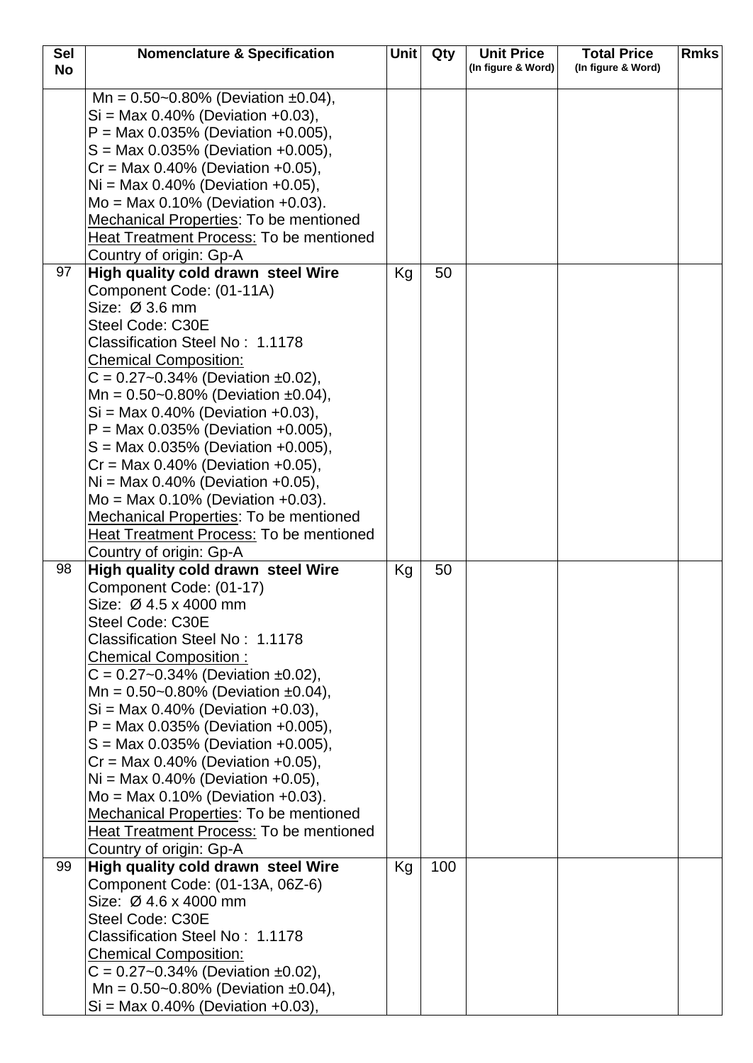| Sel No | Nomenclature & Specification | Unit | Qty | Unit Price (In figure & Word) | Total Price (In figure & Word) | Rmks |
|---|---|---|---|---|---|---|
| | Mn = 0.50~0.80% (Deviation ±0.04),<br>Si = Max 0.40% (Deviation +0.03),<br>P = Max 0.035% (Deviation +0.005),<br>S = Max 0.035% (Deviation +0.005),<br>Cr = Max 0.40% (Deviation +0.05),<br>Ni = Max 0.40% (Deviation +0.05),<br>Mo = Max 0.10% (Deviation +0.03).<br>Mechanical Properties: To be mentioned<br>Heat Treatment Process: To be mentioned<br>Country of origin: Gp-A | | | | | |
| 97 | **High quality cold drawn steel Wire**<br>Component Code: (01-11A)<br>Size: Ø 3.6 mm<br>Steel Code: C30E<br>Classification Steel No : 1.1178<br>Chemical Composition:<br>C = 0.27~0.34% (Deviation ±0.02),<br>Mn = 0.50~0.80% (Deviation ±0.04),<br>Si = Max 0.40% (Deviation +0.03),<br>P = Max 0.035% (Deviation +0.005),<br>S = Max 0.035% (Deviation +0.005),<br>Cr = Max 0.40% (Deviation +0.05),<br>Ni = Max 0.40% (Deviation +0.05),<br>Mo = Max 0.10% (Deviation +0.03).<br>Mechanical Properties: To be mentioned<br>Heat Treatment Process: To be mentioned<br>Country of origin: Gp-A | Kg | 50 | | | |
| 98 | **High quality cold drawn steel Wire**<br>Component Code: (01-17)<br>Size: Ø 4.5 x 4000 mm<br>Steel Code: C30E<br>Classification Steel No : 1.1178<br>Chemical Composition :<br>C = 0.27~0.34% (Deviation ±0.02),<br>Mn = 0.50~0.80% (Deviation ±0.04),<br>Si = Max 0.40% (Deviation +0.03),<br>P = Max 0.035% (Deviation +0.005),<br>S = Max 0.035% (Deviation +0.005),<br>Cr = Max 0.40% (Deviation +0.05),<br>Ni = Max 0.40% (Deviation +0.05),<br>Mo = Max 0.10% (Deviation +0.03).<br>Mechanical Properties: To be mentioned<br>Heat Treatment Process: To be mentioned<br>Country of origin: Gp-A | Kg | 50 | | | |
| 99 | **High quality cold drawn steel Wire**<br>Component Code: (01-13A, 06Z-6)<br>Size: Ø 4.6 x 4000 mm<br>Steel Code: C30E<br>Classification Steel No : 1.1178<br>Chemical Composition:<br>C = 0.27~0.34% (Deviation ±0.02),<br>Mn = 0.50~0.80% (Deviation ±0.04),<br>Si = Max 0.40% (Deviation +0.03), | Kg | 100 | | | |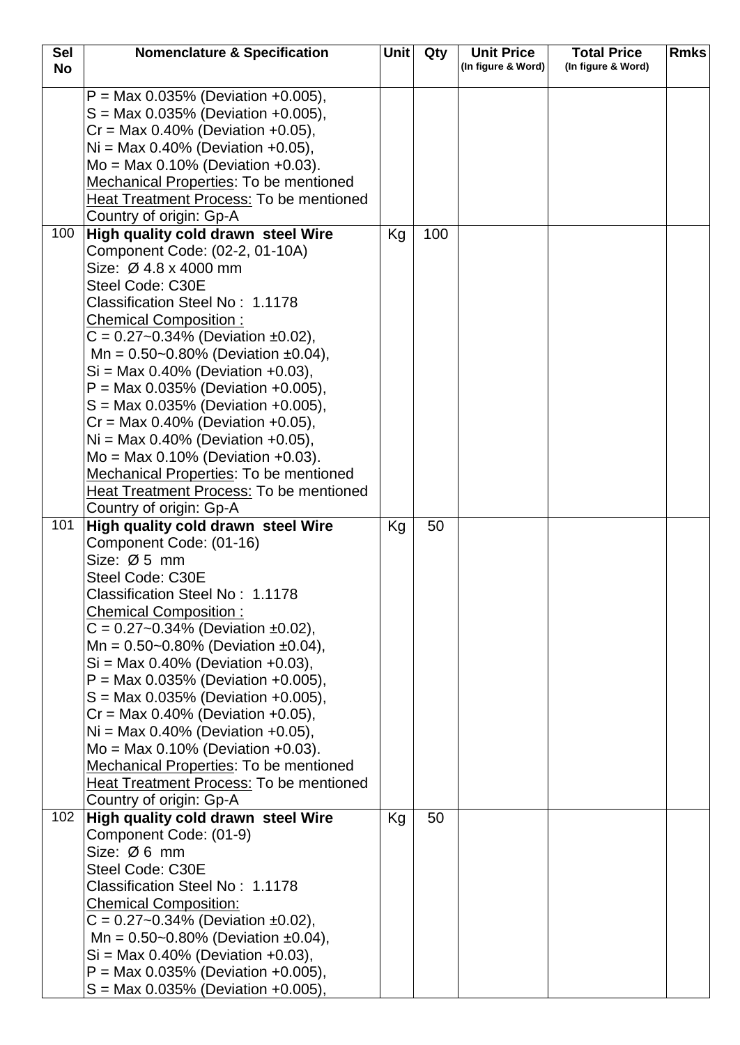| Sel No | Nomenclature & Specification | Unit | Qty | Unit Price (In figure & Word) | Total Price (In figure & Word) | Rmks |
|---|---|---|---|---|---|---|
| | P = Max 0.035% (Deviation +0.005),<br>S = Max 0.035% (Deviation +0.005),<br>Cr = Max 0.40% (Deviation +0.05),<br>Ni = Max 0.40% (Deviation +0.05),<br>Mo = Max 0.10% (Deviation +0.03).<br><u>Mechanical Properties</u>: To be mentioned<br><u>Heat Treatment Process:</u> To be mentioned<br>Country of origin: Gp-A | | | | | |
| 100 | **High quality cold drawn steel Wire**<br>Component Code: (02-2, 01-10A)<br>Size: Ø 4.8 x 4000 mm<br>Steel Code: C30E<br>Classification Steel No : 1.1178<br><u>Chemical Composition :</u><br>C = 0.27~0.34% (Deviation ±0.02),<br>Mn = 0.50~0.80% (Deviation ±0.04),<br>Si = Max 0.40% (Deviation +0.03),<br>P = Max 0.035% (Deviation +0.005),<br>S = Max 0.035% (Deviation +0.005),<br>Cr = Max 0.40% (Deviation +0.05),<br>Ni = Max 0.40% (Deviation +0.05),<br>Mo = Max 0.10% (Deviation +0.03).<br><u>Mechanical Properties</u>: To be mentioned<br><u>Heat Treatment Process:</u> To be mentioned<br>Country of origin: Gp-A | Kg | 100 | | | |
| 101 | **High quality cold drawn steel Wire**<br>Component Code: (01-16)<br>Size: Ø 5 mm<br>Steel Code: C30E<br>Classification Steel No : 1.1178<br><u>Chemical Composition :</u><br>C = 0.27~0.34% (Deviation ±0.02),<br>Mn = 0.50~0.80% (Deviation ±0.04),<br>Si = Max 0.40% (Deviation +0.03),<br>P = Max 0.035% (Deviation +0.005),<br>S = Max 0.035% (Deviation +0.005),<br>Cr = Max 0.40% (Deviation +0.05),<br>Ni = Max 0.40% (Deviation +0.05),<br>Mo = Max 0.10% (Deviation +0.03).<br><u>Mechanical Properties</u>: To be mentioned<br><u>Heat Treatment Process:</u> To be mentioned<br>Country of origin: Gp-A | Kg | 50 | | | |
| 102 | **High quality cold drawn steel Wire**<br>Component Code: (01-9)<br>Size: Ø 6 mm<br>Steel Code: C30E<br>Classification Steel No : 1.1178<br><u>Chemical Composition:</u><br>C = 0.27~0.34% (Deviation ±0.02),<br>Mn = 0.50~0.80% (Deviation ±0.04),<br>Si = Max 0.40% (Deviation +0.03),<br>P = Max 0.035% (Deviation +0.005),<br>S = Max 0.035% (Deviation +0.005), | Kg | 50 | | | |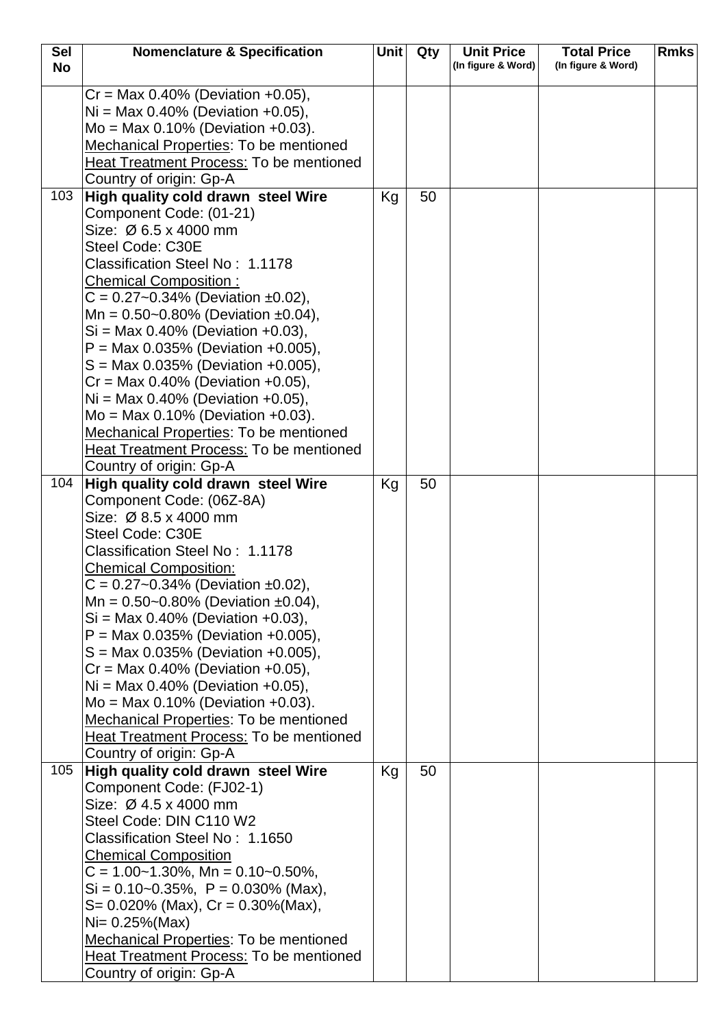| Sel No | Nomenclature & Specification | Unit | Qty | Unit Price (In figure & Word) | Total Price (In figure & Word) | Rmks |
|---|---|---|---|---|---|---|
| | Cr = Max 0.40% (Deviation +0.05),<br>Ni = Max 0.40% (Deviation +0.05),<br>Mo = Max 0.10% (Deviation +0.03).<br><u>Mechanical Properties</u>: To be mentioned<br><u>Heat Treatment Process:</u> To be mentioned<br>Country of origin: Gp-A | | | | | |
| 103 | **High quality cold drawn steel Wire**<br>Component Code: (01-21)<br>Size: Ø 6.5 x 4000 mm<br>Steel Code: C30E<br>Classification Steel No : 1.1178<br><u>Chemical Composition :</u><br>C = 0.27~0.34% (Deviation ±0.02),<br>Mn = 0.50~0.80% (Deviation ±0.04),<br>Si = Max 0.40% (Deviation +0.03),<br>P = Max 0.035% (Deviation +0.005),<br>S = Max 0.035% (Deviation +0.005),<br>Cr = Max 0.40% (Deviation +0.05),<br>Ni = Max 0.40% (Deviation +0.05),<br>Mo = Max 0.10% (Deviation +0.03).<br><u>Mechanical Properties</u>: To be mentioned<br><u>Heat Treatment Process:</u> To be mentioned<br>Country of origin: Gp-A | Kg | 50 | | | |
| 104 | **High quality cold drawn steel Wire**<br>Component Code: (06Z-8A)<br>Size: Ø 8.5 x 4000 mm<br>Steel Code: C30E<br>Classification Steel No : 1.1178<br><u>Chemical Composition:</u><br>C = 0.27~0.34% (Deviation ±0.02),<br>Mn = 0.50~0.80% (Deviation ±0.04),<br>Si = Max 0.40% (Deviation +0.03),<br>P = Max 0.035% (Deviation +0.005),<br>S = Max 0.035% (Deviation +0.005),<br>Cr = Max 0.40% (Deviation +0.05),<br>Ni = Max 0.40% (Deviation +0.05),<br>Mo = Max 0.10% (Deviation +0.03).<br><u>Mechanical Properties</u>: To be mentioned<br><u>Heat Treatment Process:</u> To be mentioned<br>Country of origin: Gp-A | Kg | 50 | | | |
| 105 | **High quality cold drawn steel Wire**<br>Component Code: (FJ02-1)<br>Size: Ø 4.5 x 4000 mm<br>Steel Code: DIN C110 W2<br>Classification Steel No : 1.1650<br><u>Chemical Composition</u><br>C = 1.00~1.30%, Mn = 0.10~0.50%,<br>Si = 0.10~0.35%, P = 0.030% (Max),<br>S= 0.020% (Max), Cr = 0.30%(Max),<br>Ni= 0.25%(Max)<br><u>Mechanical Properties</u>: To be mentioned<br><u>Heat Treatment Process:</u> To be mentioned<br>Country of origin: Gp-A | Kg | 50 | | | |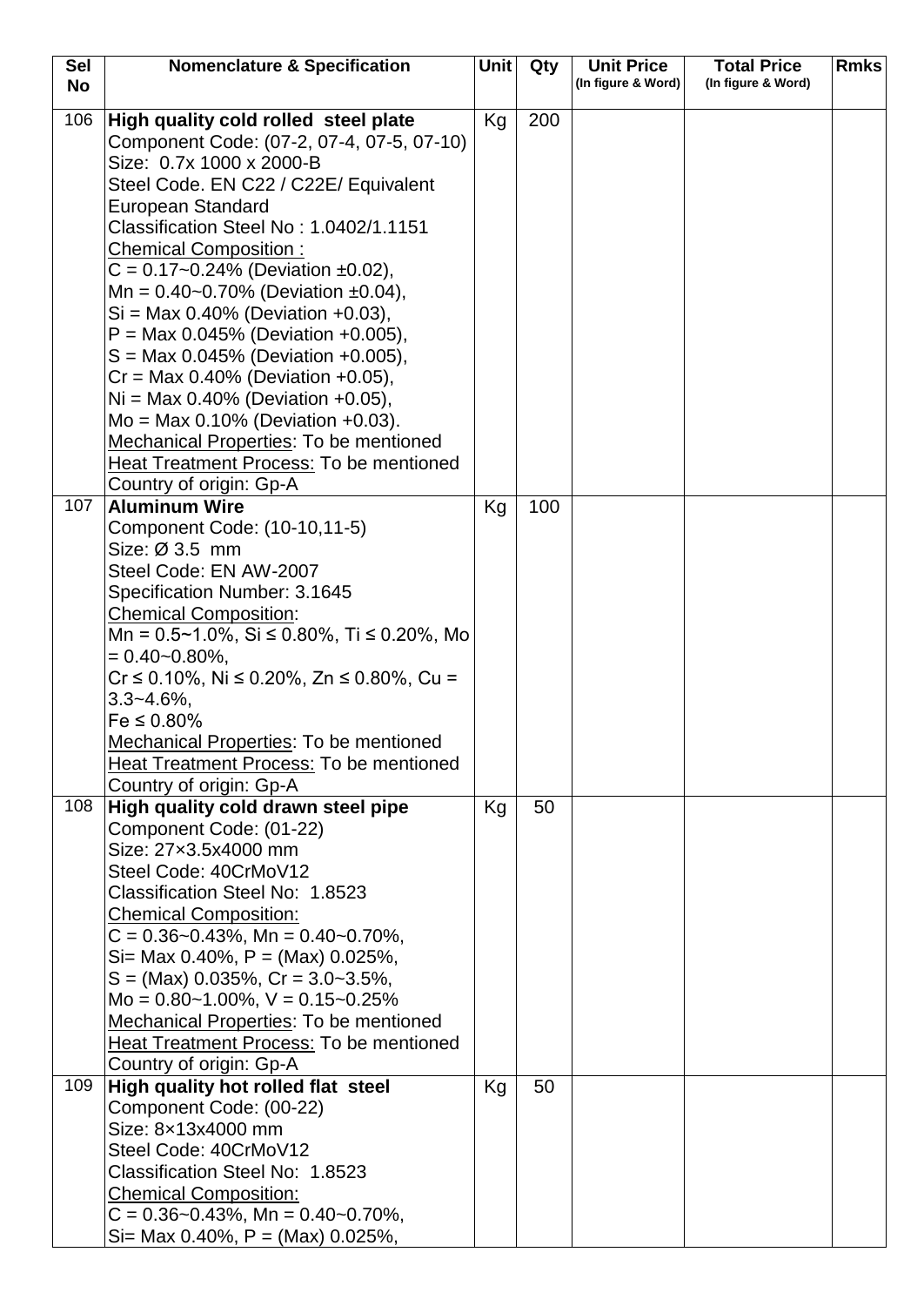| Sel No | Nomenclature & Specification | Unit | Qty | Unit Price (In figure & Word) | Total Price (In figure & Word) | Rmks |
|---|---|---|---|---|---|---|
| 106 | **High quality cold rolled steel plate**<br>Component Code: (07-2, 07-4, 07-5, 07-10)<br>Size: 0.7x 1000 x 2000-B<br>Steel Code. EN C22 / C22E/ Equivalent European Standard<br>Classification Steel No : 1.0402/1.1151<br><u>Chemical Composition :</u><br>C = 0.17~0.24% (Deviation ±0.02),<br>Mn = 0.40~0.70% (Deviation ±0.04),<br>Si = Max 0.40% (Deviation +0.03),<br>P = Max 0.045% (Deviation +0.005),<br>S = Max 0.045% (Deviation +0.005),<br>Cr = Max 0.40% (Deviation +0.05),<br>Ni = Max 0.40% (Deviation +0.05),<br>Mo = Max 0.10% (Deviation +0.03).<br><u>Mechanical Properties</u>: To be mentioned<br><u>Heat Treatment Process:</u> To be mentioned<br>Country of origin: Gp-A | Kg | 200 | | | |
| 107 | **Aluminum Wire**<br>Component Code: (10-10,11-5)<br>Size: Ø 3.5 mm<br>Steel Code: EN AW-2007<br>Specification Number: 3.1645<br><u>Chemical Composition</u>:<br>Mn = 0.5~1.0%, Si ≤ 0.80%, Ti ≤ 0.20%, Mo = 0.40~0.80%,<br>Cr ≤ 0.10%, Ni ≤ 0.20%, Zn ≤ 0.80%, Cu = 3.3~4.6%,<br>Fe ≤ 0.80%<br><u>Mechanical Properties</u>: To be mentioned<br><u>Heat Treatment Process:</u> To be mentioned<br>Country of origin: Gp-A | Kg | 100 | | | |
| 108 | **High quality cold drawn steel pipe**<br>Component Code: (01-22)<br>Size: 27×3.5x4000 mm<br>Steel Code: 40CrMoV12<br>Classification Steel No: 1.8523<br><u>Chemical Composition:</u><br>C = 0.36~0.43%, Mn = 0.40~0.70%,<br>Si= Max 0.40%, P = (Max) 0.025%,<br>S = (Max) 0.035%, Cr = 3.0~3.5%,<br>Mo = 0.80~1.00%, V = 0.15~0.25%<br><u>Mechanical Properties</u>: To be mentioned<br><u>Heat Treatment Process:</u> To be mentioned<br>Country of origin: Gp-A | Kg | 50 | | | |
| 109 | **High quality hot rolled flat steel**<br>Component Code: (00-22)<br>Size: 8×13x4000 mm<br>Steel Code: 40CrMoV12<br>Classification Steel No: 1.8523<br><u>Chemical Composition:</u><br>C = 0.36~0.43%, Mn = 0.40~0.70%,<br>Si= Max 0.40%, P = (Max) 0.025%, | Kg | 50 | | | |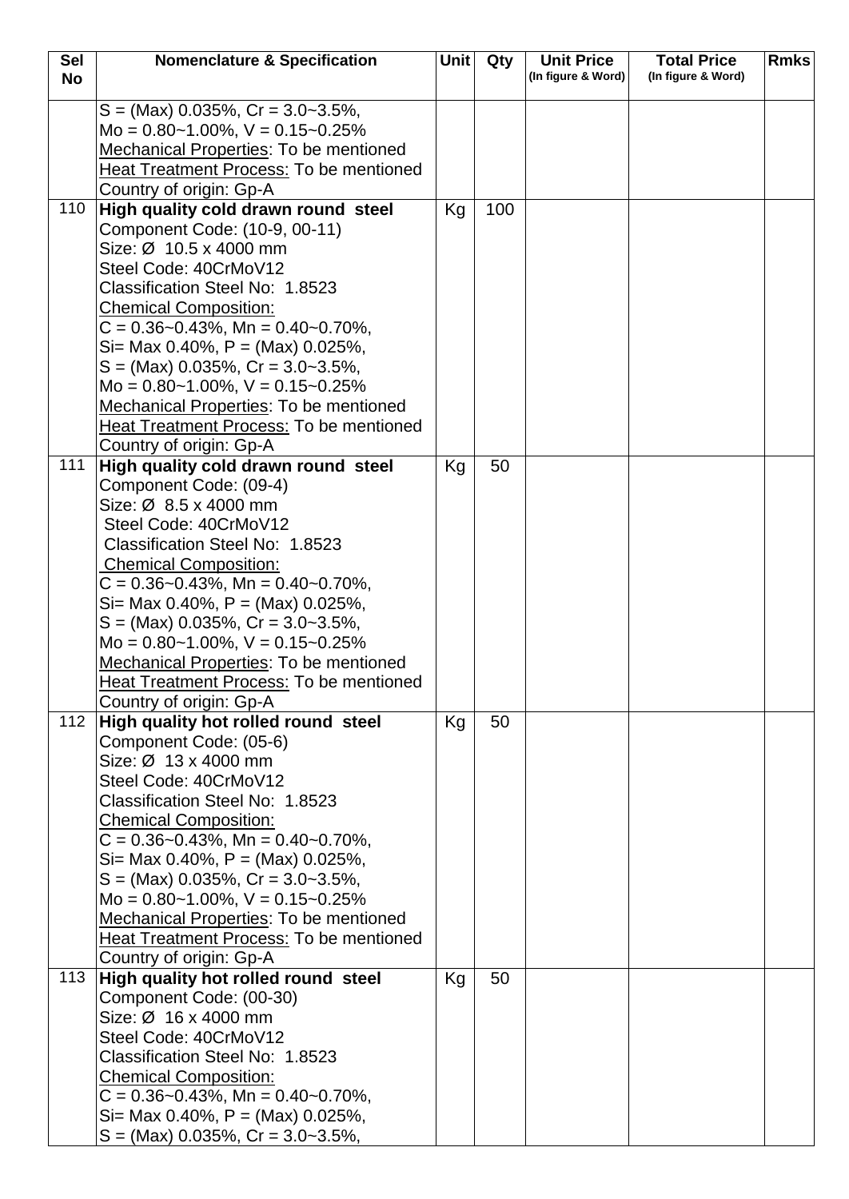| Sel No | Nomenclature & Specification | Unit | Qty | Unit Price (In figure & Word) | Total Price (In figure & Word) | Rmks |
|---|---|---|---|---|---|---|
| | S = (Max) 0.035%, Cr = 3.0~3.5%,<br>Mo = 0.80~1.00%, V = 0.15~0.25%<br>Mechanical Properties: To be mentioned<br>Heat Treatment Process: To be mentioned<br>Country of origin: Gp-A | | | | | |
| 110 | **High quality cold drawn round steel**<br>Component Code: (10-9, 00-11)<br>Size: Ø 10.5 x 4000 mm<br>Steel Code: 40CrMoV12<br>Classification Steel No: 1.8523<br>Chemical Composition:<br>C = 0.36~0.43%, Mn = 0.40~0.70%,<br>Si= Max 0.40%, P = (Max) 0.025%,<br>S = (Max) 0.035%, Cr = 3.0~3.5%,<br>Mo = 0.80~1.00%, V = 0.15~0.25%<br>Mechanical Properties: To be mentioned<br>Heat Treatment Process: To be mentioned<br>Country of origin: Gp-A | Kg | 100 | | | |
| 111 | **High quality cold drawn round steel**<br>Component Code: (09-4)<br>Size: Ø 8.5 x 4000 mm<br>Steel Code: 40CrMoV12<br>Classification Steel No: 1.8523<br>Chemical Composition:<br>C = 0.36~0.43%, Mn = 0.40~0.70%,<br>Si= Max 0.40%, P = (Max) 0.025%,<br>S = (Max) 0.035%, Cr = 3.0~3.5%,<br>Mo = 0.80~1.00%, V = 0.15~0.25%<br>Mechanical Properties: To be mentioned<br>Heat Treatment Process: To be mentioned<br>Country of origin: Gp-A | Kg | 50 | | | |
| 112 | **High quality hot rolled round steel**<br>Component Code: (05-6)<br>Size: Ø 13 x 4000 mm<br>Steel Code: 40CrMoV12<br>Classification Steel No: 1.8523<br>Chemical Composition:<br>C = 0.36~0.43%, Mn = 0.40~0.70%,<br>Si= Max 0.40%, P = (Max) 0.025%,<br>S = (Max) 0.035%, Cr = 3.0~3.5%,<br>Mo = 0.80~1.00%, V = 0.15~0.25%<br>Mechanical Properties: To be mentioned<br>Heat Treatment Process: To be mentioned<br>Country of origin: Gp-A | Kg | 50 | | | |
| 113 | **High quality hot rolled round steel**<br>Component Code: (00-30)<br>Size: Ø 16 x 4000 mm<br>Steel Code: 40CrMoV12<br>Classification Steel No: 1.8523<br>Chemical Composition:<br>C = 0.36~0.43%, Mn = 0.40~0.70%,<br>Si= Max 0.40%, P = (Max) 0.025%,<br>S = (Max) 0.035%, Cr = 3.0~3.5%, | Kg | 50 | | | |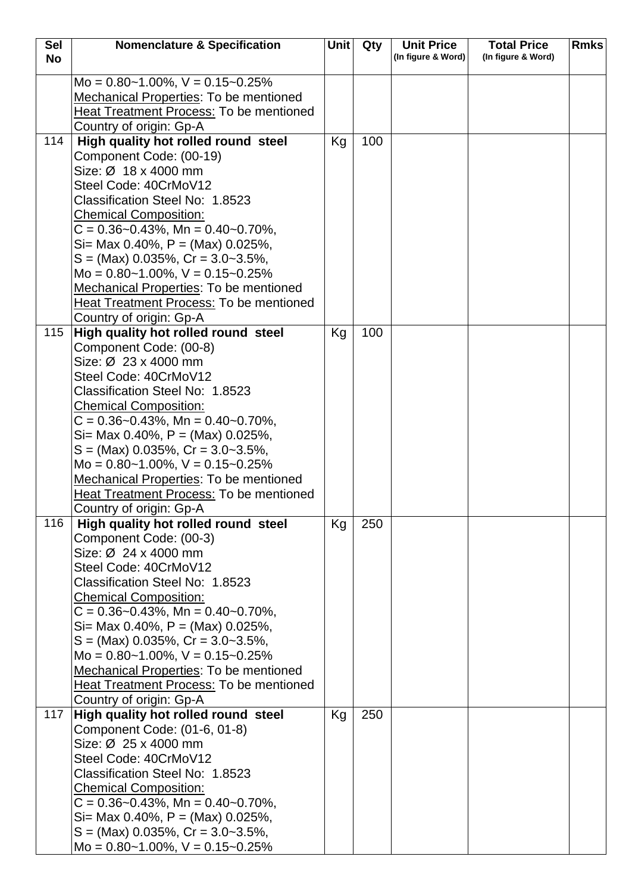| Sel No | Nomenclature & Specification | Unit | Qty | Unit Price (In figure & Word) | Total Price (In figure & Word) | Rmks |
|---|---|---|---|---|---|---|
| | Mo = 0.80~1.00%, V = 0.15~0.25%<br>Mechanical Properties: To be mentioned<br>Heat Treatment Process: To be mentioned<br>Country of origin: Gp-A | | | | | |
| 114 | **High quality hot rolled round steel**<br>Component Code: (00-19)<br>Size: Ø 18 x 4000 mm<br>Steel Code: 40CrMoV12<br>Classification Steel No: 1.8523<br>Chemical Composition:<br>C = 0.36~0.43%, Mn = 0.40~0.70%,<br>Si= Max 0.40%, P = (Max) 0.025%,<br>S = (Max) 0.035%, Cr = 3.0~3.5%,<br>Mo = 0.80~1.00%, V = 0.15~0.25%<br>Mechanical Properties: To be mentioned<br>Heat Treatment Process: To be mentioned<br>Country of origin: Gp-A | Kg | 100 | | | |
| 115 | **High quality hot rolled round steel**<br>Component Code: (00-8)<br>Size: Ø 23 x 4000 mm<br>Steel Code: 40CrMoV12<br>Classification Steel No: 1.8523<br>Chemical Composition:<br>C = 0.36~0.43%, Mn = 0.40~0.70%,<br>Si= Max 0.40%, P = (Max) 0.025%,<br>S = (Max) 0.035%, Cr = 3.0~3.5%,<br>Mo = 0.80~1.00%, V = 0.15~0.25%<br>Mechanical Properties: To be mentioned<br>Heat Treatment Process: To be mentioned<br>Country of origin: Gp-A | Kg | 100 | | | |
| 116 | **High quality hot rolled round steel**<br>Component Code: (00-3)<br>Size: Ø 24 x 4000 mm<br>Steel Code: 40CrMoV12<br>Classification Steel No: 1.8523<br>Chemical Composition:<br>C = 0.36~0.43%, Mn = 0.40~0.70%,<br>Si= Max 0.40%, P = (Max) 0.025%,<br>S = (Max) 0.035%, Cr = 3.0~3.5%,<br>Mo = 0.80~1.00%, V = 0.15~0.25%<br>Mechanical Properties: To be mentioned<br>Heat Treatment Process: To be mentioned<br>Country of origin: Gp-A | Kg | 250 | | | |
| 117 | **High quality hot rolled round steel**<br>Component Code: (01-6, 01-8)<br>Size: Ø 25 x 4000 mm<br>Steel Code: 40CrMoV12<br>Classification Steel No: 1.8523<br>Chemical Composition:<br>C = 0.36~0.43%, Mn = 0.40~0.70%,<br>Si= Max 0.40%, P = (Max) 0.025%,<br>S = (Max) 0.035%, Cr = 3.0~3.5%,<br>Mo = 0.80~1.00%, V = 0.15~0.25% | Kg | 250 | | | |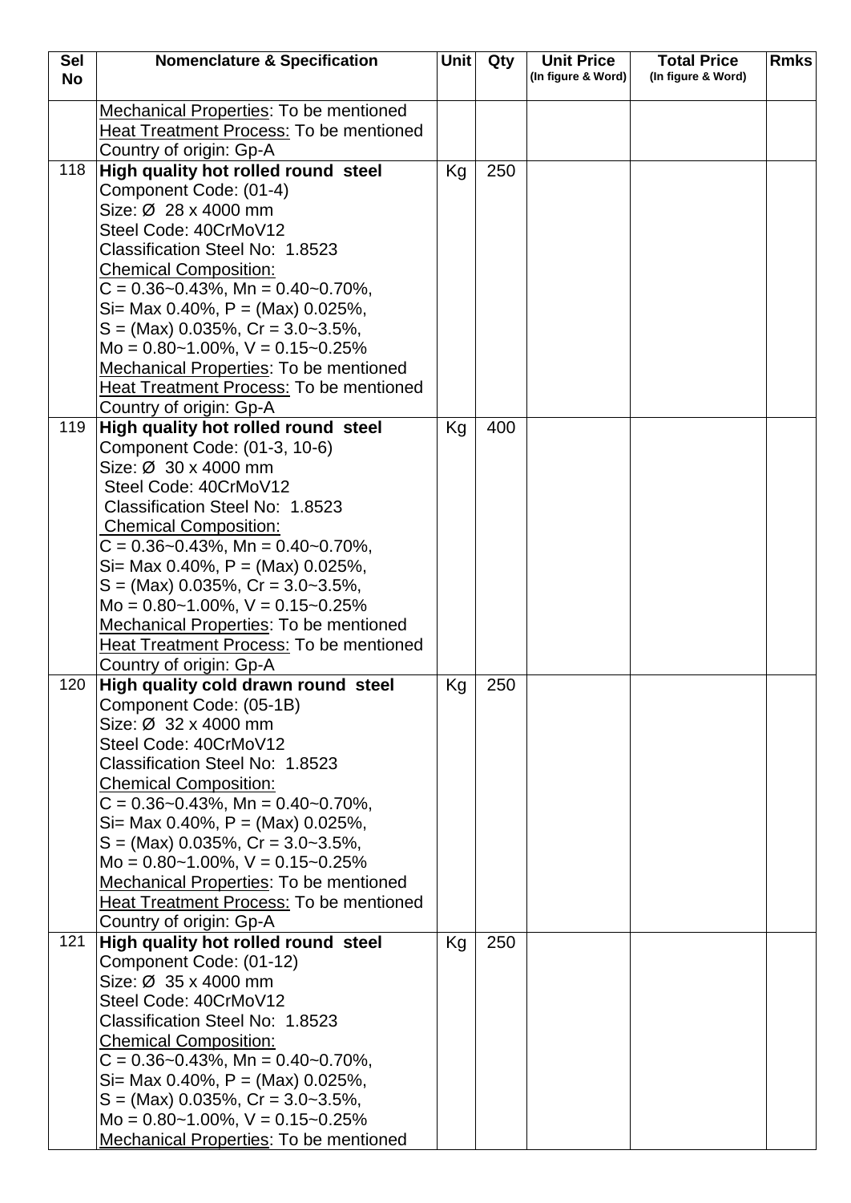| Sel No | Nomenclature & Specification | Unit | Qty | Unit Price (In figure & Word) | Total Price (In figure & Word) | Rmks |
|---|---|---|---|---|---|---|
| | Mechanical Properties: To be mentioned<br>Heat Treatment Process: To be mentioned<br>Country of origin: Gp-A | | | | | |
| 118 | **High quality hot rolled round steel**<br>Component Code: (01-4)<br>Size: Ø 28 x 4000 mm<br>Steel Code: 40CrMoV12<br>Classification Steel No: 1.8523<br>Chemical Composition:<br>C = 0.36~0.43%, Mn = 0.40~0.70%,<br>Si= Max 0.40%, P = (Max) 0.025%,<br>S = (Max) 0.035%, Cr = 3.0~3.5%,<br>Mo = 0.80~1.00%, V = 0.15~0.25%<br>Mechanical Properties: To be mentioned<br>Heat Treatment Process: To be mentioned<br>Country of origin: Gp-A | Kg | 250 | | | |
| 119 | **High quality hot rolled round steel**<br>Component Code: (01-3, 10-6)<br>Size: Ø 30 x 4000 mm<br>Steel Code: 40CrMoV12<br>Classification Steel No: 1.8523<br>Chemical Composition:<br>C = 0.36~0.43%, Mn = 0.40~0.70%,<br>Si= Max 0.40%, P = (Max) 0.025%,<br>S = (Max) 0.035%, Cr = 3.0~3.5%,<br>Mo = 0.80~1.00%, V = 0.15~0.25%<br>Mechanical Properties: To be mentioned<br>Heat Treatment Process: To be mentioned<br>Country of origin: Gp-A | Kg | 400 | | | |
| 120 | **High quality cold drawn round steel**<br>Component Code: (05-1B)<br>Size: Ø 32 x 4000 mm<br>Steel Code: 40CrMoV12<br>Classification Steel No: 1.8523<br>Chemical Composition:<br>C = 0.36~0.43%, Mn = 0.40~0.70%,<br>Si= Max 0.40%, P = (Max) 0.025%,<br>S = (Max) 0.035%, Cr = 3.0~3.5%,<br>Mo = 0.80~1.00%, V = 0.15~0.25%<br>Mechanical Properties: To be mentioned<br>Heat Treatment Process: To be mentioned<br>Country of origin: Gp-A | Kg | 250 | | | |
| 121 | **High quality hot rolled round steel**<br>Component Code: (01-12)<br>Size: Ø 35 x 4000 mm<br>Steel Code: 40CrMoV12<br>Classification Steel No: 1.8523<br>Chemical Composition:<br>C = 0.36~0.43%, Mn = 0.40~0.70%,<br>Si= Max 0.40%, P = (Max) 0.025%,<br>S = (Max) 0.035%, Cr = 3.0~3.5%,<br>Mo = 0.80~1.00%, V = 0.15~0.25%<br>Mechanical Properties: To be mentioned | Kg | 250 | | | |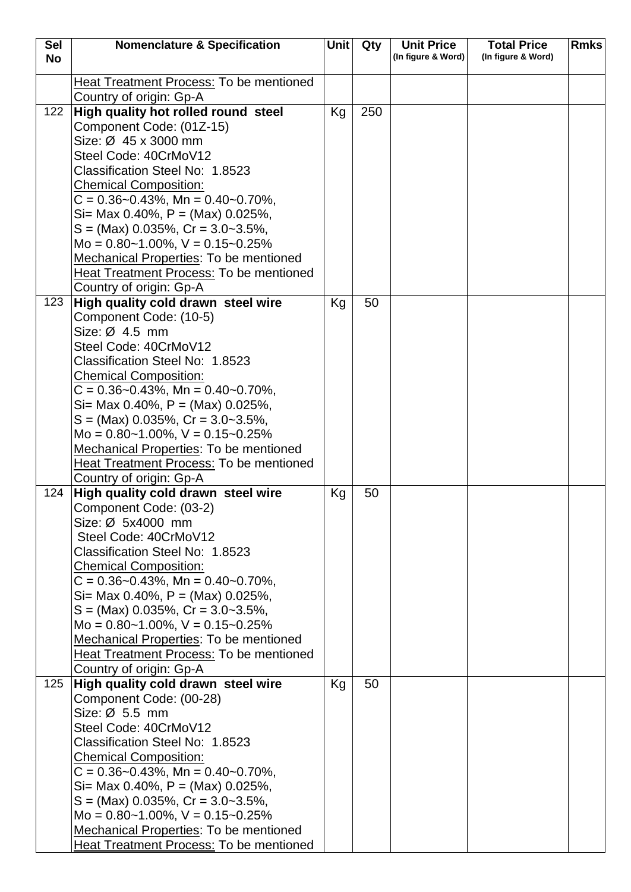| Sel No | Nomenclature & Specification | Unit | Qty | Unit Price (In figure & Word) | Total Price (In figure & Word) | Rmks |
|---|---|---|---|---|---|---|
| | Heat Treatment Process: To be mentioned<br>Country of origin: Gp-A | | | | | |
| 122 | **High quality hot rolled round steel**<br>Component Code: (01Z-15)<br>Size: Ø 45 x 3000 mm<br>Steel Code: 40CrMoV12<br>Classification Steel No: 1.8523<br>Chemical Composition:<br>C = 0.36~0.43%, Mn = 0.40~0.70%,<br>Si= Max 0.40%, P = (Max) 0.025%,<br>S = (Max) 0.035%, Cr = 3.0~3.5%,<br>Mo = 0.80~1.00%, V = 0.15~0.25%<br>Mechanical Properties: To be mentioned<br>Heat Treatment Process: To be mentioned<br>Country of origin: Gp-A | Kg | 250 | | | |
| 123 | **High quality cold drawn steel wire**<br>Component Code: (10-5)<br>Size: Ø 4.5 mm<br>Steel Code: 40CrMoV12<br>Classification Steel No: 1.8523<br>Chemical Composition:<br>C = 0.36~0.43%, Mn = 0.40~0.70%,<br>Si= Max 0.40%, P = (Max) 0.025%,<br>S = (Max) 0.035%, Cr = 3.0~3.5%,<br>Mo = 0.80~1.00%, V = 0.15~0.25%<br>Mechanical Properties: To be mentioned<br>Heat Treatment Process: To be mentioned<br>Country of origin: Gp-A | Kg | 50 | | | |
| 124 | **High quality cold drawn steel wire**<br>Component Code: (03-2)<br>Size: Ø 5x4000 mm<br>Steel Code: 40CrMoV12<br>Classification Steel No: 1.8523<br>Chemical Composition:<br>C = 0.36~0.43%, Mn = 0.40~0.70%,<br>Si= Max 0.40%, P = (Max) 0.025%,<br>S = (Max) 0.035%, Cr = 3.0~3.5%,<br>Mo = 0.80~1.00%, V = 0.15~0.25%<br>Mechanical Properties: To be mentioned<br>Heat Treatment Process: To be mentioned<br>Country of origin: Gp-A | Kg | 50 | | | |
| 125 | **High quality cold drawn steel wire**<br>Component Code: (00-28)<br>Size: Ø 5.5 mm<br>Steel Code: 40CrMoV12<br>Classification Steel No: 1.8523<br>Chemical Composition:<br>C = 0.36~0.43%, Mn = 0.40~0.70%,<br>Si= Max 0.40%, P = (Max) 0.025%,<br>S = (Max) 0.035%, Cr = 3.0~3.5%,<br>Mo = 0.80~1.00%, V = 0.15~0.25%<br>Mechanical Properties: To be mentioned<br>Heat Treatment Process: To be mentioned | Kg | 50 | | | |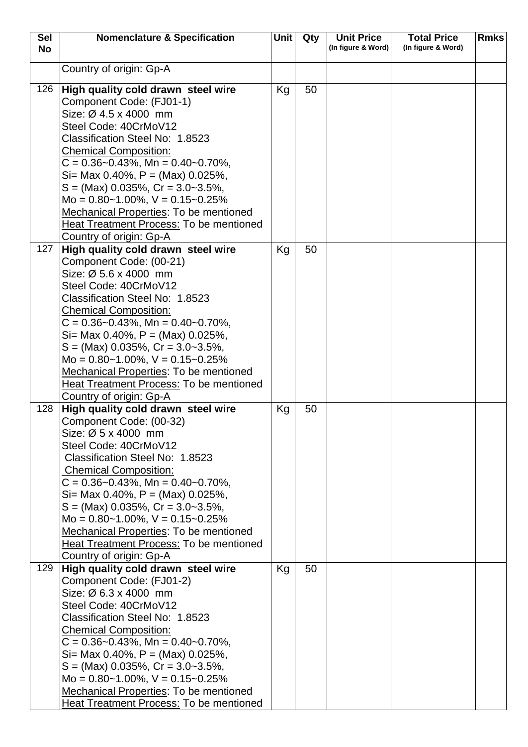| Sel No | Nomenclature & Specification | Unit | Qty | Unit Price (In figure & Word) | Total Price (In figure & Word) | Rmks |
|---|---|---|---|---|---|---|
| | Country of origin: Gp-A | | | | | |
| 126 | **High quality cold drawn steel wire**<br>Component Code: (FJ01-1)<br>Size: Ø 4.5 x 4000 mm<br>Steel Code: 40CrMoV12<br>Classification Steel No: 1.8523<br><u>Chemical Composition:</u><br>C = 0.36~0.43%, Mn = 0.40~0.70%,<br>Si= Max 0.40%, P = (Max) 0.025%,<br>S = (Max) 0.035%, Cr = 3.0~3.5%,<br>Mo = 0.80~1.00%, V = 0.15~0.25%<br><u>Mechanical Properties</u>: To be mentioned<br><u>Heat Treatment Process:</u> To be mentioned<br>Country of origin: Gp-A | Kg | 50 | | | |
| 127 | **High quality cold drawn steel wire**<br>Component Code: (00-21)<br>Size: Ø 5.6 x 4000 mm<br>Steel Code: 40CrMoV12<br>Classification Steel No: 1.8523<br><u>Chemical Composition:</u><br>C = 0.36~0.43%, Mn = 0.40~0.70%,<br>Si= Max 0.40%, P = (Max) 0.025%,<br>S = (Max) 0.035%, Cr = 3.0~3.5%,<br>Mo = 0.80~1.00%, V = 0.15~0.25%<br><u>Mechanical Properties</u>: To be mentioned<br><u>Heat Treatment Process:</u> To be mentioned<br>Country of origin: Gp-A | Kg | 50 | | | |
| 128 | **High quality cold drawn steel wire**<br>Component Code: (00-32)<br>Size: Ø 5 x 4000 mm<br>Steel Code: 40CrMoV12<br>Classification Steel No: 1.8523<br><u>Chemical Composition:</u><br>C = 0.36~0.43%, Mn = 0.40~0.70%,<br>Si= Max 0.40%, P = (Max) 0.025%,<br>S = (Max) 0.035%, Cr = 3.0~3.5%,<br>Mo = 0.80~1.00%, V = 0.15~0.25%<br><u>Mechanical Properties</u>: To be mentioned<br><u>Heat Treatment Process:</u> To be mentioned<br>Country of origin: Gp-A | Kg | 50 | | | |
| 129 | **High quality cold drawn steel wire**<br>Component Code: (FJ01-2)<br>Size: Ø 6.3 x 4000 mm<br>Steel Code: 40CrMoV12<br>Classification Steel No: 1.8523<br><u>Chemical Composition:</u><br>C = 0.36~0.43%, Mn = 0.40~0.70%,<br>Si= Max 0.40%, P = (Max) 0.025%,<br>S = (Max) 0.035%, Cr = 3.0~3.5%,<br>Mo = 0.80~1.00%, V = 0.15~0.25%<br><u>Mechanical Properties</u>: To be mentioned<br><u>Heat Treatment Process:</u> To be mentioned | Kg | 50 | | | |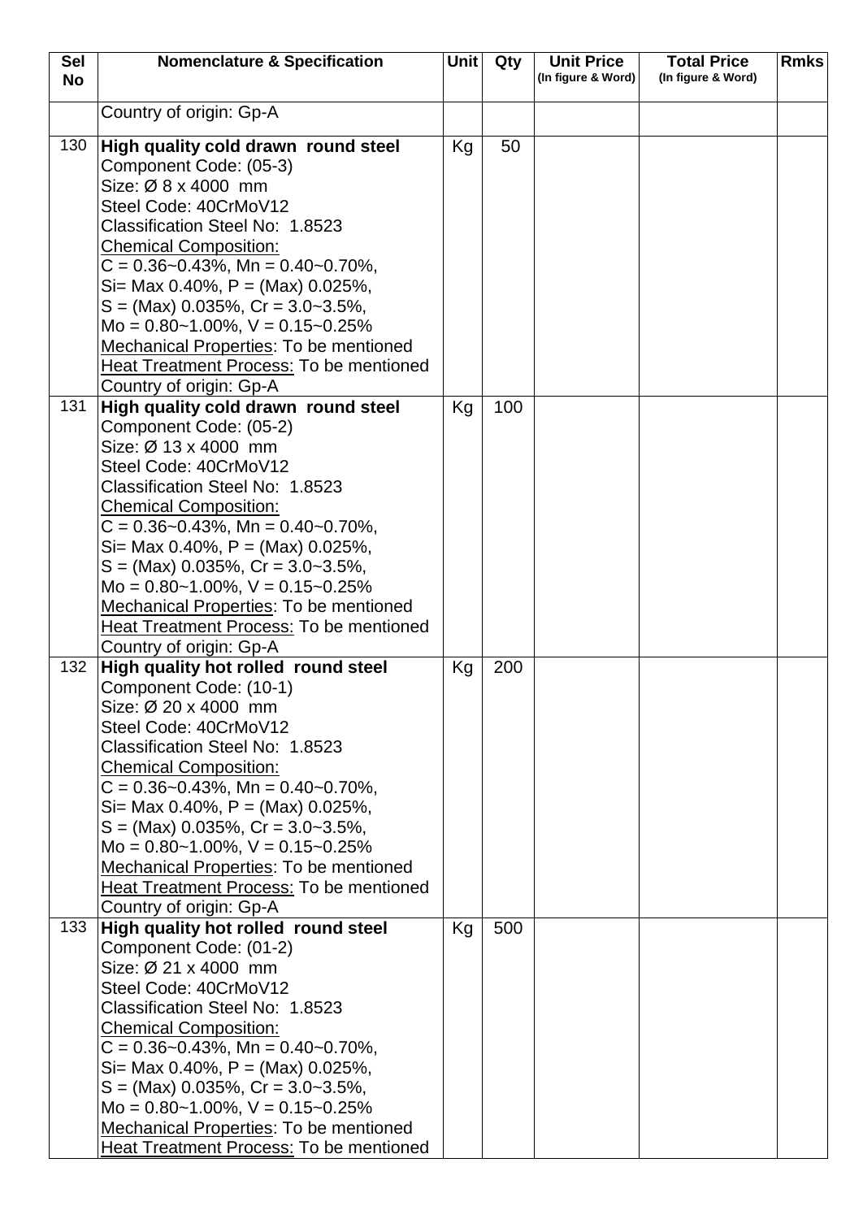| Sel No | Nomenclature & Specification | Unit | Qty | Unit Price (In figure & Word) | Total Price (In figure & Word) | Rmks |
|---|---|---|---|---|---|---|
| | Country of origin: Gp-A | | | | | |
| 130 | **High quality cold drawn round steel**<br>Component Code: (05-3)<br>Size: Ø 8 x 4000 mm<br>Steel Code: 40CrMoV12<br>Classification Steel No: 1.8523<br><u>Chemical Composition:</u><br>C = 0.36~0.43%, Mn = 0.40~0.70%,<br>Si= Max 0.40%, P = (Max) 0.025%,<br>S = (Max) 0.035%, Cr = 3.0~3.5%,<br>Mo = 0.80~1.00%, V = 0.15~0.25%<br><u>Mechanical Properties</u>: To be mentioned<br><u>Heat Treatment Process:</u> To be mentioned<br>Country of origin: Gp-A | Kg | 50 | | | |
| 131 | **High quality cold drawn round steel**<br>Component Code: (05-2)<br>Size: Ø 13 x 4000 mm<br>Steel Code: 40CrMoV12<br>Classification Steel No: 1.8523<br><u>Chemical Composition:</u><br>C = 0.36~0.43%, Mn = 0.40~0.70%,<br>Si= Max 0.40%, P = (Max) 0.025%,<br>S = (Max) 0.035%, Cr = 3.0~3.5%,<br>Mo = 0.80~1.00%, V = 0.15~0.25%<br><u>Mechanical Properties</u>: To be mentioned<br><u>Heat Treatment Process:</u> To be mentioned<br>Country of origin: Gp-A | Kg | 100 | | | |
| 132 | **High quality hot rolled round steel**<br>Component Code: (10-1)<br>Size: Ø 20 x 4000 mm<br>Steel Code: 40CrMoV12<br>Classification Steel No: 1.8523<br><u>Chemical Composition:</u><br>C = 0.36~0.43%, Mn = 0.40~0.70%,<br>Si= Max 0.40%, P = (Max) 0.025%,<br>S = (Max) 0.035%, Cr = 3.0~3.5%,<br>Mo = 0.80~1.00%, V = 0.15~0.25%<br><u>Mechanical Properties</u>: To be mentioned<br><u>Heat Treatment Process:</u> To be mentioned<br>Country of origin: Gp-A | Kg | 200 | | | |
| 133 | **High quality hot rolled round steel**<br>Component Code: (01-2)<br>Size: Ø 21 x 4000 mm<br>Steel Code: 40CrMoV12<br>Classification Steel No: 1.8523<br><u>Chemical Composition:</u><br>C = 0.36~0.43%, Mn = 0.40~0.70%,<br>Si= Max 0.40%, P = (Max) 0.025%,<br>S = (Max) 0.035%, Cr = 3.0~3.5%,<br>Mo = 0.80~1.00%, V = 0.15~0.25%<br><u>Mechanical Properties</u>: To be mentioned<br><u>Heat Treatment Process:</u> To be mentioned | Kg | 500 | | | |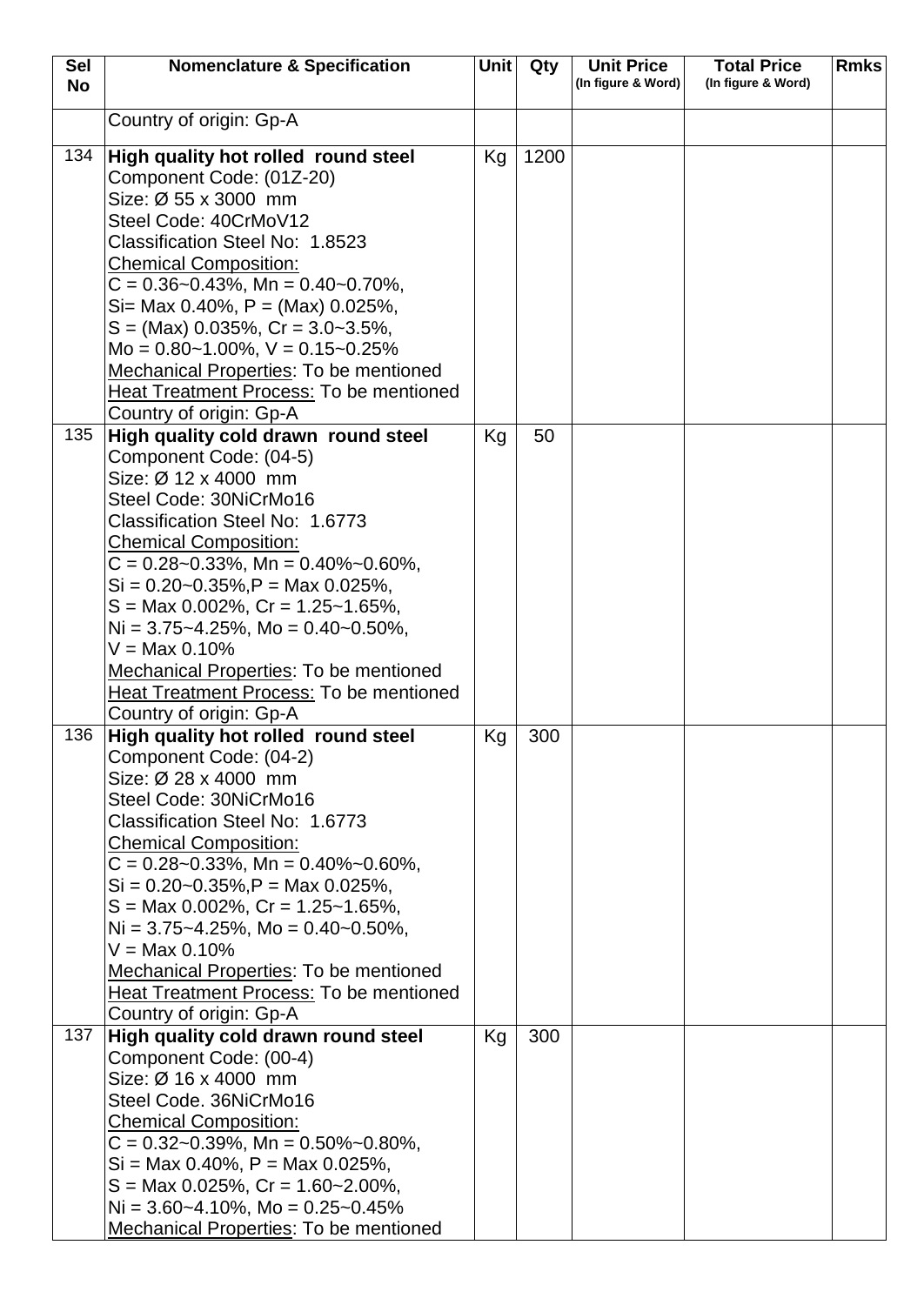| Sel No | Nomenclature & Specification | Unit | Qty | Unit Price (In figure & Word) | Total Price (In figure & Word) | Rmks |
|---|---|---|---|---|---|---|
| | Country of origin: Gp-A | | | | | |
| 134 | **High quality hot rolled round steel**<br>Component Code: (01Z-20)<br>Size: Ø 55 x 3000 mm<br>Steel Code: 40CrMoV12<br>Classification Steel No: 1.8523<br>Chemical Composition:<br>C = 0.36~0.43%, Mn = 0.40~0.70%,<br>Si= Max 0.40%, P = (Max) 0.025%,<br>S = (Max) 0.035%, Cr = 3.0~3.5%,<br>Mo = 0.80~1.00%, V = 0.15~0.25%<br>Mechanical Properties: To be mentioned<br>Heat Treatment Process: To be mentioned<br>Country of origin: Gp-A | Kg | 1200 | | | |
| 135 | **High quality cold drawn round steel**<br>Component Code: (04-5)<br>Size: Ø 12 x 4000 mm<br>Steel Code: 30NiCrMo16<br>Classification Steel No: 1.6773<br>Chemical Composition:<br>C = 0.28~0.33%, Mn = 0.40%~0.60%,<br>Si = 0.20~0.35%,P = Max 0.025%,<br>S = Max 0.002%, Cr = 1.25~1.65%,<br>Ni = 3.75~4.25%, Mo = 0.40~0.50%,<br>V = Max 0.10%<br>Mechanical Properties: To be mentioned<br>Heat Treatment Process: To be mentioned<br>Country of origin: Gp-A | Kg | 50 | | | |
| 136 | **High quality hot rolled round steel**<br>Component Code: (04-2)<br>Size: Ø 28 x 4000 mm<br>Steel Code: 30NiCrMo16<br>Classification Steel No: 1.6773<br>Chemical Composition:<br>C = 0.28~0.33%, Mn = 0.40%~0.60%,<br>Si = 0.20~0.35%,P = Max 0.025%,<br>S = Max 0.002%, Cr = 1.25~1.65%,<br>Ni = 3.75~4.25%, Mo = 0.40~0.50%,<br>V = Max 0.10%<br>Mechanical Properties: To be mentioned<br>Heat Treatment Process: To be mentioned<br>Country of origin: Gp-A | Kg | 300 | | | |
| 137 | **High quality cold drawn round steel**<br>Component Code: (00-4)<br>Size: Ø 16 x 4000 mm<br>Steel Code. 36NiCrMo16<br>Chemical Composition:<br>C = 0.32~0.39%, Mn = 0.50%~0.80%,<br>Si = Max 0.40%, P = Max 0.025%,<br>S = Max 0.025%, Cr = 1.60~2.00%,<br>Ni = 3.60~4.10%, Mo = 0.25~0.45%<br>Mechanical Properties: To be mentioned | Kg | 300 | | | |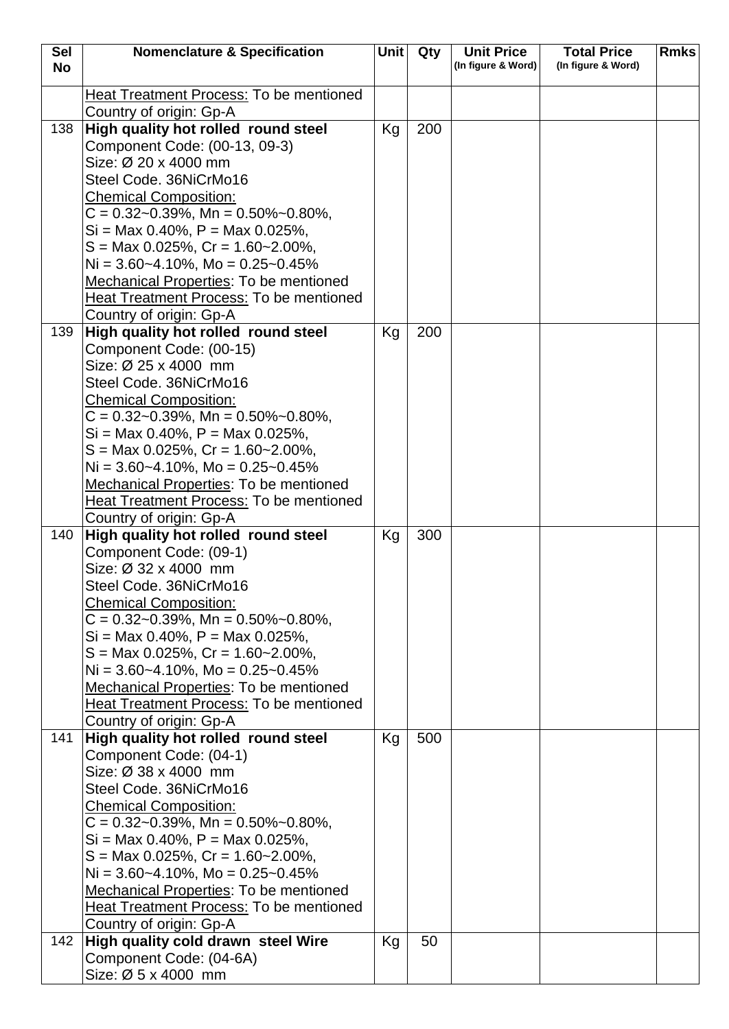| Sel No | Nomenclature & Specification | Unit | Qty | Unit Price (In figure & Word) | Total Price (In figure & Word) | Rmks |
|---|---|---|---|---|---|---|
| | <u>Heat Treatment Process:</u> To be mentioned<br>Country of origin: Gp-A | | | | | |
| 138 | **High quality hot rolled round steel**<br>Component Code: (00-13, 09-3)<br>Size: Ø 20 x 4000 mm<br>Steel Code. 36NiCrMo16<br><u>Chemical Composition:</u><br>C = 0.32~0.39%, Mn = 0.50%~0.80%,<br>Si = Max 0.40%, P = Max 0.025%,<br>S = Max 0.025%, Cr = 1.60~2.00%,<br>Ni = 3.60~4.10%, Mo = 0.25~0.45%<br><u>Mechanical Properties</u>: To be mentioned<br><u>Heat Treatment Process:</u> To be mentioned<br>Country of origin: Gp-A | Kg | 200 | | | |
| 139 | **High quality hot rolled round steel**<br>Component Code: (00-15)<br>Size: Ø 25 x 4000 mm<br>Steel Code. 36NiCrMo16<br><u>Chemical Composition:</u><br>C = 0.32~0.39%, Mn = 0.50%~0.80%,<br>Si = Max 0.40%, P = Max 0.025%,<br>S = Max 0.025%, Cr = 1.60~2.00%,<br>Ni = 3.60~4.10%, Mo = 0.25~0.45%<br><u>Mechanical Properties</u>: To be mentioned<br><u>Heat Treatment Process:</u> To be mentioned<br>Country of origin: Gp-A | Kg | 200 | | | |
| 140 | **High quality hot rolled round steel**<br>Component Code: (09-1)<br>Size: Ø 32 x 4000 mm<br>Steel Code. 36NiCrMo16<br><u>Chemical Composition:</u><br>C = 0.32~0.39%, Mn = 0.50%~0.80%,<br>Si = Max 0.40%, P = Max 0.025%,<br>S = Max 0.025%, Cr = 1.60~2.00%,<br>Ni = 3.60~4.10%, Mo = 0.25~0.45%<br><u>Mechanical Properties</u>: To be mentioned<br><u>Heat Treatment Process:</u> To be mentioned<br>Country of origin: Gp-A | Kg | 300 | | | |
| 141 | **High quality hot rolled round steel**<br>Component Code: (04-1)<br>Size: Ø 38 x 4000 mm<br>Steel Code. 36NiCrMo16<br><u>Chemical Composition:</u><br>C = 0.32~0.39%, Mn = 0.50%~0.80%,<br>Si = Max 0.40%, P = Max 0.025%,<br>S = Max 0.025%, Cr = 1.60~2.00%,<br>Ni = 3.60~4.10%, Mo = 0.25~0.45%<br><u>Mechanical Properties</u>: To be mentioned<br><u>Heat Treatment Process:</u> To be mentioned<br>Country of origin: Gp-A | Kg | 500 | | | |
| 142 | **High quality cold drawn steel Wire**<br>Component Code: (04-6A)<br>Size: Ø 5 x 4000 mm | Kg | 50 | | | |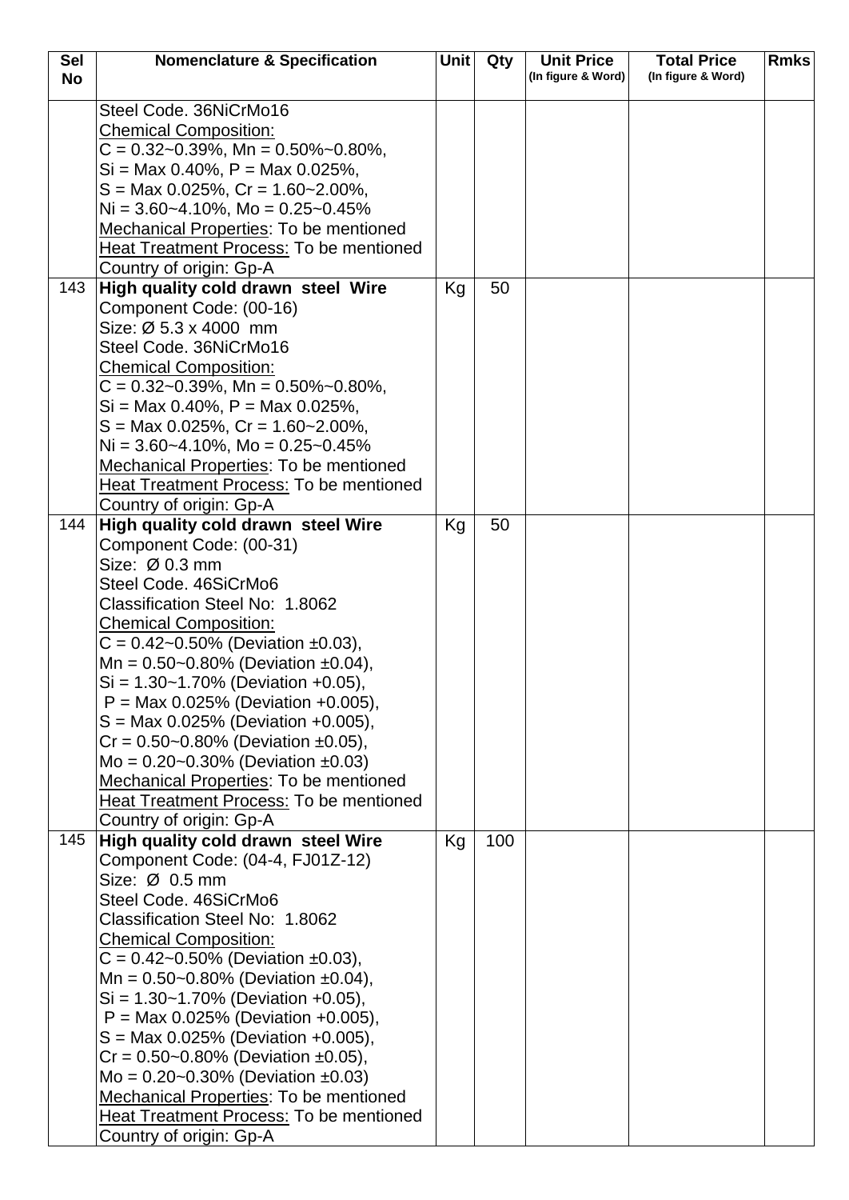| Sel No | Nomenclature & Specification | Unit | Qty | Unit Price (In figure & Word) | Total Price (In figure & Word) | Rmks |
|---|---|---|---|---|---|---|
| | Steel Code. 36NiCrMo16<br>Chemical Composition:<br>C = 0.32~0.39%, Mn = 0.50%~0.80%,<br>Si = Max 0.40%, P = Max 0.025%,<br>S = Max 0.025%, Cr = 1.60~2.00%,<br>Ni = 3.60~4.10%, Mo = 0.25~0.45%<br>Mechanical Properties: To be mentioned<br>Heat Treatment Process: To be mentioned<br>Country of origin: Gp-A | | | | | |
| 143 | **High quality cold drawn steel Wire**<br>Component Code: (00-16)<br>Size: Ø 5.3 x 4000 mm<br>Steel Code. 36NiCrMo16<br>Chemical Composition:<br>C = 0.32~0.39%, Mn = 0.50%~0.80%,<br>Si = Max 0.40%, P = Max 0.025%,<br>S = Max 0.025%, Cr = 1.60~2.00%,<br>Ni = 3.60~4.10%, Mo = 0.25~0.45%<br>Mechanical Properties: To be mentioned<br>Heat Treatment Process: To be mentioned<br>Country of origin: Gp-A | Kg | 50 | | | |
| 144 | **High quality cold drawn steel Wire**<br>Component Code: (00-31)<br>Size: Ø 0.3 mm<br>Steel Code. 46SiCrMo6<br>Classification Steel No: 1.8062<br>Chemical Composition:<br>C = 0.42~0.50% (Deviation ±0.03),<br>Mn = 0.50~0.80% (Deviation ±0.04),<br>Si = 1.30~1.70% (Deviation +0.05),<br>P = Max 0.025% (Deviation +0.005),<br>S = Max 0.025% (Deviation +0.005),<br>Cr = 0.50~0.80% (Deviation ±0.05),<br>Mo = 0.20~0.30% (Deviation ±0.03)<br>Mechanical Properties: To be mentioned<br>Heat Treatment Process: To be mentioned<br>Country of origin: Gp-A | Kg | 50 | | | |
| 145 | **High quality cold drawn steel Wire**<br>Component Code: (04-4, FJ01Z-12)<br>Size: Ø 0.5 mm<br>Steel Code. 46SiCrMo6<br>Classification Steel No: 1.8062<br>Chemical Composition:<br>C = 0.42~0.50% (Deviation ±0.03),<br>Mn = 0.50~0.80% (Deviation ±0.04),<br>Si = 1.30~1.70% (Deviation +0.05),<br>P = Max 0.025% (Deviation +0.005),<br>S = Max 0.025% (Deviation +0.005),<br>Cr = 0.50~0.80% (Deviation ±0.05),<br>Mo = 0.20~0.30% (Deviation ±0.03)<br>Mechanical Properties: To be mentioned<br>Heat Treatment Process: To be mentioned<br>Country of origin: Gp-A | Kg | 100 | | | |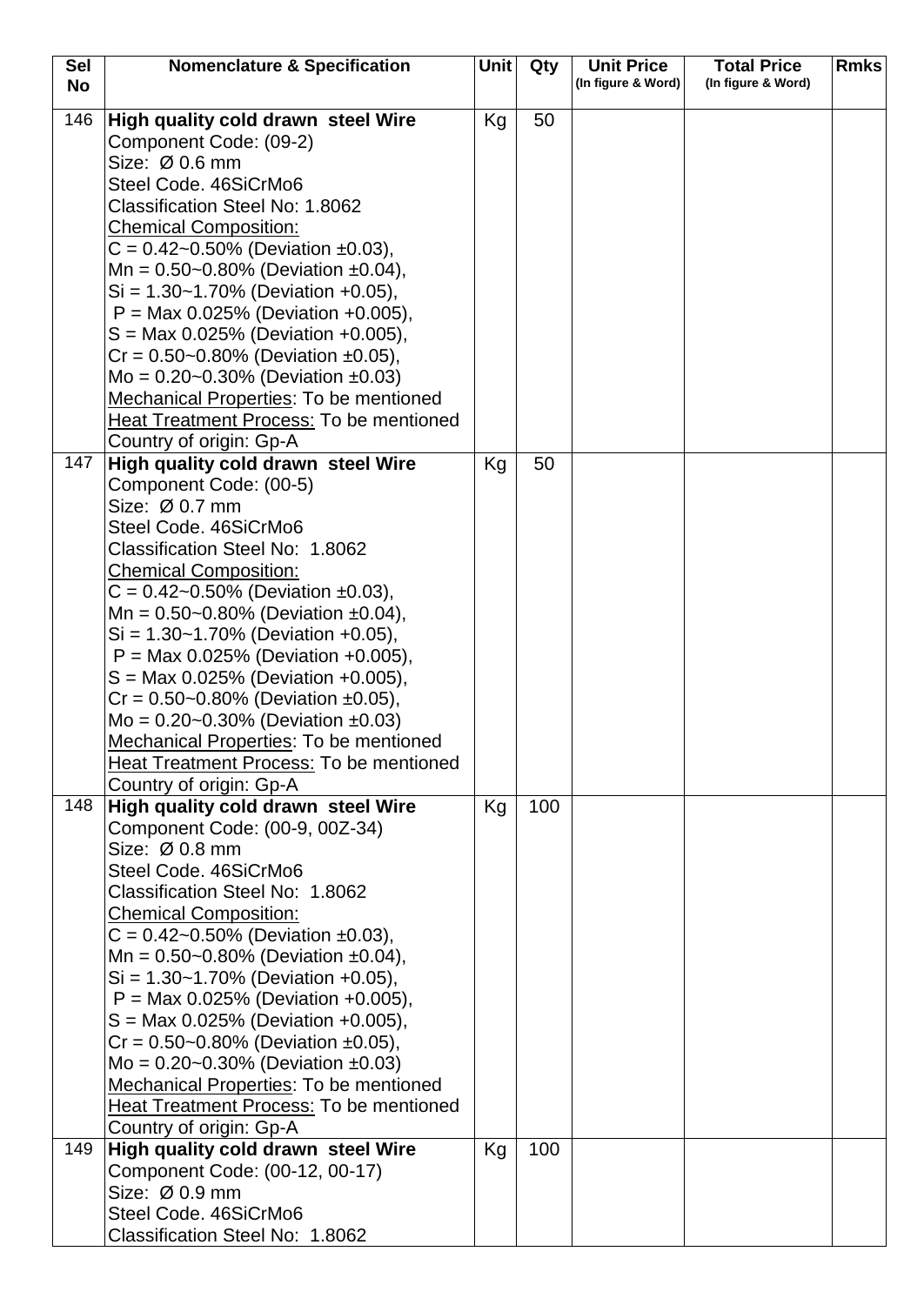| Sel No | Nomenclature & Specification | Unit | Qty | Unit Price (In figure & Word) | Total Price (In figure & Word) | Rmks |
|---|---|---|---|---|---|---|
| 146 | **High quality cold drawn steel Wire**<br>Component Code: (09-2)<br>Size: Ø 0.6 mm<br>Steel Code. 46SiCrMo6<br>Classification Steel No: 1.8062<br>Chemical Composition:<br>C = 0.42~0.50% (Deviation ±0.03),<br>Mn = 0.50~0.80% (Deviation ±0.04),<br>Si = 1.30~1.70% (Deviation +0.05),<br>P = Max 0.025% (Deviation +0.005),<br>S = Max 0.025% (Deviation +0.005),<br>Cr = 0.50~0.80% (Deviation ±0.05),<br>Mo = 0.20~0.30% (Deviation ±0.03)<br>Mechanical Properties: To be mentioned<br>Heat Treatment Process: To be mentioned<br>Country of origin: Gp-A | Kg | 50 | | | |
| 147 | **High quality cold drawn steel Wire**<br>Component Code: (00-5)<br>Size: Ø 0.7 mm<br>Steel Code. 46SiCrMo6<br>Classification Steel No: 1.8062<br>Chemical Composition:<br>C = 0.42~0.50% (Deviation ±0.03),<br>Mn = 0.50~0.80% (Deviation ±0.04),<br>Si = 1.30~1.70% (Deviation +0.05),<br>P = Max 0.025% (Deviation +0.005),<br>S = Max 0.025% (Deviation +0.005),<br>Cr = 0.50~0.80% (Deviation ±0.05),<br>Mo = 0.20~0.30% (Deviation ±0.03)<br>Mechanical Properties: To be mentioned<br>Heat Treatment Process: To be mentioned<br>Country of origin: Gp-A | Kg | 50 | | | |
| 148 | **High quality cold drawn steel Wire**<br>Component Code: (00-9, 00Z-34)<br>Size: Ø 0.8 mm<br>Steel Code. 46SiCrMo6<br>Classification Steel No: 1.8062<br>Chemical Composition:<br>C = 0.42~0.50% (Deviation ±0.03),<br>Mn = 0.50~0.80% (Deviation ±0.04),<br>Si = 1.30~1.70% (Deviation +0.05),<br>P = Max 0.025% (Deviation +0.005),<br>S = Max 0.025% (Deviation +0.005),<br>Cr = 0.50~0.80% (Deviation ±0.05),<br>Mo = 0.20~0.30% (Deviation ±0.03)<br>Mechanical Properties: To be mentioned<br>Heat Treatment Process: To be mentioned<br>Country of origin: Gp-A | Kg | 100 | | | |
| 149 | **High quality cold drawn steel Wire**<br>Component Code: (00-12, 00-17)<br>Size: Ø 0.9 mm<br>Steel Code. 46SiCrMo6<br>Classification Steel No: 1.8062 | Kg | 100 | | | |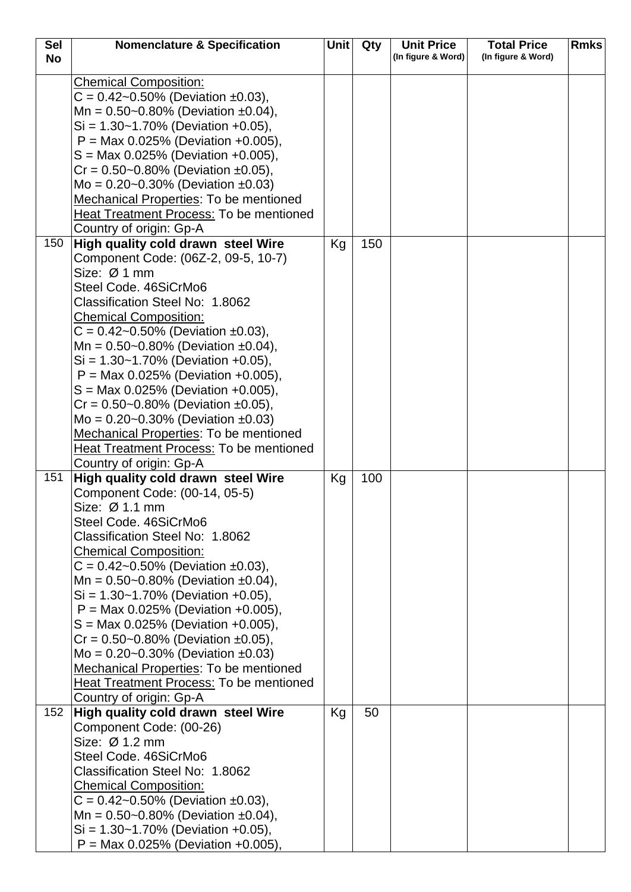| Sel No | Nomenclature & Specification | Unit | Qty | Unit Price (In figure & Word) | Total Price (In figure & Word) | Rmks |
|---|---|---|---|---|---|---|
| | <u>Chemical Composition:</u><br>C = 0.42~0.50% (Deviation ±0.03),<br>Mn = 0.50~0.80% (Deviation ±0.04),<br>Si = 1.30~1.70% (Deviation +0.05),<br>P = Max 0.025% (Deviation +0.005),<br>S = Max 0.025% (Deviation +0.005),<br>Cr = 0.50~0.80% (Deviation ±0.05),<br>Mo = 0.20~0.30% (Deviation ±0.03)<br><u>Mechanical Properties</u>: To be mentioned<br><u>Heat Treatment Process:</u> To be mentioned<br>Country of origin: Gp-A | | | | | |
| 150 | **High quality cold drawn steel Wire**<br>Component Code: (06Z-2, 09-5, 10-7)<br>Size: Ø 1 mm<br>Steel Code. 46SiCrMo6<br>Classification Steel No: 1.8062<br><u>Chemical Composition:</u><br>C = 0.42~0.50% (Deviation ±0.03),<br>Mn = 0.50~0.80% (Deviation ±0.04),<br>Si = 1.30~1.70% (Deviation +0.05),<br>P = Max 0.025% (Deviation +0.005),<br>S = Max 0.025% (Deviation +0.005),<br>Cr = 0.50~0.80% (Deviation ±0.05),<br>Mo = 0.20~0.30% (Deviation ±0.03)<br><u>Mechanical Properties</u>: To be mentioned<br><u>Heat Treatment Process:</u> To be mentioned<br>Country of origin: Gp-A | Kg | 150 | | | |
| 151 | **High quality cold drawn steel Wire**<br>Component Code: (00-14, 05-5)<br>Size: Ø 1.1 mm<br>Steel Code. 46SiCrMo6<br>Classification Steel No: 1.8062<br><u>Chemical Composition:</u><br>C = 0.42~0.50% (Deviation ±0.03),<br>Mn = 0.50~0.80% (Deviation ±0.04),<br>Si = 1.30~1.70% (Deviation +0.05),<br>P = Max 0.025% (Deviation +0.005),<br>S = Max 0.025% (Deviation +0.005),<br>Cr = 0.50~0.80% (Deviation ±0.05),<br>Mo = 0.20~0.30% (Deviation ±0.03)<br><u>Mechanical Properties</u>: To be mentioned<br><u>Heat Treatment Process:</u> To be mentioned<br>Country of origin: Gp-A | Kg | 100 | | | |
| 152 | **High quality cold drawn steel Wire**<br>Component Code: (00-26)<br>Size: Ø 1.2 mm<br>Steel Code. 46SiCrMo6<br>Classification Steel No: 1.8062<br><u>Chemical Composition:</u><br>C = 0.42~0.50% (Deviation ±0.03),<br>Mn = 0.50~0.80% (Deviation ±0.04),<br>Si = 1.30~1.70% (Deviation +0.05),<br>P = Max 0.025% (Deviation +0.005), | Kg | 50 | | | |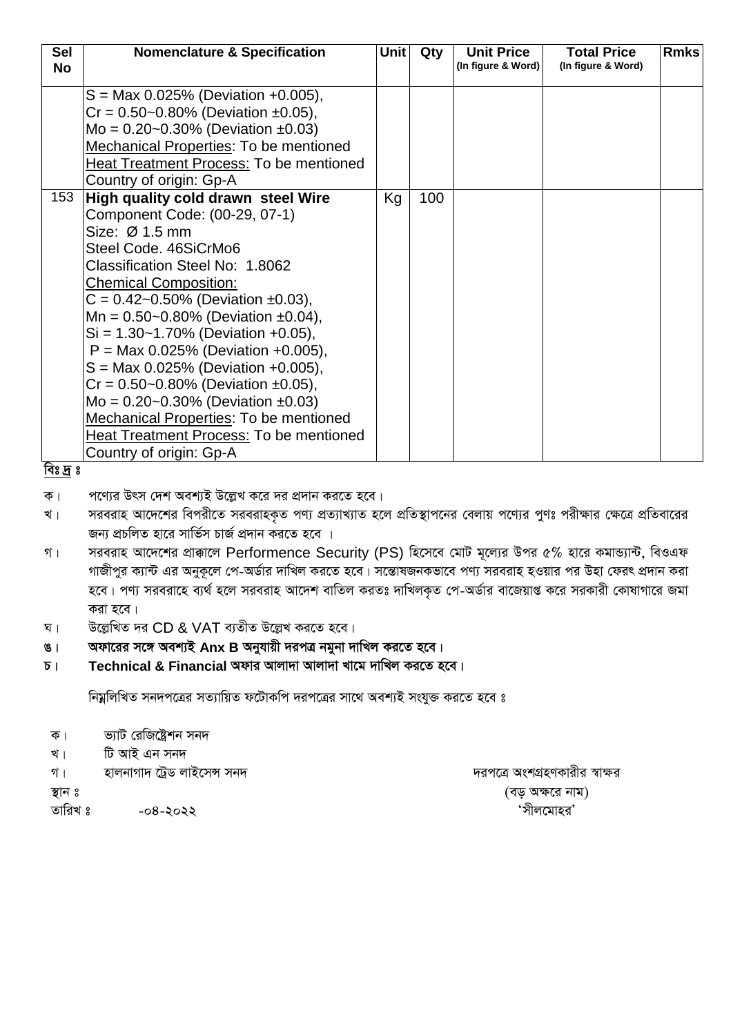| Sel No | Nomenclature & Specification | Unit | Qty | Unit Price (In figure & Word) | Total Price (In figure & Word) | Rmks |
|---|---|---|---|---|---|---|
| | S = Max 0.025% (Deviation +0.005),<br>Cr = 0.50~0.80% (Deviation ±0.05),<br>Mo = 0.20~0.30% (Deviation ±0.03)<br>Mechanical Properties: To be mentioned<br>Heat Treatment Process: To be mentioned<br>Country of origin: Gp-A | | | | | |
| 153 | **High quality cold drawn steel Wire**<br>Component Code: (00-29, 07-1)<br>Size: Ø 1.5 mm<br>Steel Code. 46SiCrMo6<br>Classification Steel No: 1.8062<br>Chemical Composition:<br>C = 0.42~0.50% (Deviation ±0.03),<br>Mn = 0.50~0.80% (Deviation ±0.04),<br>Si = 1.30~1.70% (Deviation +0.05),<br>P = Max 0.025% (Deviation +0.005),<br>S = Max 0.025% (Deviation +0.005),<br>Cr = 0.50~0.80% (Deviation ±0.05),<br>Mo = 0.20~0.30% (Deviation ±0.03)<br>Mechanical Properties: To be mentioned<br>Heat Treatment Process: To be mentioned<br>Country of origin: Gp-A | Kg | 100 | | | |

**বিঃ দ্রঃ**

ক। পণ্যের উৎস দেশ অবশ্যই উল্লেখ করে দর প্রদান করতে হবে।

খ। সরবরাহ আদেশের বিপরীতে সরবরাহকৃত পণ্য প্রত্যাখ্যাত হলে প্রতিস্থাপনের বেলায় পণ্যের পুণঃ পরীক্ষার ক্ষেত্রে প্রতিবারের জন্য প্রচলিত হারে সার্ভিস চার্জ প্রদান করতে হবে ।

গ। সরবরাহ আদেশের প্রাক্কালে Performence Security (PS) হিসেবে মোট মূল্যের উপর ৫% হারে কমান্ড্যান্ট, বিওএফ গাজীপুর ক্যান্ট এর অনুকূলে পে-অর্ডার দাখিল করতে হবে। সন্তোষজনকভাবে পণ্য সরবরাহ হওয়ার পর উহা ফেরৎ প্রদান করা হবে। পণ্য সরবরাহে ব্যর্থ হলে সরবরাহ আদেশ বাতিল করতঃ দাখিলকৃত পে-অর্ডার বাজেয়াপ্ত করে সরকারী কোষাগারে জমা করা হবে।

ঘ। উল্লেখিত দর CD & VAT ব্যতীত উল্লেখ করতে হবে।

**ঙ। অফারের সঙ্গে অবশ্যই Anx B অনুযায়ী দরপত্র নমুনা দাখিল করতে হবে।**

**চ। Technical & Financial অফার আলাদা আলাদা খামে দাখিল করতে হবে।**

নিম্নলিখিত সনদপত্রের সত্যায়িত ফটোকপি দরপত্রের সাথে অবশ্যই সংযুক্ত করতে হবে ঃ

ক। ভ্যাট রেজিষ্ট্রেশন সনদ

খ। টি আই এন সনদ

গ। হালনাগাদ ট্রেড লাইসেন্স সনদ

স্থান ঃ

তারিখ ঃ -০৪-২০২২

দরপত্রে অংশগ্রহণকারীর স্বাক্ষর
(বড় অক্ষরে নাম)
'সীলমোহর'